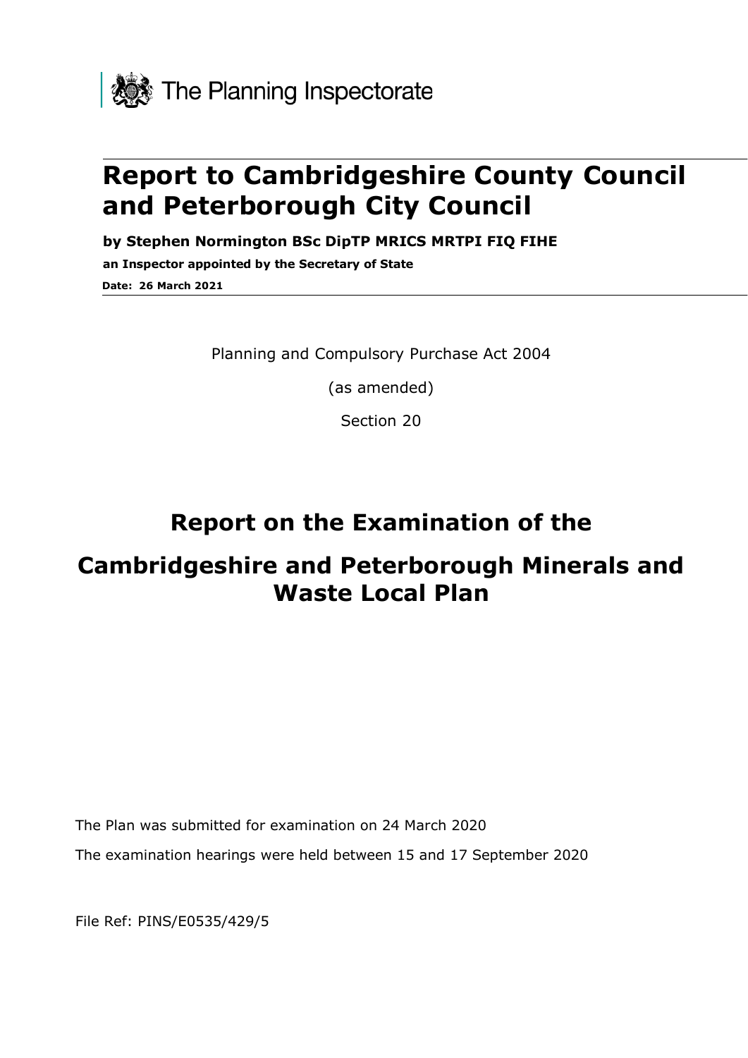The Planning Inspectorate

# Report to Cambridgeshire County Council and Peterborough City Council

**by Stephen Normington BSc DipTP MRICS MRTPI FIQ FIHE**

**an Inspector appointed by the Secretary of State**

**Date: 26 March 2021**

Planning and Compulsory Purchase Act 2004

(as amended)

Section 20

## Report on the Examination of the

## Cambridgeshire and Peterborough Minerals and Waste Local Plan

The Plan was submitted for examination on 24 March 2020

The examination hearings were held between 15 and 17 September 2020

File Ref: PINS/E0535/429/5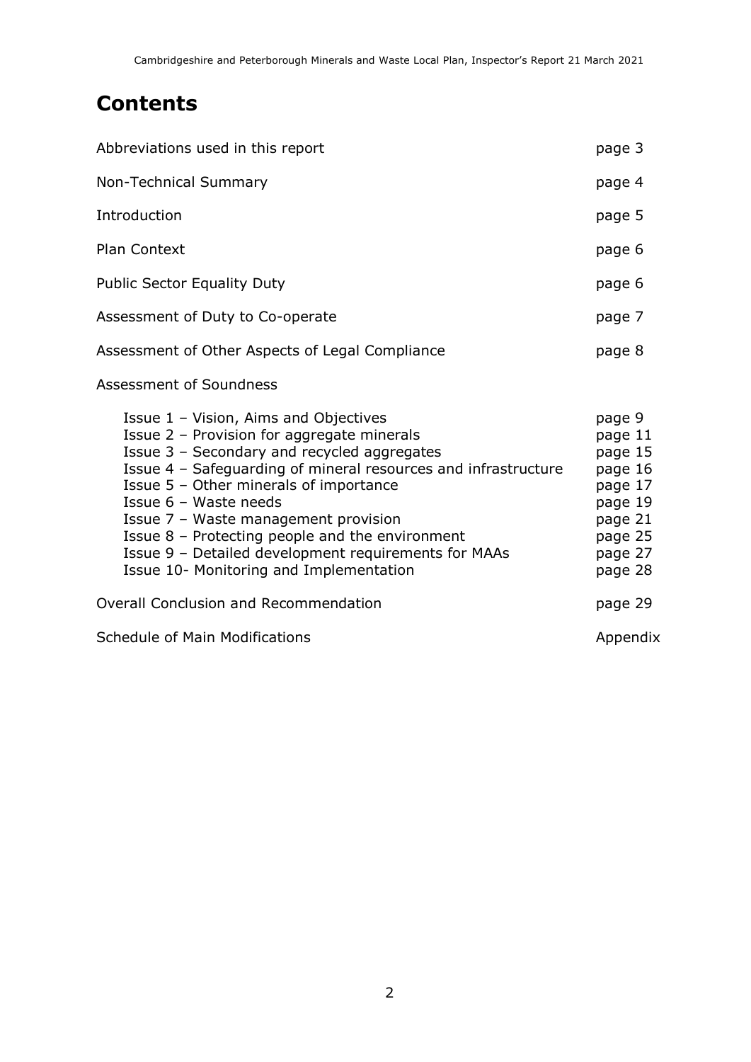# Contents

| | |
|---|---|
| Abbreviations used in this report | page 3 |
| Non-Technical Summary | page 4 |
| Introduction | page 5 |
| Plan Context | page 6 |
| Public Sector Equality Duty | page 6 |
| Assessment of Duty to Co-operate | page 7 |
| Assessment of Other Aspects of Legal Compliance | page 8 |
| Assessment of Soundness | |
| Issue 1 – Vision, Aims and Objectives | page 9 |
| Issue 2 – Provision for aggregate minerals | page 11 |
| Issue 3 – Secondary and recycled aggregates | page 15 |
| Issue 4 – Safeguarding of mineral resources and infrastructure | page 16 |
| Issue 5 – Other minerals of importance | page 17 |
| Issue 6 – Waste needs | page 19 |
| Issue 7 – Waste management provision | page 21 |
| Issue 8 – Protecting people and the environment | page 25 |
| Issue 9 – Detailed development requirements for MAAs | page 27 |
| Issue 10- Monitoring and Implementation | page 28 |
| Overall Conclusion and Recommendation | page 29 |
| Schedule of Main Modifications | Appendix |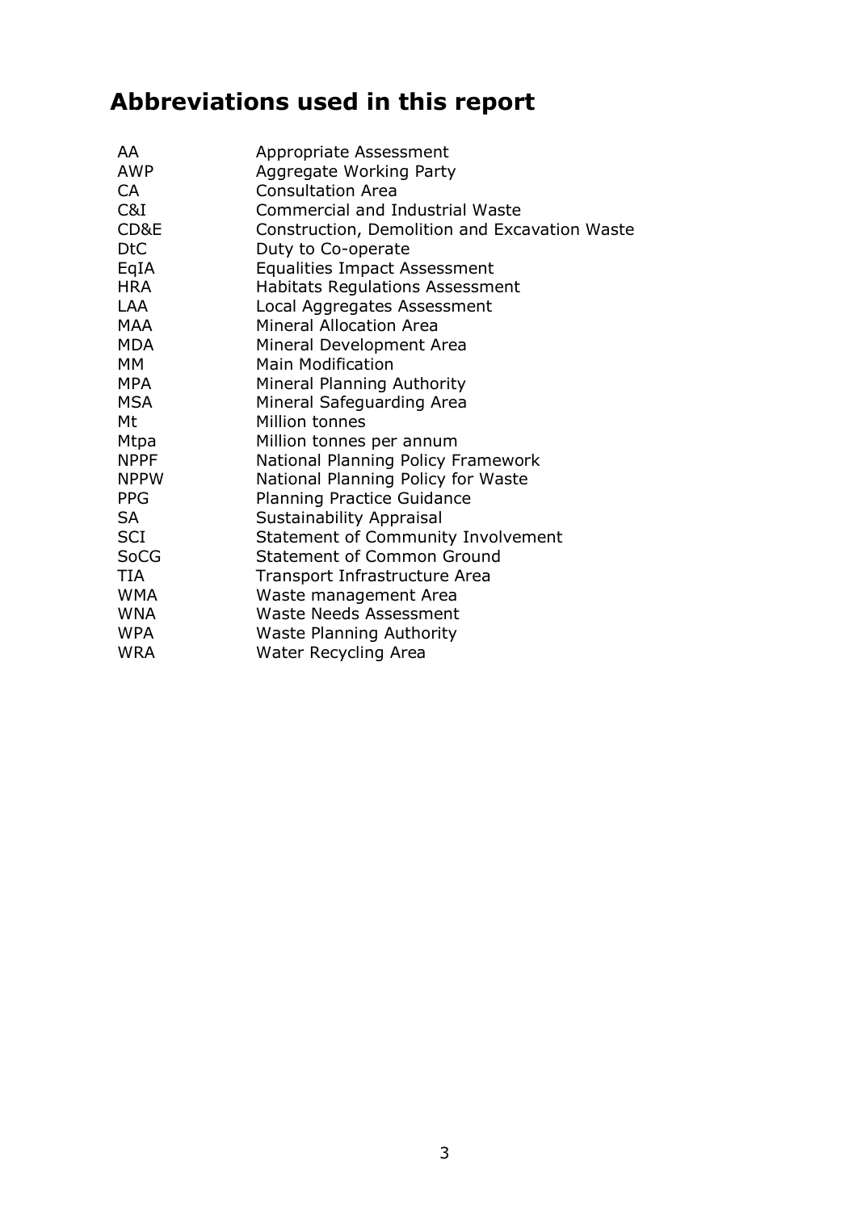# Abbreviations used in this report

| | |
|---|---|
| AA | Appropriate Assessment |
| AWP | Aggregate Working Party |
| CA | Consultation Area |
| C&I | Commercial and Industrial Waste |
| CD&E | Construction, Demolition and Excavation Waste |
| DtC | Duty to Co-operate |
| EqIA | Equalities Impact Assessment |
| HRA | Habitats Regulations Assessment |
| LAA | Local Aggregates Assessment |
| MAA | Mineral Allocation Area |
| MDA | Mineral Development Area |
| MM | Main Modification |
| MPA | Mineral Planning Authority |
| MSA | Mineral Safeguarding Area |
| Mt | Million tonnes |
| Mtpa | Million tonnes per annum |
| NPPF | National Planning Policy Framework |
| NPPW | National Planning Policy for Waste |
| PPG | Planning Practice Guidance |
| SA | Sustainability Appraisal |
| SCI | Statement of Community Involvement |
| SoCG | Statement of Common Ground |
| TIA | Transport Infrastructure Area |
| WMA | Waste management Area |
| WNA | Waste Needs Assessment |
| WPA | Waste Planning Authority |
| WRA | Water Recycling Area |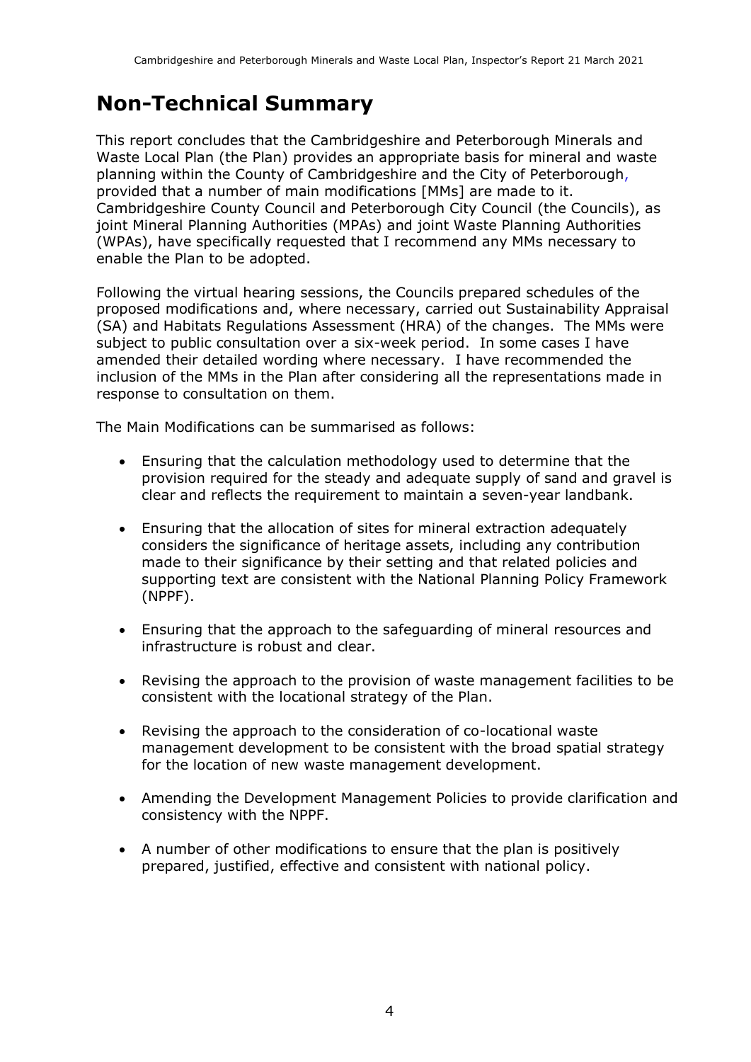# Non-Technical Summary

This report concludes that the Cambridgeshire and Peterborough Minerals and Waste Local Plan (the Plan) provides an appropriate basis for mineral and waste planning within the County of Cambridgeshire and the City of Peterborough, provided that a number of main modifications [MMs] are made to it. Cambridgeshire County Council and Peterborough City Council (the Councils), as joint Mineral Planning Authorities (MPAs) and joint Waste Planning Authorities (WPAs), have specifically requested that I recommend any MMs necessary to enable the Plan to be adopted.

Following the virtual hearing sessions, the Councils prepared schedules of the proposed modifications and, where necessary, carried out Sustainability Appraisal (SA) and Habitats Regulations Assessment (HRA) of the changes. The MMs were subject to public consultation over a six-week period. In some cases I have amended their detailed wording where necessary. I have recommended the inclusion of the MMs in the Plan after considering all the representations made in response to consultation on them.

The Main Modifications can be summarised as follows:

- Ensuring that the calculation methodology used to determine that the provision required for the steady and adequate supply of sand and gravel is clear and reflects the requirement to maintain a seven-year landbank.
- Ensuring that the allocation of sites for mineral extraction adequately considers the significance of heritage assets, including any contribution made to their significance by their setting and that related policies and supporting text are consistent with the National Planning Policy Framework (NPPF).
- Ensuring that the approach to the safeguarding of mineral resources and infrastructure is robust and clear.
- Revising the approach to the provision of waste management facilities to be consistent with the locational strategy of the Plan.
- Revising the approach to the consideration of co-locational waste management development to be consistent with the broad spatial strategy for the location of new waste management development.
- Amending the Development Management Policies to provide clarification and consistency with the NPPF.
- A number of other modifications to ensure that the plan is positively prepared, justified, effective and consistent with national policy.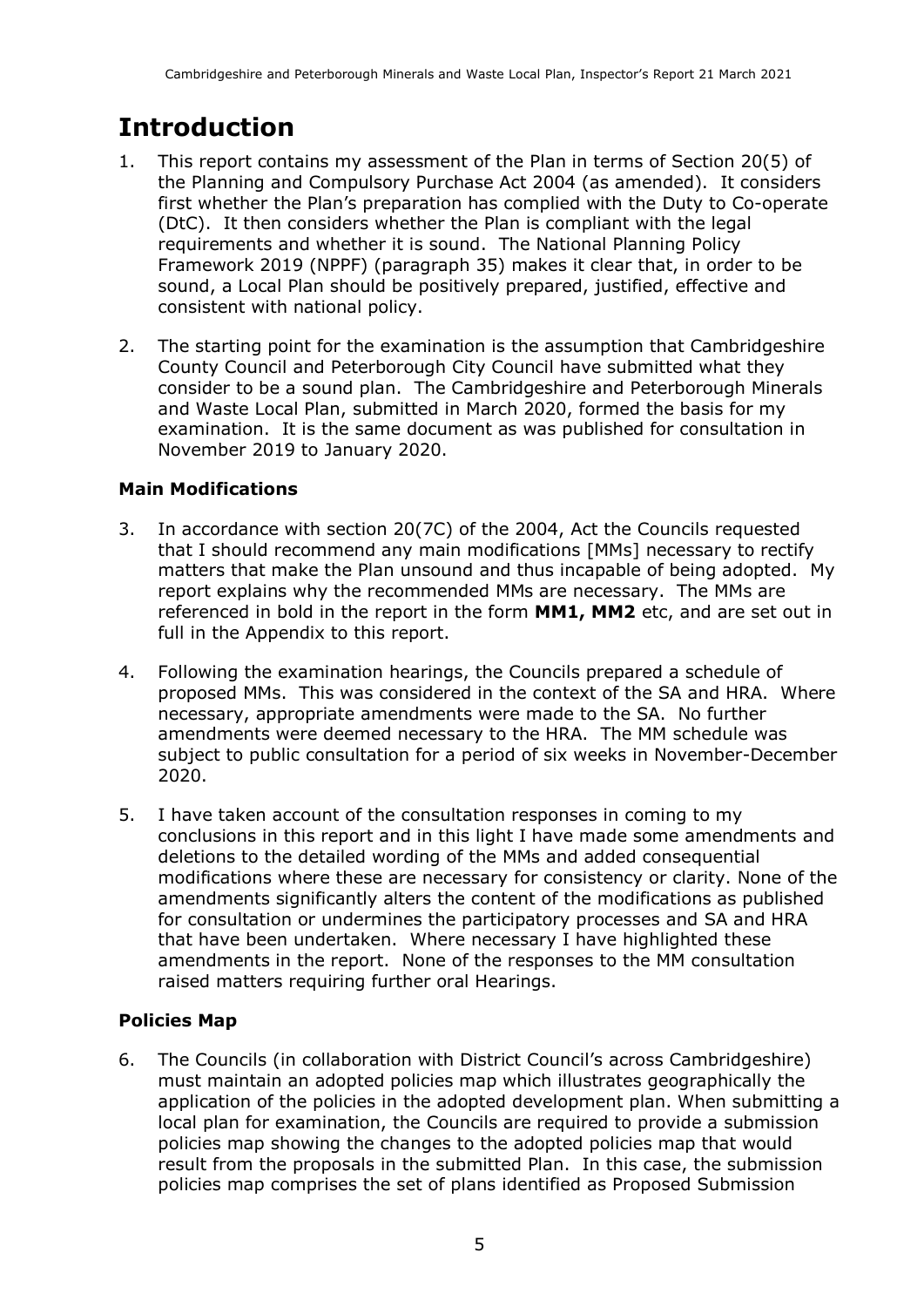# Introduction

1. This report contains my assessment of the Plan in terms of Section 20(5) of the Planning and Compulsory Purchase Act 2004 (as amended). It considers first whether the Plan's preparation has complied with the Duty to Co-operate (DtC). It then considers whether the Plan is compliant with the legal requirements and whether it is sound. The National Planning Policy Framework 2019 (NPPF) (paragraph 35) makes it clear that, in order to be sound, a Local Plan should be positively prepared, justified, effective and consistent with national policy.

2. The starting point for the examination is the assumption that Cambridgeshire County Council and Peterborough City Council have submitted what they consider to be a sound plan. The Cambridgeshire and Peterborough Minerals and Waste Local Plan, submitted in March 2020, formed the basis for my examination. It is the same document as was published for consultation in November 2019 to January 2020.

### Main Modifications

3. In accordance with section 20(7C) of the 2004, Act the Councils requested that I should recommend any main modifications [MMs] necessary to rectify matters that make the Plan unsound and thus incapable of being adopted. My report explains why the recommended MMs are necessary. The MMs are referenced in bold in the report in the form **MM1, MM2** etc, and are set out in full in the Appendix to this report.

4. Following the examination hearings, the Councils prepared a schedule of proposed MMs. This was considered in the context of the SA and HRA. Where necessary, appropriate amendments were made to the SA. No further amendments were deemed necessary to the HRA. The MM schedule was subject to public consultation for a period of six weeks in November-December 2020.

5. I have taken account of the consultation responses in coming to my conclusions in this report and in this light I have made some amendments and deletions to the detailed wording of the MMs and added consequential modifications where these are necessary for consistency or clarity. None of the amendments significantly alters the content of the modifications as published for consultation or undermines the participatory processes and SA and HRA that have been undertaken. Where necessary I have highlighted these amendments in the report. None of the responses to the MM consultation raised matters requiring further oral Hearings.

### Policies Map

6. The Councils (in collaboration with District Council's across Cambridgeshire) must maintain an adopted policies map which illustrates geographically the application of the policies in the adopted development plan. When submitting a local plan for examination, the Councils are required to provide a submission policies map showing the changes to the adopted policies map that would result from the proposals in the submitted Plan. In this case, the submission policies map comprises the set of plans identified as Proposed Submission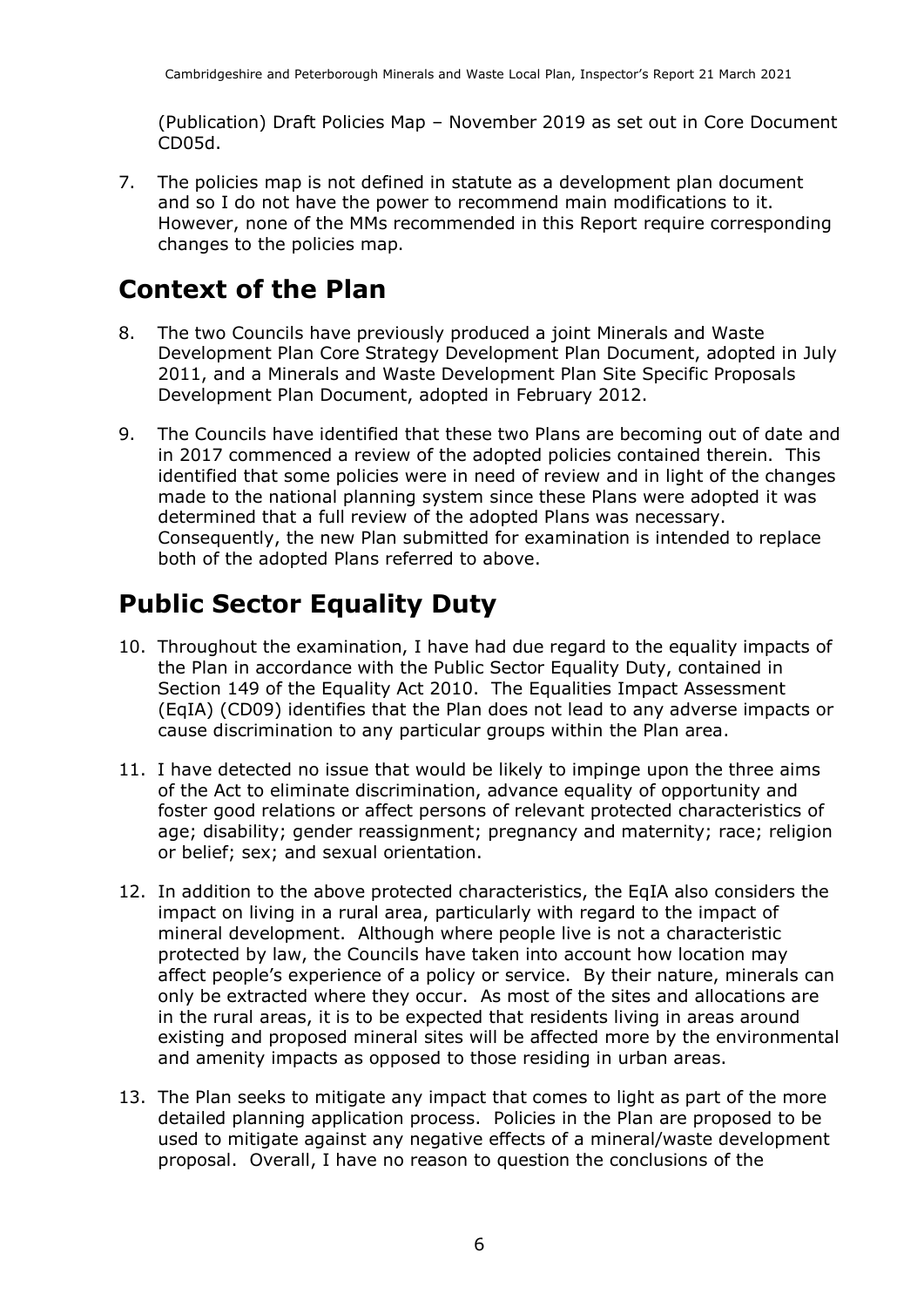(Publication) Draft Policies Map – November 2019 as set out in Core Document CD05d.

7. The policies map is not defined in statute as a development plan document and so I do not have the power to recommend main modifications to it. However, none of the MMs recommended in this Report require corresponding changes to the policies map.

# Context of the Plan

8. The two Councils have previously produced a joint Minerals and Waste Development Plan Core Strategy Development Plan Document, adopted in July 2011, and a Minerals and Waste Development Plan Site Specific Proposals Development Plan Document, adopted in February 2012.

9. The Councils have identified that these two Plans are becoming out of date and in 2017 commenced a review of the adopted policies contained therein. This identified that some policies were in need of review and in light of the changes made to the national planning system since these Plans were adopted it was determined that a full review of the adopted Plans was necessary. Consequently, the new Plan submitted for examination is intended to replace both of the adopted Plans referred to above.

# Public Sector Equality Duty

10. Throughout the examination, I have had due regard to the equality impacts of the Plan in accordance with the Public Sector Equality Duty, contained in Section 149 of the Equality Act 2010. The Equalities Impact Assessment (EqIA) (CD09) identifies that the Plan does not lead to any adverse impacts or cause discrimination to any particular groups within the Plan area.

11. I have detected no issue that would be likely to impinge upon the three aims of the Act to eliminate discrimination, advance equality of opportunity and foster good relations or affect persons of relevant protected characteristics of age; disability; gender reassignment; pregnancy and maternity; race; religion or belief; sex; and sexual orientation.

12. In addition to the above protected characteristics, the EqIA also considers the impact on living in a rural area, particularly with regard to the impact of mineral development. Although where people live is not a characteristic protected by law, the Councils have taken into account how location may affect people's experience of a policy or service. By their nature, minerals can only be extracted where they occur. As most of the sites and allocations are in the rural areas, it is to be expected that residents living in areas around existing and proposed mineral sites will be affected more by the environmental and amenity impacts as opposed to those residing in urban areas.

13. The Plan seeks to mitigate any impact that comes to light as part of the more detailed planning application process. Policies in the Plan are proposed to be used to mitigate against any negative effects of a mineral/waste development proposal. Overall, I have no reason to question the conclusions of the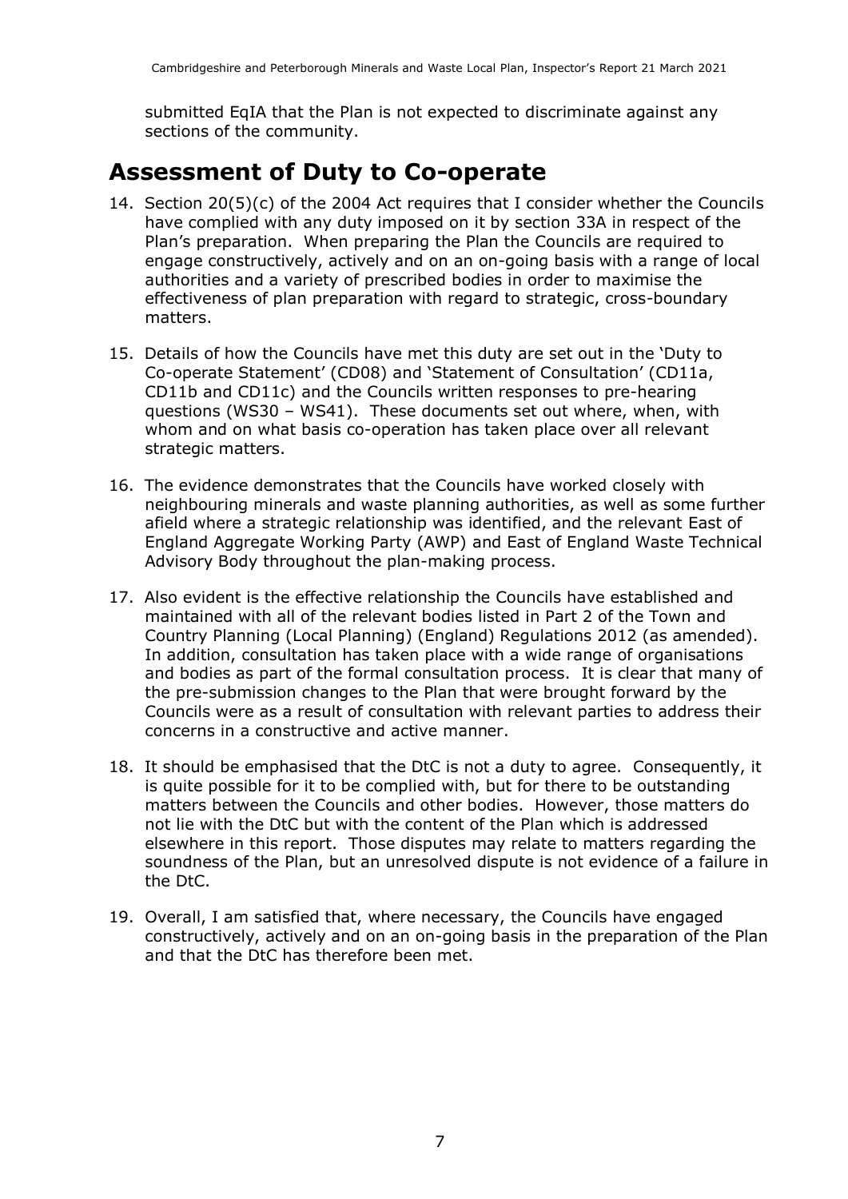submitted EqIA that the Plan is not expected to discriminate against any sections of the community.

## Assessment of Duty to Co-operate

14. Section 20(5)(c) of the 2004 Act requires that I consider whether the Councils have complied with any duty imposed on it by section 33A in respect of the Plan's preparation. When preparing the Plan the Councils are required to engage constructively, actively and on an on-going basis with a range of local authorities and a variety of prescribed bodies in order to maximise the effectiveness of plan preparation with regard to strategic, cross-boundary matters.

15. Details of how the Councils have met this duty are set out in the 'Duty to Co-operate Statement' (CD08) and 'Statement of Consultation' (CD11a, CD11b and CD11c) and the Councils written responses to pre-hearing questions (WS30 – WS41). These documents set out where, when, with whom and on what basis co-operation has taken place over all relevant strategic matters.

16. The evidence demonstrates that the Councils have worked closely with neighbouring minerals and waste planning authorities, as well as some further afield where a strategic relationship was identified, and the relevant East of England Aggregate Working Party (AWP) and East of England Waste Technical Advisory Body throughout the plan-making process.

17. Also evident is the effective relationship the Councils have established and maintained with all of the relevant bodies listed in Part 2 of the Town and Country Planning (Local Planning) (England) Regulations 2012 (as amended). In addition, consultation has taken place with a wide range of organisations and bodies as part of the formal consultation process. It is clear that many of the pre-submission changes to the Plan that were brought forward by the Councils were as a result of consultation with relevant parties to address their concerns in a constructive and active manner.

18. It should be emphasised that the DtC is not a duty to agree. Consequently, it is quite possible for it to be complied with, but for there to be outstanding matters between the Councils and other bodies. However, those matters do not lie with the DtC but with the content of the Plan which is addressed elsewhere in this report. Those disputes may relate to matters regarding the soundness of the Plan, but an unresolved dispute is not evidence of a failure in the DtC.

19. Overall, I am satisfied that, where necessary, the Councils have engaged constructively, actively and on an on-going basis in the preparation of the Plan and that the DtC has therefore been met.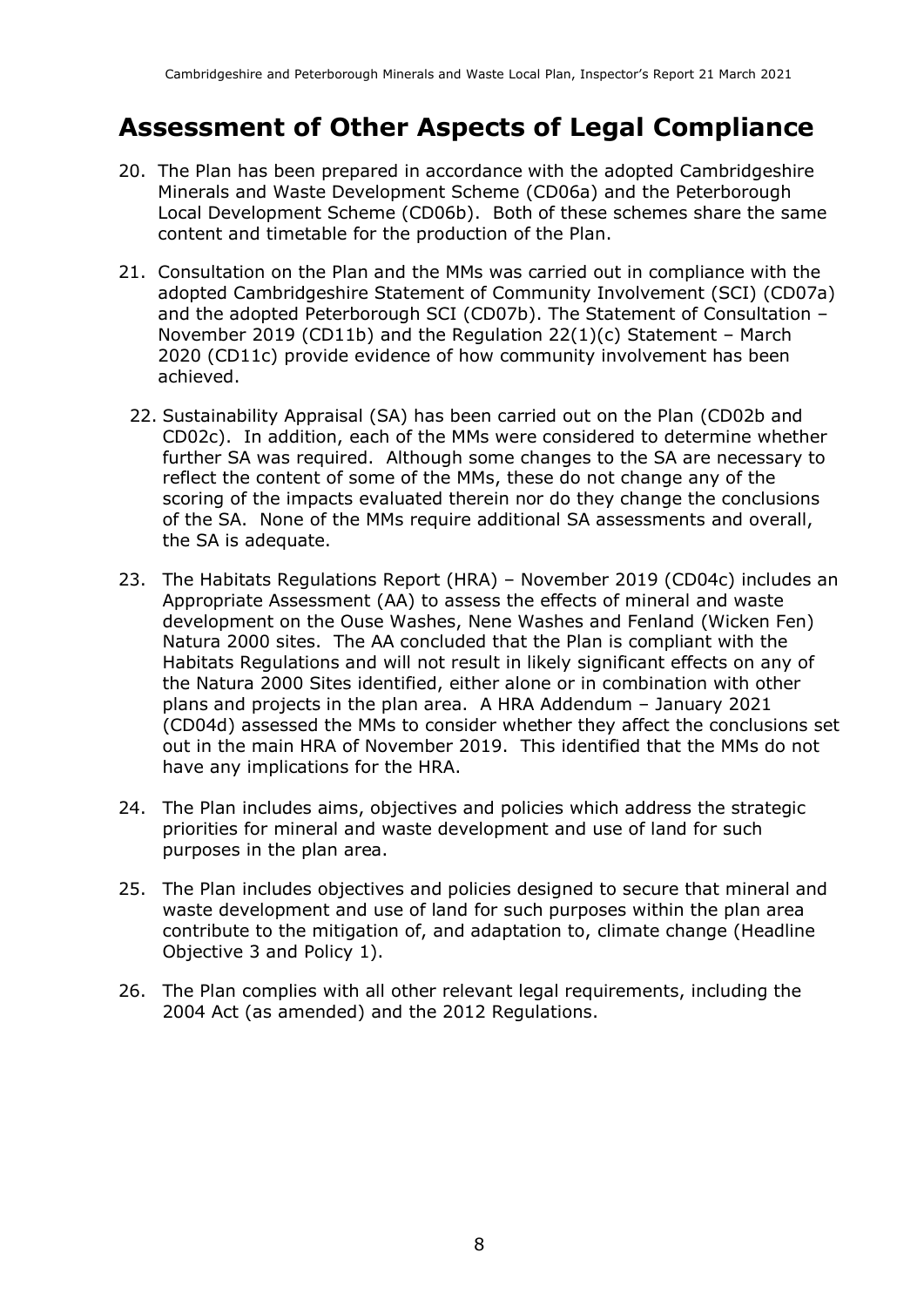# Assessment of Other Aspects of Legal Compliance

20. The Plan has been prepared in accordance with the adopted Cambridgeshire Minerals and Waste Development Scheme (CD06a) and the Peterborough Local Development Scheme (CD06b). Both of these schemes share the same content and timetable for the production of the Plan.

21. Consultation on the Plan and the MMs was carried out in compliance with the adopted Cambridgeshire Statement of Community Involvement (SCI) (CD07a) and the adopted Peterborough SCI (CD07b). The Statement of Consultation – November 2019 (CD11b) and the Regulation 22(1)(c) Statement – March 2020 (CD11c) provide evidence of how community involvement has been achieved.

22. Sustainability Appraisal (SA) has been carried out on the Plan (CD02b and CD02c). In addition, each of the MMs were considered to determine whether further SA was required. Although some changes to the SA are necessary to reflect the content of some of the MMs, these do not change any of the scoring of the impacts evaluated therein nor do they change the conclusions of the SA. None of the MMs require additional SA assessments and overall, the SA is adequate.

23. The Habitats Regulations Report (HRA) – November 2019 (CD04c) includes an Appropriate Assessment (AA) to assess the effects of mineral and waste development on the Ouse Washes, Nene Washes and Fenland (Wicken Fen) Natura 2000 sites. The AA concluded that the Plan is compliant with the Habitats Regulations and will not result in likely significant effects on any of the Natura 2000 Sites identified, either alone or in combination with other plans and projects in the plan area. A HRA Addendum – January 2021 (CD04d) assessed the MMs to consider whether they affect the conclusions set out in the main HRA of November 2019. This identified that the MMs do not have any implications for the HRA.

24. The Plan includes aims, objectives and policies which address the strategic priorities for mineral and waste development and use of land for such purposes in the plan area.

25. The Plan includes objectives and policies designed to secure that mineral and waste development and use of land for such purposes within the plan area contribute to the mitigation of, and adaptation to, climate change (Headline Objective 3 and Policy 1).

26. The Plan complies with all other relevant legal requirements, including the 2004 Act (as amended) and the 2012 Regulations.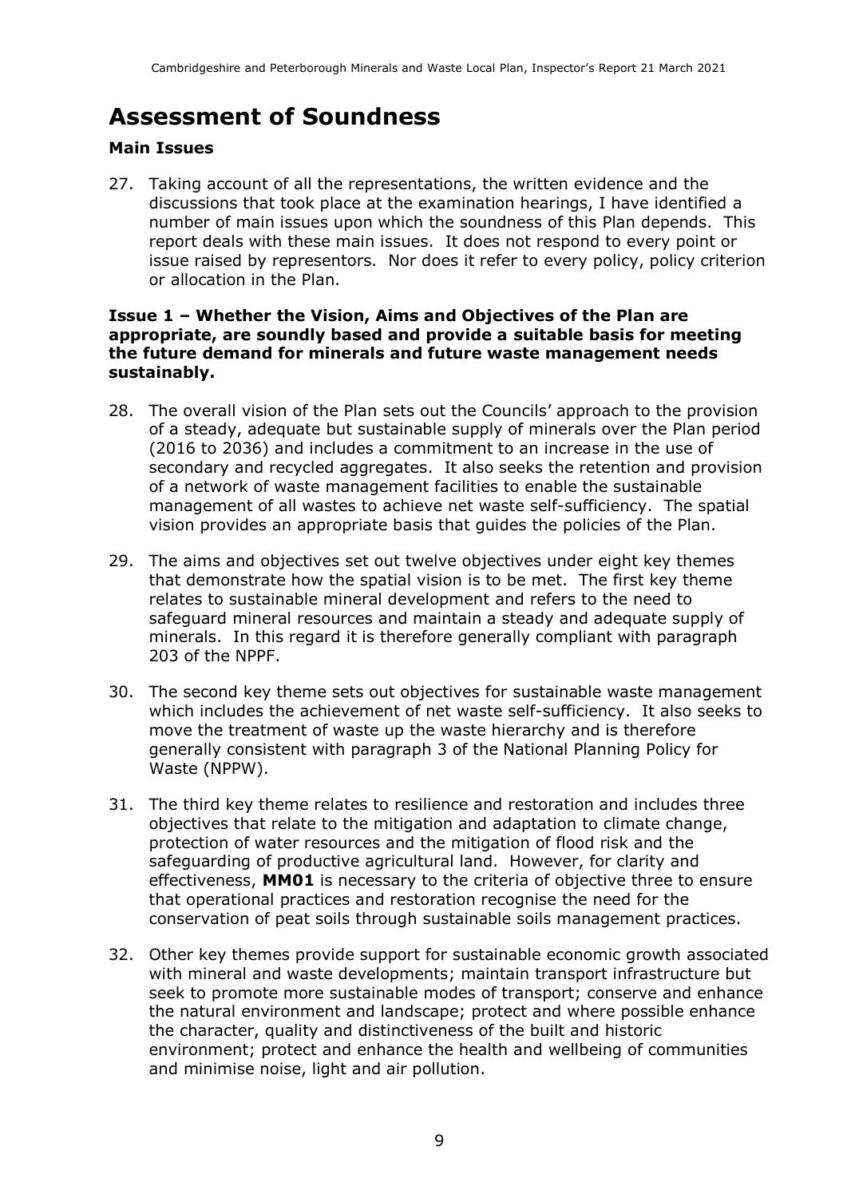# Assessment of Soundness

### Main Issues

27. Taking account of all the representations, the written evidence and the discussions that took place at the examination hearings, I have identified a number of main issues upon which the soundness of this Plan depends. This report deals with these main issues. It does not respond to every point or issue raised by representors. Nor does it refer to every policy, policy criterion or allocation in the Plan.

**Issue 1 – Whether the Vision, Aims and Objectives of the Plan are appropriate, are soundly based and provide a suitable basis for meeting the future demand for minerals and future waste management needs sustainably.**

28. The overall vision of the Plan sets out the Councils' approach to the provision of a steady, adequate but sustainable supply of minerals over the Plan period (2016 to 2036) and includes a commitment to an increase in the use of secondary and recycled aggregates. It also seeks the retention and provision of a network of waste management facilities to enable the sustainable management of all wastes to achieve net waste self-sufficiency. The spatial vision provides an appropriate basis that guides the policies of the Plan.

29. The aims and objectives set out twelve objectives under eight key themes that demonstrate how the spatial vision is to be met. The first key theme relates to sustainable mineral development and refers to the need to safeguard mineral resources and maintain a steady and adequate supply of minerals. In this regard it is therefore generally compliant with paragraph 203 of the NPPF.

30. The second key theme sets out objectives for sustainable waste management which includes the achievement of net waste self-sufficiency. It also seeks to move the treatment of waste up the waste hierarchy and is therefore generally consistent with paragraph 3 of the National Planning Policy for Waste (NPPW).

31. The third key theme relates to resilience and restoration and includes three objectives that relate to the mitigation and adaptation to climate change, protection of water resources and the mitigation of flood risk and the safeguarding of productive agricultural land. However, for clarity and effectiveness, **MM01** is necessary to the criteria of objective three to ensure that operational practices and restoration recognise the need for the conservation of peat soils through sustainable soils management practices.

32. Other key themes provide support for sustainable economic growth associated with mineral and waste developments; maintain transport infrastructure but seek to promote more sustainable modes of transport; conserve and enhance the natural environment and landscape; protect and where possible enhance the character, quality and distinctiveness of the built and historic environment; protect and enhance the health and wellbeing of communities and minimise noise, light and air pollution.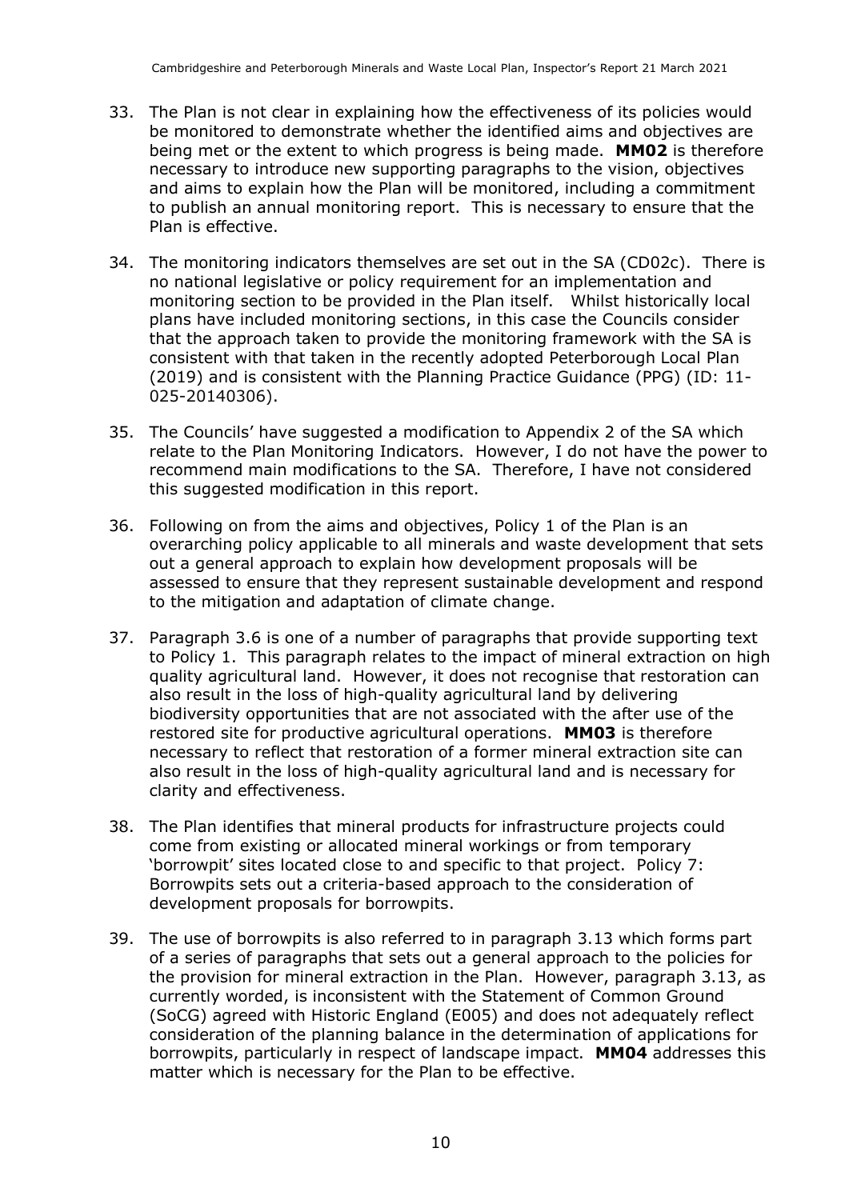33. The Plan is not clear in explaining how the effectiveness of its policies would be monitored to demonstrate whether the identified aims and objectives are being met or the extent to which progress is being made. **MM02** is therefore necessary to introduce new supporting paragraphs to the vision, objectives and aims to explain how the Plan will be monitored, including a commitment to publish an annual monitoring report. This is necessary to ensure that the Plan is effective.

34. The monitoring indicators themselves are set out in the SA (CD02c). There is no national legislative or policy requirement for an implementation and monitoring section to be provided in the Plan itself. Whilst historically local plans have included monitoring sections, in this case the Councils consider that the approach taken to provide the monitoring framework with the SA is consistent with that taken in the recently adopted Peterborough Local Plan (2019) and is consistent with the Planning Practice Guidance (PPG) (ID: 11-025-20140306).

35. The Councils' have suggested a modification to Appendix 2 of the SA which relate to the Plan Monitoring Indicators. However, I do not have the power to recommend main modifications to the SA. Therefore, I have not considered this suggested modification in this report.

36. Following on from the aims and objectives, Policy 1 of the Plan is an overarching policy applicable to all minerals and waste development that sets out a general approach to explain how development proposals will be assessed to ensure that they represent sustainable development and respond to the mitigation and adaptation of climate change.

37. Paragraph 3.6 is one of a number of paragraphs that provide supporting text to Policy 1. This paragraph relates to the impact of mineral extraction on high quality agricultural land. However, it does not recognise that restoration can also result in the loss of high-quality agricultural land by delivering biodiversity opportunities that are not associated with the after use of the restored site for productive agricultural operations. **MM03** is therefore necessary to reflect that restoration of a former mineral extraction site can also result in the loss of high-quality agricultural land and is necessary for clarity and effectiveness.

38. The Plan identifies that mineral products for infrastructure projects could come from existing or allocated mineral workings or from temporary 'borrowpit' sites located close to and specific to that project. Policy 7: Borrowpits sets out a criteria-based approach to the consideration of development proposals for borrowpits.

39. The use of borrowpits is also referred to in paragraph 3.13 which forms part of a series of paragraphs that sets out a general approach to the policies for the provision for mineral extraction in the Plan. However, paragraph 3.13, as currently worded, is inconsistent with the Statement of Common Ground (SoCG) agreed with Historic England (E005) and does not adequately reflect consideration of the planning balance in the determination of applications for borrowpits, particularly in respect of landscape impact. **MM04** addresses this matter which is necessary for the Plan to be effective.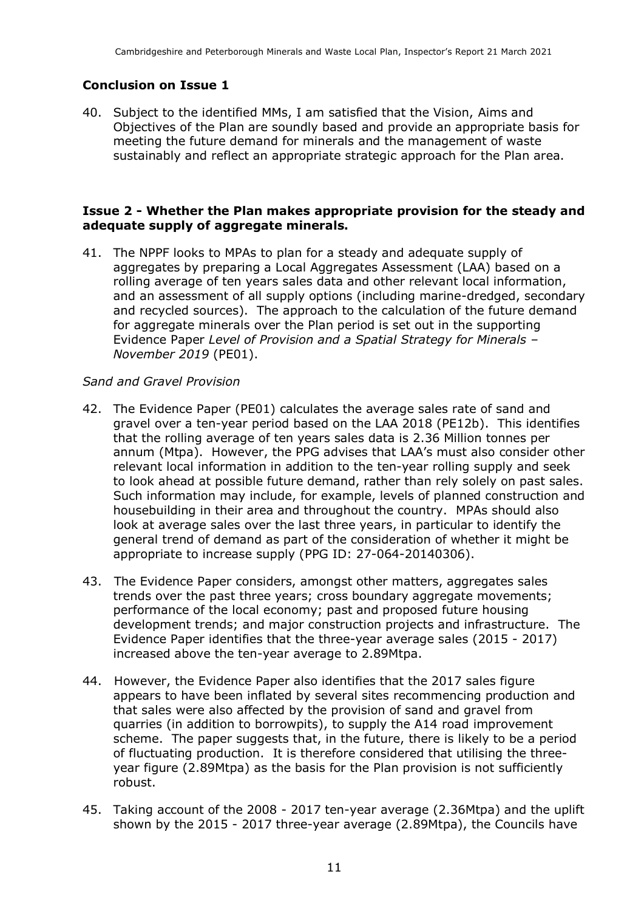**Conclusion on Issue 1**

40. Subject to the identified MMs, I am satisfied that the Vision, Aims and Objectives of the Plan are soundly based and provide an appropriate basis for meeting the future demand for minerals and the management of waste sustainably and reflect an appropriate strategic approach for the Plan area.

**Issue 2 - Whether the Plan makes appropriate provision for the steady and adequate supply of aggregate minerals.**

41. The NPPF looks to MPAs to plan for a steady and adequate supply of aggregates by preparing a Local Aggregates Assessment (LAA) based on a rolling average of ten years sales data and other relevant local information, and an assessment of all supply options (including marine-dredged, secondary and recycled sources). The approach to the calculation of the future demand for aggregate minerals over the Plan period is set out in the supporting Evidence Paper *Level of Provision and a Spatial Strategy for Minerals – November 2019* (PE01).

*Sand and Gravel Provision*

42. The Evidence Paper (PE01) calculates the average sales rate of sand and gravel over a ten-year period based on the LAA 2018 (PE12b). This identifies that the rolling average of ten years sales data is 2.36 Million tonnes per annum (Mtpa). However, the PPG advises that LAA's must also consider other relevant local information in addition to the ten-year rolling supply and seek to look ahead at possible future demand, rather than rely solely on past sales. Such information may include, for example, levels of planned construction and housebuilding in their area and throughout the country. MPAs should also look at average sales over the last three years, in particular to identify the general trend of demand as part of the consideration of whether it might be appropriate to increase supply (PPG ID: 27-064-20140306).

43. The Evidence Paper considers, amongst other matters, aggregates sales trends over the past three years; cross boundary aggregate movements; performance of the local economy; past and proposed future housing development trends; and major construction projects and infrastructure. The Evidence Paper identifies that the three-year average sales (2015 - 2017) increased above the ten-year average to 2.89Mtpa.

44. However, the Evidence Paper also identifies that the 2017 sales figure appears to have been inflated by several sites recommencing production and that sales were also affected by the provision of sand and gravel from quarries (in addition to borrowpits), to supply the A14 road improvement scheme. The paper suggests that, in the future, there is likely to be a period of fluctuating production. It is therefore considered that utilising the three-year figure (2.89Mtpa) as the basis for the Plan provision is not sufficiently robust.

45. Taking account of the 2008 - 2017 ten-year average (2.36Mtpa) and the uplift shown by the 2015 - 2017 three-year average (2.89Mtpa), the Councils have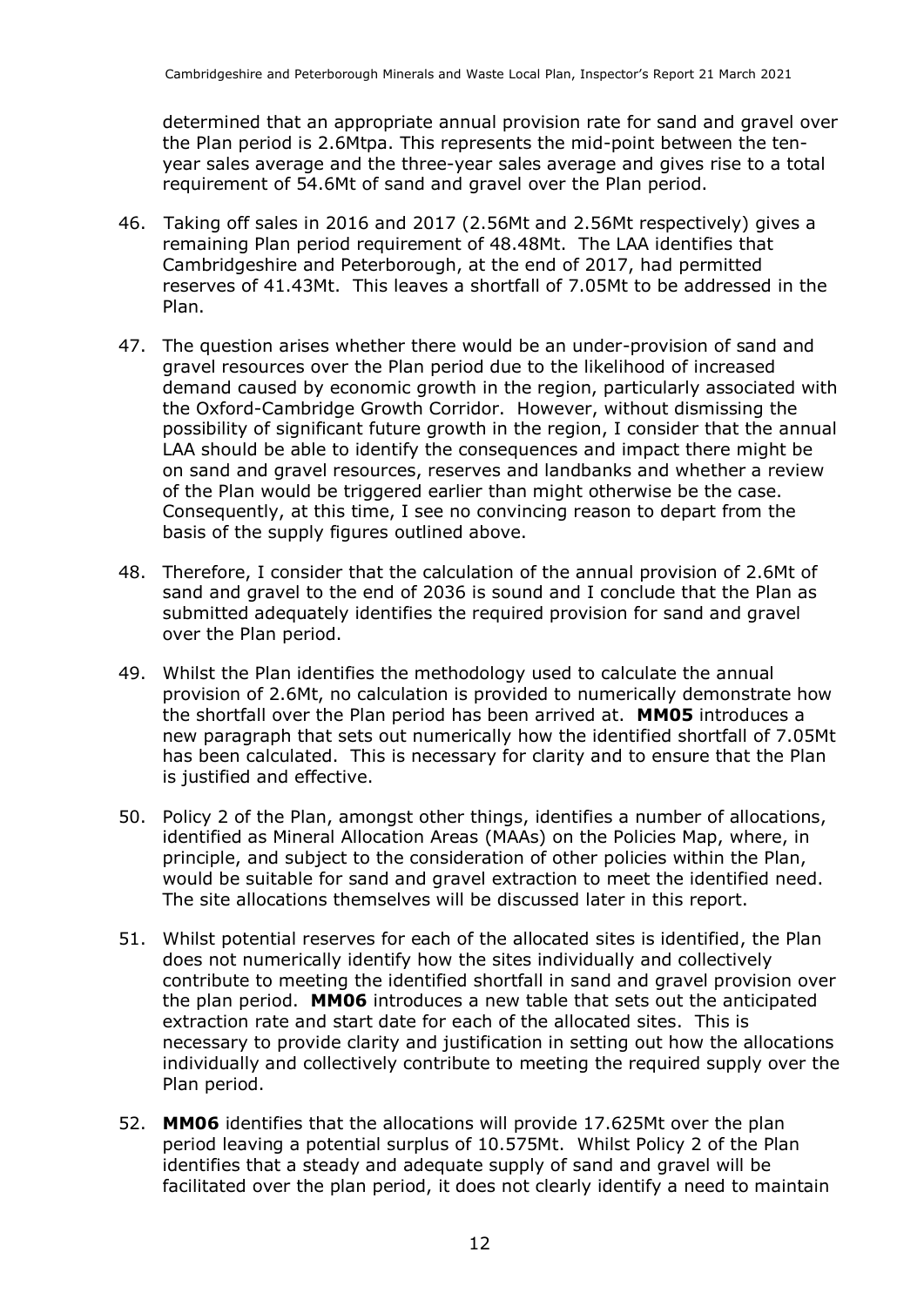determined that an appropriate annual provision rate for sand and gravel over the Plan period is 2.6Mtpa. This represents the mid-point between the ten-year sales average and the three-year sales average and gives rise to a total requirement of 54.6Mt of sand and gravel over the Plan period.

46. Taking off sales in 2016 and 2017 (2.56Mt and 2.56Mt respectively) gives a remaining Plan period requirement of 48.48Mt. The LAA identifies that Cambridgeshire and Peterborough, at the end of 2017, had permitted reserves of 41.43Mt. This leaves a shortfall of 7.05Mt to be addressed in the Plan.

47. The question arises whether there would be an under-provision of sand and gravel resources over the Plan period due to the likelihood of increased demand caused by economic growth in the region, particularly associated with the Oxford-Cambridge Growth Corridor. However, without dismissing the possibility of significant future growth in the region, I consider that the annual LAA should be able to identify the consequences and impact there might be on sand and gravel resources, reserves and landbanks and whether a review of the Plan would be triggered earlier than might otherwise be the case. Consequently, at this time, I see no convincing reason to depart from the basis of the supply figures outlined above.

48. Therefore, I consider that the calculation of the annual provision of 2.6Mt of sand and gravel to the end of 2036 is sound and I conclude that the Plan as submitted adequately identifies the required provision for sand and gravel over the Plan period.

49. Whilst the Plan identifies the methodology used to calculate the annual provision of 2.6Mt, no calculation is provided to numerically demonstrate how the shortfall over the Plan period has been arrived at. **MM05** introduces a new paragraph that sets out numerically how the identified shortfall of 7.05Mt has been calculated. This is necessary for clarity and to ensure that the Plan is justified and effective.

50. Policy 2 of the Plan, amongst other things, identifies a number of allocations, identified as Mineral Allocation Areas (MAAs) on the Policies Map, where, in principle, and subject to the consideration of other policies within the Plan, would be suitable for sand and gravel extraction to meet the identified need. The site allocations themselves will be discussed later in this report.

51. Whilst potential reserves for each of the allocated sites is identified, the Plan does not numerically identify how the sites individually and collectively contribute to meeting the identified shortfall in sand and gravel provision over the plan period. **MM06** introduces a new table that sets out the anticipated extraction rate and start date for each of the allocated sites. This is necessary to provide clarity and justification in setting out how the allocations individually and collectively contribute to meeting the required supply over the Plan period.

52. **MM06** identifies that the allocations will provide 17.625Mt over the plan period leaving a potential surplus of 10.575Mt. Whilst Policy 2 of the Plan identifies that a steady and adequate supply of sand and gravel will be facilitated over the plan period, it does not clearly identify a need to maintain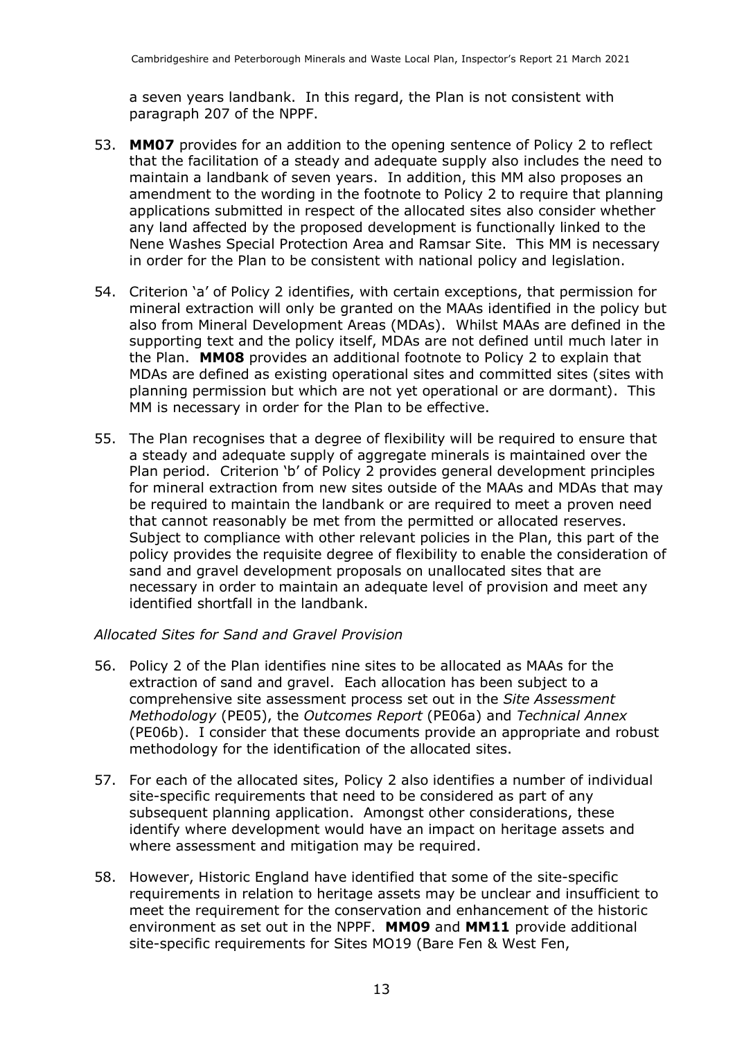a seven years landbank. In this regard, the Plan is not consistent with paragraph 207 of the NPPF.

53. **MM07** provides for an addition to the opening sentence of Policy 2 to reflect that the facilitation of a steady and adequate supply also includes the need to maintain a landbank of seven years. In addition, this MM also proposes an amendment to the wording in the footnote to Policy 2 to require that planning applications submitted in respect of the allocated sites also consider whether any land affected by the proposed development is functionally linked to the Nene Washes Special Protection Area and Ramsar Site. This MM is necessary in order for the Plan to be consistent with national policy and legislation.

54. Criterion 'a' of Policy 2 identifies, with certain exceptions, that permission for mineral extraction will only be granted on the MAAs identified in the policy but also from Mineral Development Areas (MDAs). Whilst MAAs are defined in the supporting text and the policy itself, MDAs are not defined until much later in the Plan. **MM08** provides an additional footnote to Policy 2 to explain that MDAs are defined as existing operational sites and committed sites (sites with planning permission but which are not yet operational or are dormant). This MM is necessary in order for the Plan to be effective.

55. The Plan recognises that a degree of flexibility will be required to ensure that a steady and adequate supply of aggregate minerals is maintained over the Plan period. Criterion 'b' of Policy 2 provides general development principles for mineral extraction from new sites outside of the MAAs and MDAs that may be required to maintain the landbank or are required to meet a proven need that cannot reasonably be met from the permitted or allocated reserves. Subject to compliance with other relevant policies in the Plan, this part of the policy provides the requisite degree of flexibility to enable the consideration of sand and gravel development proposals on unallocated sites that are necessary in order to maintain an adequate level of provision and meet any identified shortfall in the landbank.

*Allocated Sites for Sand and Gravel Provision*

56. Policy 2 of the Plan identifies nine sites to be allocated as MAAs for the extraction of sand and gravel. Each allocation has been subject to a comprehensive site assessment process set out in the *Site Assessment Methodology* (PE05), the *Outcomes Report* (PE06a) and *Technical Annex* (PE06b). I consider that these documents provide an appropriate and robust methodology for the identification of the allocated sites.

57. For each of the allocated sites, Policy 2 also identifies a number of individual site-specific requirements that need to be considered as part of any subsequent planning application. Amongst other considerations, these identify where development would have an impact on heritage assets and where assessment and mitigation may be required.

58. However, Historic England have identified that some of the site-specific requirements in relation to heritage assets may be unclear and insufficient to meet the requirement for the conservation and enhancement of the historic environment as set out in the NPPF. **MM09** and **MM11** provide additional site-specific requirements for Sites MO19 (Bare Fen & West Fen,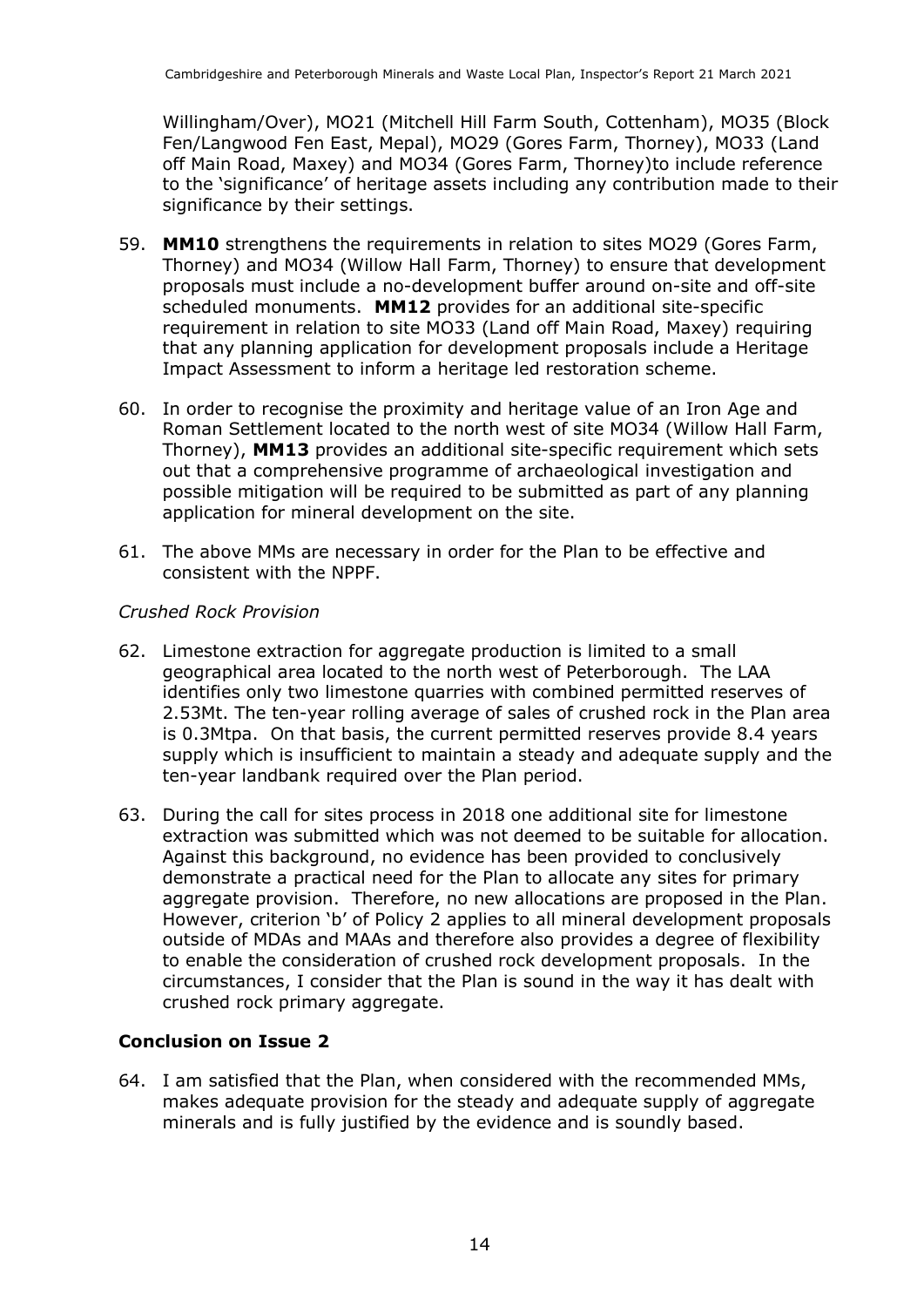Willingham/Over), MO21 (Mitchell Hill Farm South, Cottenham), MO35 (Block Fen/Langwood Fen East, Mepal), MO29 (Gores Farm, Thorney), MO33 (Land off Main Road, Maxey) and MO34 (Gores Farm, Thorney)to include reference to the 'significance' of heritage assets including any contribution made to their significance by their settings.

59. **MM10** strengthens the requirements in relation to sites MO29 (Gores Farm, Thorney) and MO34 (Willow Hall Farm, Thorney) to ensure that development proposals must include a no-development buffer around on-site and off-site scheduled monuments. **MM12** provides for an additional site-specific requirement in relation to site MO33 (Land off Main Road, Maxey) requiring that any planning application for development proposals include a Heritage Impact Assessment to inform a heritage led restoration scheme.

60. In order to recognise the proximity and heritage value of an Iron Age and Roman Settlement located to the north west of site MO34 (Willow Hall Farm, Thorney), **MM13** provides an additional site-specific requirement which sets out that a comprehensive programme of archaeological investigation and possible mitigation will be required to be submitted as part of any planning application for mineral development on the site.

61. The above MMs are necessary in order for the Plan to be effective and consistent with the NPPF.

*Crushed Rock Provision*

62. Limestone extraction for aggregate production is limited to a small geographical area located to the north west of Peterborough. The LAA identifies only two limestone quarries with combined permitted reserves of 2.53Mt. The ten-year rolling average of sales of crushed rock in the Plan area is 0.3Mtpa. On that basis, the current permitted reserves provide 8.4 years supply which is insufficient to maintain a steady and adequate supply and the ten-year landbank required over the Plan period.

63. During the call for sites process in 2018 one additional site for limestone extraction was submitted which was not deemed to be suitable for allocation. Against this background, no evidence has been provided to conclusively demonstrate a practical need for the Plan to allocate any sites for primary aggregate provision. Therefore, no new allocations are proposed in the Plan. However, criterion 'b' of Policy 2 applies to all mineral development proposals outside of MDAs and MAAs and therefore also provides a degree of flexibility to enable the consideration of crushed rock development proposals. In the circumstances, I consider that the Plan is sound in the way it has dealt with crushed rock primary aggregate.

### Conclusion on Issue 2

64. I am satisfied that the Plan, when considered with the recommended MMs, makes adequate provision for the steady and adequate supply of aggregate minerals and is fully justified by the evidence and is soundly based.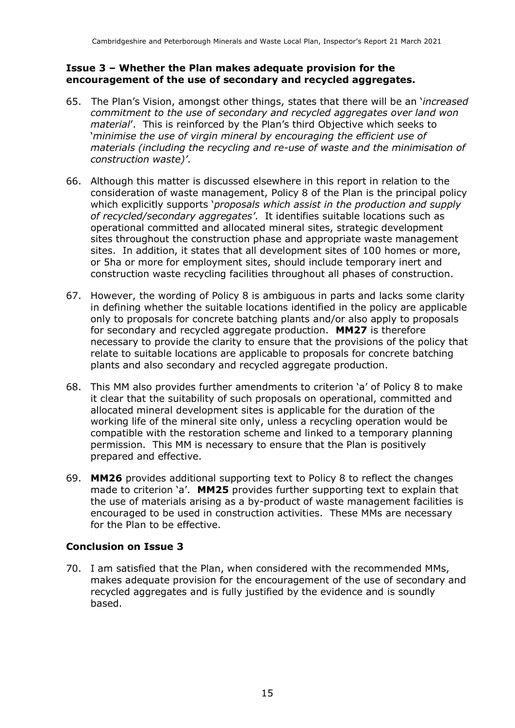### Issue 3 – Whether the Plan makes adequate provision for the encouragement of the use of secondary and recycled aggregates.

65. The Plan's Vision, amongst other things, states that there will be an '*increased commitment to the use of secondary and recycled aggregates over land won material*'. This is reinforced by the Plan's third Objective which seeks to '*minimise the use of virgin mineral by encouraging the efficient use of materials (including the recycling and re-use of waste and the minimisation of construction waste)'.*

66. Although this matter is discussed elsewhere in this report in relation to the consideration of waste management, Policy 8 of the Plan is the principal policy which explicitly supports '*proposals which assist in the production and supply of recycled/secondary aggregates'*. It identifies suitable locations such as operational committed and allocated mineral sites, strategic development sites throughout the construction phase and appropriate waste management sites. In addition, it states that all development sites of 100 homes or more, or 5ha or more for employment sites, should include temporary inert and construction waste recycling facilities throughout all phases of construction.

67. However, the wording of Policy 8 is ambiguous in parts and lacks some clarity in defining whether the suitable locations identified in the policy are applicable only to proposals for concrete batching plants and/or also apply to proposals for secondary and recycled aggregate production. **MM27** is therefore necessary to provide the clarity to ensure that the provisions of the policy that relate to suitable locations are applicable to proposals for concrete batching plants and also secondary and recycled aggregate production.

68. This MM also provides further amendments to criterion 'a' of Policy 8 to make it clear that the suitability of such proposals on operational, committed and allocated mineral development sites is applicable for the duration of the working life of the mineral site only, unless a recycling operation would be compatible with the restoration scheme and linked to a temporary planning permission. This MM is necessary to ensure that the Plan is positively prepared and effective.

69. **MM26** provides additional supporting text to Policy 8 to reflect the changes made to criterion 'a'. **MM25** provides further supporting text to explain that the use of materials arising as a by-product of waste management facilities is encouraged to be used in construction activities. These MMs are necessary for the Plan to be effective.

### Conclusion on Issue 3

70. I am satisfied that the Plan, when considered with the recommended MMs, makes adequate provision for the encouragement of the use of secondary and recycled aggregates and is fully justified by the evidence and is soundly based.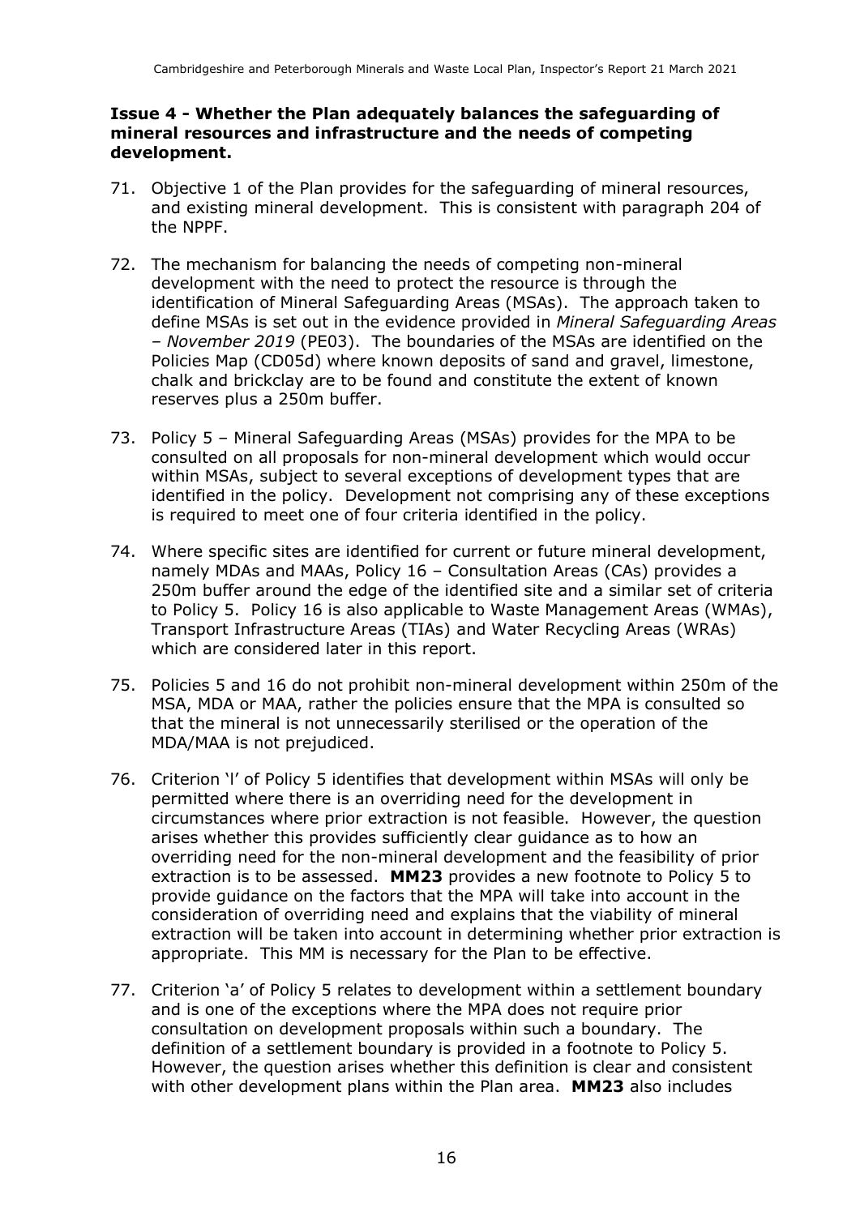### Issue 4 - Whether the Plan adequately balances the safeguarding of mineral resources and infrastructure and the needs of competing development.

71. Objective 1 of the Plan provides for the safeguarding of mineral resources, and existing mineral development. This is consistent with paragraph 204 of the NPPF.

72. The mechanism for balancing the needs of competing non-mineral development with the need to protect the resource is through the identification of Mineral Safeguarding Areas (MSAs). The approach taken to define MSAs is set out in the evidence provided in *Mineral Safeguarding Areas – November 2019* (PE03). The boundaries of the MSAs are identified on the Policies Map (CD05d) where known deposits of sand and gravel, limestone, chalk and brickclay are to be found and constitute the extent of known reserves plus a 250m buffer.

73. Policy 5 – Mineral Safeguarding Areas (MSAs) provides for the MPA to be consulted on all proposals for non-mineral development which would occur within MSAs, subject to several exceptions of development types that are identified in the policy. Development not comprising any of these exceptions is required to meet one of four criteria identified in the policy.

74. Where specific sites are identified for current or future mineral development, namely MDAs and MAAs, Policy 16 – Consultation Areas (CAs) provides a 250m buffer around the edge of the identified site and a similar set of criteria to Policy 5. Policy 16 is also applicable to Waste Management Areas (WMAs), Transport Infrastructure Areas (TIAs) and Water Recycling Areas (WRAs) which are considered later in this report.

75. Policies 5 and 16 do not prohibit non-mineral development within 250m of the MSA, MDA or MAA, rather the policies ensure that the MPA is consulted so that the mineral is not unnecessarily sterilised or the operation of the MDA/MAA is not prejudiced.

76. Criterion 'l' of Policy 5 identifies that development within MSAs will only be permitted where there is an overriding need for the development in circumstances where prior extraction is not feasible. However, the question arises whether this provides sufficiently clear guidance as to how an overriding need for the non-mineral development and the feasibility of prior extraction is to be assessed. **MM23** provides a new footnote to Policy 5 to provide guidance on the factors that the MPA will take into account in the consideration of overriding need and explains that the viability of mineral extraction will be taken into account in determining whether prior extraction is appropriate. This MM is necessary for the Plan to be effective.

77. Criterion 'a' of Policy 5 relates to development within a settlement boundary and is one of the exceptions where the MPA does not require prior consultation on development proposals within such a boundary. The definition of a settlement boundary is provided in a footnote to Policy 5. However, the question arises whether this definition is clear and consistent with other development plans within the Plan area. **MM23** also includes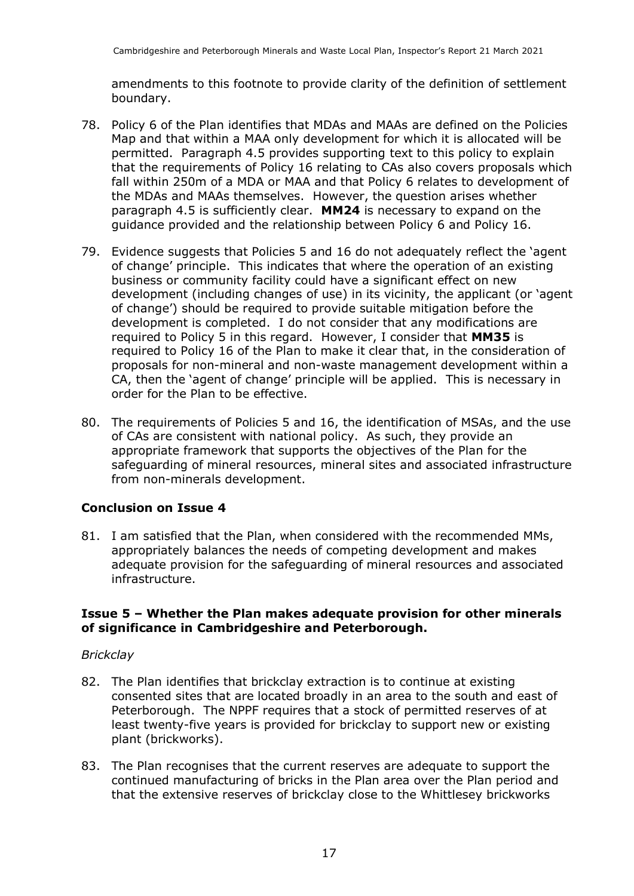amendments to this footnote to provide clarity of the definition of settlement boundary.

78. Policy 6 of the Plan identifies that MDAs and MAAs are defined on the Policies Map and that within a MAA only development for which it is allocated will be permitted. Paragraph 4.5 provides supporting text to this policy to explain that the requirements of Policy 16 relating to CAs also covers proposals which fall within 250m of a MDA or MAA and that Policy 6 relates to development of the MDAs and MAAs themselves. However, the question arises whether paragraph 4.5 is sufficiently clear. **MM24** is necessary to expand on the guidance provided and the relationship between Policy 6 and Policy 16.

79. Evidence suggests that Policies 5 and 16 do not adequately reflect the 'agent of change' principle. This indicates that where the operation of an existing business or community facility could have a significant effect on new development (including changes of use) in its vicinity, the applicant (or 'agent of change') should be required to provide suitable mitigation before the development is completed. I do not consider that any modifications are required to Policy 5 in this regard. However, I consider that **MM35** is required to Policy 16 of the Plan to make it clear that, in the consideration of proposals for non-mineral and non-waste management development within a CA, then the 'agent of change' principle will be applied. This is necessary in order for the Plan to be effective.

80. The requirements of Policies 5 and 16, the identification of MSAs, and the use of CAs are consistent with national policy. As such, they provide an appropriate framework that supports the objectives of the Plan for the safeguarding of mineral resources, mineral sites and associated infrastructure from non-minerals development.

### Conclusion on Issue 4

81. I am satisfied that the Plan, when considered with the recommended MMs, appropriately balances the needs of competing development and makes adequate provision for the safeguarding of mineral resources and associated infrastructure.

### Issue 5 – Whether the Plan makes adequate provision for other minerals of significance in Cambridgeshire and Peterborough.

*Brickclay*

82. The Plan identifies that brickclay extraction is to continue at existing consented sites that are located broadly in an area to the south and east of Peterborough. The NPPF requires that a stock of permitted reserves of at least twenty-five years is provided for brickclay to support new or existing plant (brickworks).

83. The Plan recognises that the current reserves are adequate to support the continued manufacturing of bricks in the Plan area over the Plan period and that the extensive reserves of brickclay close to the Whittlesey brickworks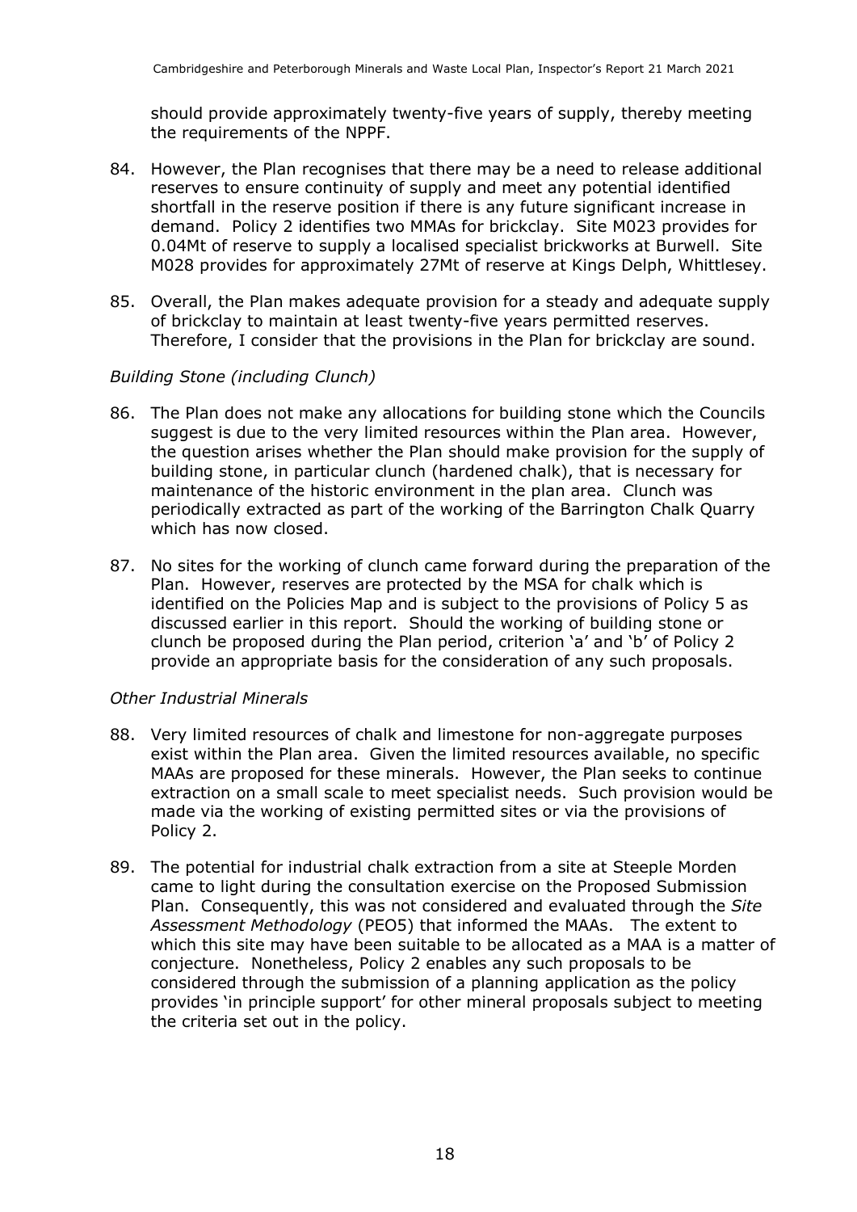should provide approximately twenty-five years of supply, thereby meeting the requirements of the NPPF.

84. However, the Plan recognises that there may be a need to release additional reserves to ensure continuity of supply and meet any potential identified shortfall in the reserve position if there is any future significant increase in demand. Policy 2 identifies two MMAs for brickclay. Site M023 provides for 0.04Mt of reserve to supply a localised specialist brickworks at Burwell. Site M028 provides for approximately 27Mt of reserve at Kings Delph, Whittlesey.

85. Overall, the Plan makes adequate provision for a steady and adequate supply of brickclay to maintain at least twenty-five years permitted reserves. Therefore, I consider that the provisions in the Plan for brickclay are sound.

*Building Stone (including Clunch)*

86. The Plan does not make any allocations for building stone which the Councils suggest is due to the very limited resources within the Plan area. However, the question arises whether the Plan should make provision for the supply of building stone, in particular clunch (hardened chalk), that is necessary for maintenance of the historic environment in the plan area. Clunch was periodically extracted as part of the working of the Barrington Chalk Quarry which has now closed.

87. No sites for the working of clunch came forward during the preparation of the Plan. However, reserves are protected by the MSA for chalk which is identified on the Policies Map and is subject to the provisions of Policy 5 as discussed earlier in this report. Should the working of building stone or clunch be proposed during the Plan period, criterion 'a' and 'b' of Policy 2 provide an appropriate basis for the consideration of any such proposals.

*Other Industrial Minerals*

88. Very limited resources of chalk and limestone for non-aggregate purposes exist within the Plan area. Given the limited resources available, no specific MAAs are proposed for these minerals. However, the Plan seeks to continue extraction on a small scale to meet specialist needs. Such provision would be made via the working of existing permitted sites or via the provisions of Policy 2.

89. The potential for industrial chalk extraction from a site at Steeple Morden came to light during the consultation exercise on the Proposed Submission Plan. Consequently, this was not considered and evaluated through the *Site Assessment Methodology* (PEO5) that informed the MAAs. The extent to which this site may have been suitable to be allocated as a MAA is a matter of conjecture. Nonetheless, Policy 2 enables any such proposals to be considered through the submission of a planning application as the policy provides 'in principle support' for other mineral proposals subject to meeting the criteria set out in the policy.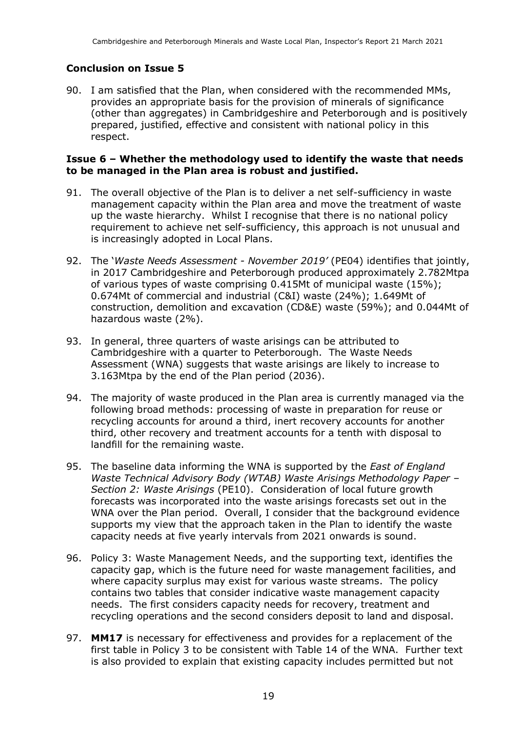### Conclusion on Issue 5

90. I am satisfied that the Plan, when considered with the recommended MMs, provides an appropriate basis for the provision of minerals of significance (other than aggregates) in Cambridgeshire and Peterborough and is positively prepared, justified, effective and consistent with national policy in this respect.

### Issue 6 – Whether the methodology used to identify the waste that needs to be managed in the Plan area is robust and justified.

91. The overall objective of the Plan is to deliver a net self-sufficiency in waste management capacity within the Plan area and move the treatment of waste up the waste hierarchy. Whilst I recognise that there is no national policy requirement to achieve net self-sufficiency, this approach is not unusual and is increasingly adopted in Local Plans.

92. The '*Waste Needs Assessment - November 2019'* (PE04) identifies that jointly, in 2017 Cambridgeshire and Peterborough produced approximately 2.782Mtpa of various types of waste comprising 0.415Mt of municipal waste (15%); 0.674Mt of commercial and industrial (C&I) waste (24%); 1.649Mt of construction, demolition and excavation (CD&E) waste (59%); and 0.044Mt of hazardous waste (2%).

93. In general, three quarters of waste arisings can be attributed to Cambridgeshire with a quarter to Peterborough. The Waste Needs Assessment (WNA) suggests that waste arisings are likely to increase to 3.163Mtpa by the end of the Plan period (2036).

94. The majority of waste produced in the Plan area is currently managed via the following broad methods: processing of waste in preparation for reuse or recycling accounts for around a third, inert recovery accounts for another third, other recovery and treatment accounts for a tenth with disposal to landfill for the remaining waste.

95. The baseline data informing the WNA is supported by the *East of England Waste Technical Advisory Body (WTAB) Waste Arisings Methodology Paper – Section 2: Waste Arisings* (PE10). Consideration of local future growth forecasts was incorporated into the waste arisings forecasts set out in the WNA over the Plan period. Overall, I consider that the background evidence supports my view that the approach taken in the Plan to identify the waste capacity needs at five yearly intervals from 2021 onwards is sound.

96. Policy 3: Waste Management Needs, and the supporting text, identifies the capacity gap, which is the future need for waste management facilities, and where capacity surplus may exist for various waste streams. The policy contains two tables that consider indicative waste management capacity needs. The first considers capacity needs for recovery, treatment and recycling operations and the second considers deposit to land and disposal.

97. **MM17** is necessary for effectiveness and provides for a replacement of the first table in Policy 3 to be consistent with Table 14 of the WNA. Further text is also provided to explain that existing capacity includes permitted but not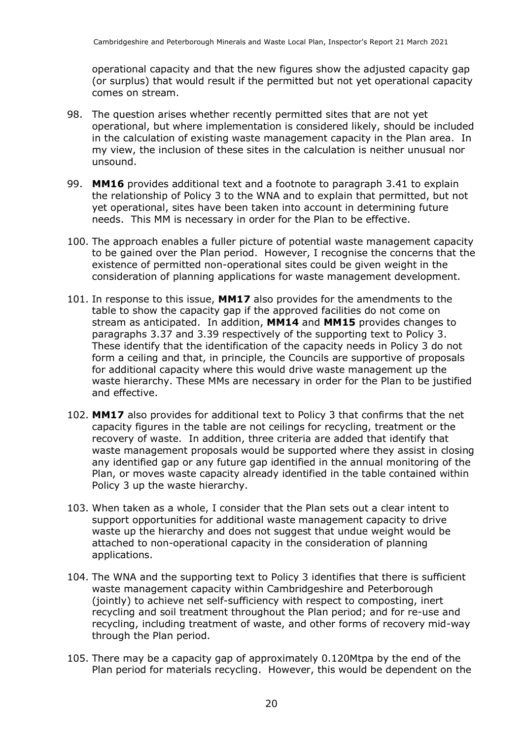operational capacity and that the new figures show the adjusted capacity gap (or surplus) that would result if the permitted but not yet operational capacity comes on stream.

98. The question arises whether recently permitted sites that are not yet operational, but where implementation is considered likely, should be included in the calculation of existing waste management capacity in the Plan area. In my view, the inclusion of these sites in the calculation is neither unusual nor unsound.

99. **MM16** provides additional text and a footnote to paragraph 3.41 to explain the relationship of Policy 3 to the WNA and to explain that permitted, but not yet operational, sites have been taken into account in determining future needs. This MM is necessary in order for the Plan to be effective.

100. The approach enables a fuller picture of potential waste management capacity to be gained over the Plan period. However, I recognise the concerns that the existence of permitted non-operational sites could be given weight in the consideration of planning applications for waste management development.

101. In response to this issue, **MM17** also provides for the amendments to the table to show the capacity gap if the approved facilities do not come on stream as anticipated. In addition, **MM14** and **MM15** provides changes to paragraphs 3.37 and 3.39 respectively of the supporting text to Policy 3. These identify that the identification of the capacity needs in Policy 3 do not form a ceiling and that, in principle, the Councils are supportive of proposals for additional capacity where this would drive waste management up the waste hierarchy. These MMs are necessary in order for the Plan to be justified and effective.

102. **MM17** also provides for additional text to Policy 3 that confirms that the net capacity figures in the table are not ceilings for recycling, treatment or the recovery of waste. In addition, three criteria are added that identify that waste management proposals would be supported where they assist in closing any identified gap or any future gap identified in the annual monitoring of the Plan, or moves waste capacity already identified in the table contained within Policy 3 up the waste hierarchy.

103. When taken as a whole, I consider that the Plan sets out a clear intent to support opportunities for additional waste management capacity to drive waste up the hierarchy and does not suggest that undue weight would be attached to non-operational capacity in the consideration of planning applications.

104. The WNA and the supporting text to Policy 3 identifies that there is sufficient waste management capacity within Cambridgeshire and Peterborough (jointly) to achieve net self-sufficiency with respect to composting, inert recycling and soil treatment throughout the Plan period; and for re-use and recycling, including treatment of waste, and other forms of recovery mid-way through the Plan period.

105. There may be a capacity gap of approximately 0.120Mtpa by the end of the Plan period for materials recycling. However, this would be dependent on the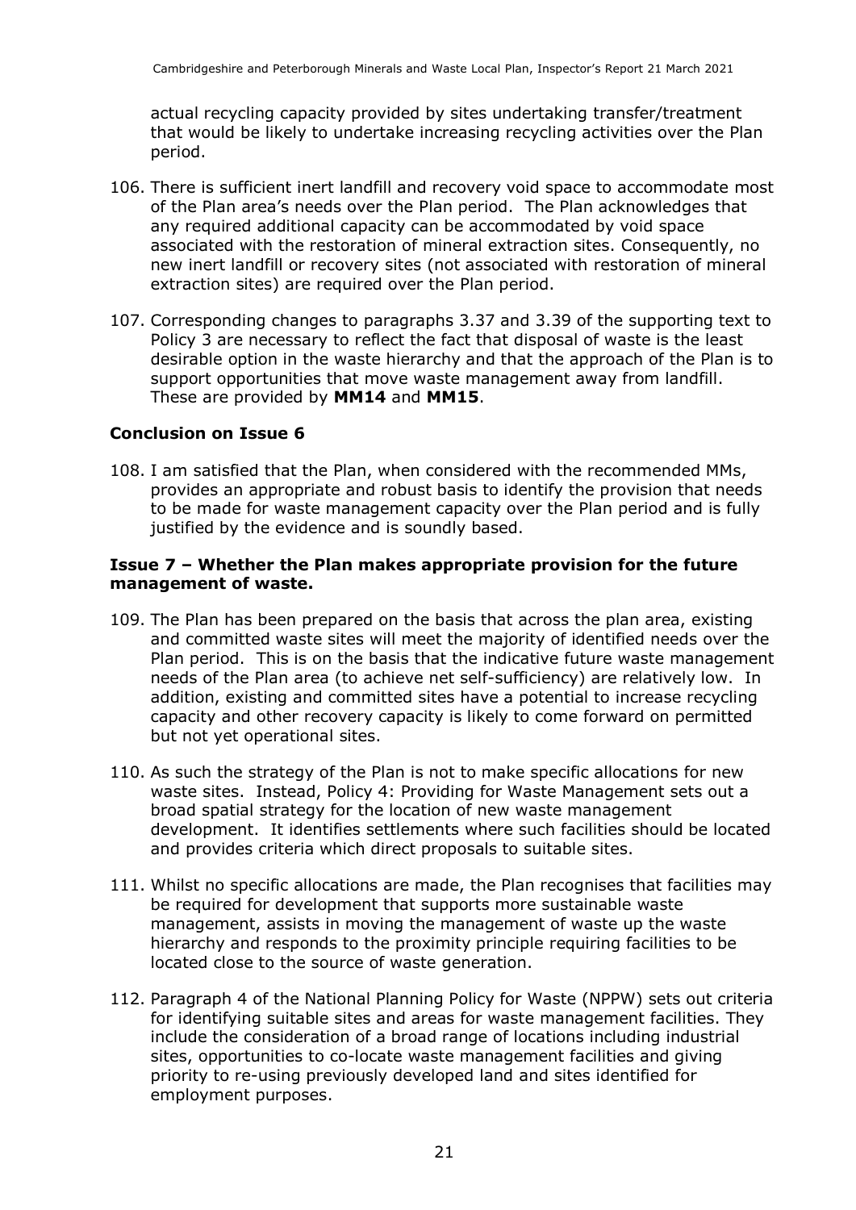actual recycling capacity provided by sites undertaking transfer/treatment that would be likely to undertake increasing recycling activities over the Plan period.

106. There is sufficient inert landfill and recovery void space to accommodate most of the Plan area's needs over the Plan period. The Plan acknowledges that any required additional capacity can be accommodated by void space associated with the restoration of mineral extraction sites. Consequently, no new inert landfill or recovery sites (not associated with restoration of mineral extraction sites) are required over the Plan period.

107. Corresponding changes to paragraphs 3.37 and 3.39 of the supporting text to Policy 3 are necessary to reflect the fact that disposal of waste is the least desirable option in the waste hierarchy and that the approach of the Plan is to support opportunities that move waste management away from landfill. These are provided by **MM14** and **MM15**.

### Conclusion on Issue 6

108. I am satisfied that the Plan, when considered with the recommended MMs, provides an appropriate and robust basis to identify the provision that needs to be made for waste management capacity over the Plan period and is fully justified by the evidence and is soundly based.

### Issue 7 – Whether the Plan makes appropriate provision for the future management of waste.

109. The Plan has been prepared on the basis that across the plan area, existing and committed waste sites will meet the majority of identified needs over the Plan period. This is on the basis that the indicative future waste management needs of the Plan area (to achieve net self-sufficiency) are relatively low. In addition, existing and committed sites have a potential to increase recycling capacity and other recovery capacity is likely to come forward on permitted but not yet operational sites.

110. As such the strategy of the Plan is not to make specific allocations for new waste sites. Instead, Policy 4: Providing for Waste Management sets out a broad spatial strategy for the location of new waste management development. It identifies settlements where such facilities should be located and provides criteria which direct proposals to suitable sites.

111. Whilst no specific allocations are made, the Plan recognises that facilities may be required for development that supports more sustainable waste management, assists in moving the management of waste up the waste hierarchy and responds to the proximity principle requiring facilities to be located close to the source of waste generation.

112. Paragraph 4 of the National Planning Policy for Waste (NPPW) sets out criteria for identifying suitable sites and areas for waste management facilities. They include the consideration of a broad range of locations including industrial sites, opportunities to co-locate waste management facilities and giving priority to re-using previously developed land and sites identified for employment purposes.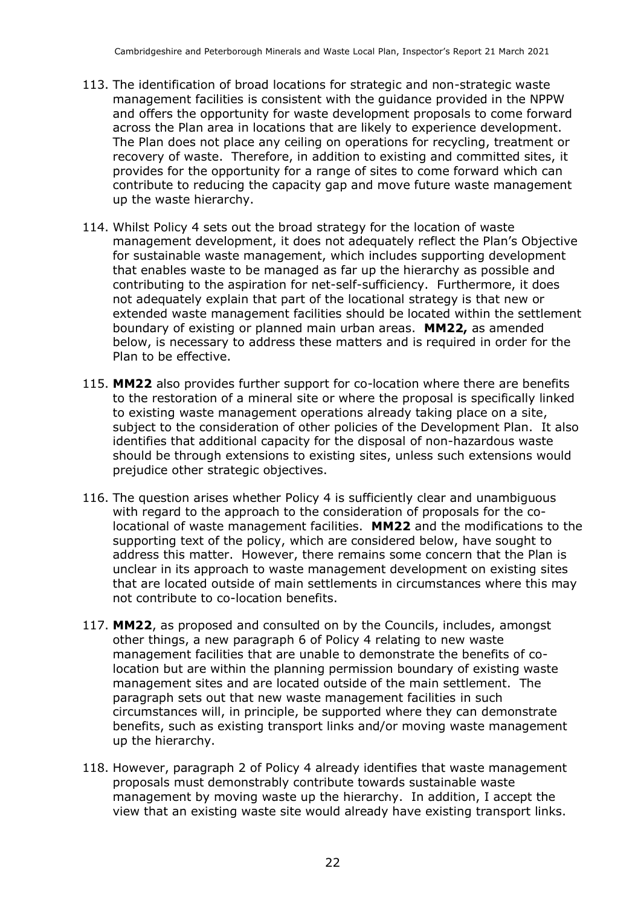113. The identification of broad locations for strategic and non-strategic waste management facilities is consistent with the guidance provided in the NPPW and offers the opportunity for waste development proposals to come forward across the Plan area in locations that are likely to experience development. The Plan does not place any ceiling on operations for recycling, treatment or recovery of waste. Therefore, in addition to existing and committed sites, it provides for the opportunity for a range of sites to come forward which can contribute to reducing the capacity gap and move future waste management up the waste hierarchy.

114. Whilst Policy 4 sets out the broad strategy for the location of waste management development, it does not adequately reflect the Plan's Objective for sustainable waste management, which includes supporting development that enables waste to be managed as far up the hierarchy as possible and contributing to the aspiration for net-self-sufficiency. Furthermore, it does not adequately explain that part of the locational strategy is that new or extended waste management facilities should be located within the settlement boundary of existing or planned main urban areas. **MM22,** as amended below, is necessary to address these matters and is required in order for the Plan to be effective.

115. **MM22** also provides further support for co-location where there are benefits to the restoration of a mineral site or where the proposal is specifically linked to existing waste management operations already taking place on a site, subject to the consideration of other policies of the Development Plan. It also identifies that additional capacity for the disposal of non-hazardous waste should be through extensions to existing sites, unless such extensions would prejudice other strategic objectives.

116. The question arises whether Policy 4 is sufficiently clear and unambiguous with regard to the approach to the consideration of proposals for the co-locational of waste management facilities. **MM22** and the modifications to the supporting text of the policy, which are considered below, have sought to address this matter. However, there remains some concern that the Plan is unclear in its approach to waste management development on existing sites that are located outside of main settlements in circumstances where this may not contribute to co-location benefits.

117. **MM22**, as proposed and consulted on by the Councils, includes, amongst other things, a new paragraph 6 of Policy 4 relating to new waste management facilities that are unable to demonstrate the benefits of co-location but are within the planning permission boundary of existing waste management sites and are located outside of the main settlement. The paragraph sets out that new waste management facilities in such circumstances will, in principle, be supported where they can demonstrate benefits, such as existing transport links and/or moving waste management up the hierarchy.

118. However, paragraph 2 of Policy 4 already identifies that waste management proposals must demonstrably contribute towards sustainable waste management by moving waste up the hierarchy. In addition, I accept the view that an existing waste site would already have existing transport links.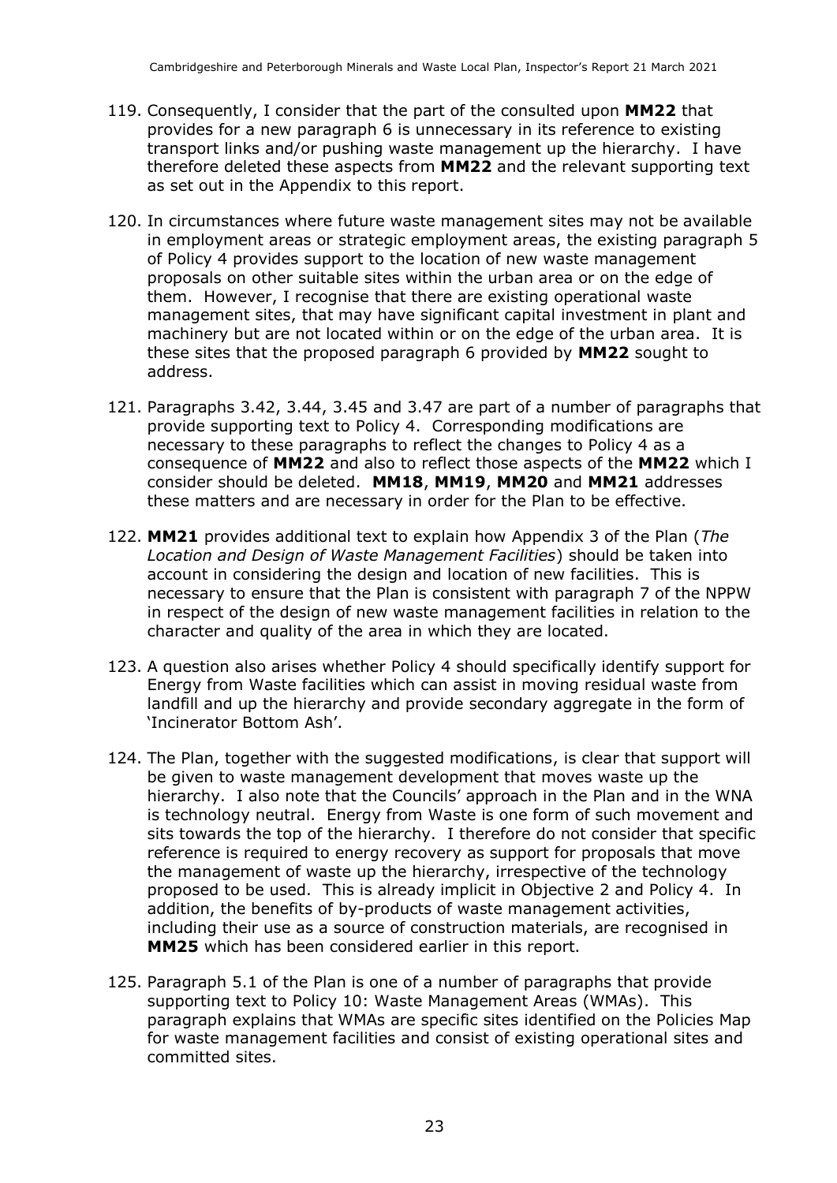119. Consequently, I consider that the part of the consulted upon **MM22** that provides for a new paragraph 6 is unnecessary in its reference to existing transport links and/or pushing waste management up the hierarchy. I have therefore deleted these aspects from **MM22** and the relevant supporting text as set out in the Appendix to this report.

120. In circumstances where future waste management sites may not be available in employment areas or strategic employment areas, the existing paragraph 5 of Policy 4 provides support to the location of new waste management proposals on other suitable sites within the urban area or on the edge of them. However, I recognise that there are existing operational waste management sites, that may have significant capital investment in plant and machinery but are not located within or on the edge of the urban area. It is these sites that the proposed paragraph 6 provided by **MM22** sought to address.

121. Paragraphs 3.42, 3.44, 3.45 and 3.47 are part of a number of paragraphs that provide supporting text to Policy 4. Corresponding modifications are necessary to these paragraphs to reflect the changes to Policy 4 as a consequence of **MM22** and also to reflect those aspects of the **MM22** which I consider should be deleted. **MM18**, **MM19**, **MM20** and **MM21** addresses these matters and are necessary in order for the Plan to be effective.

122. **MM21** provides additional text to explain how Appendix 3 of the Plan (*The Location and Design of Waste Management Facilities*) should be taken into account in considering the design and location of new facilities. This is necessary to ensure that the Plan is consistent with paragraph 7 of the NPPW in respect of the design of new waste management facilities in relation to the character and quality of the area in which they are located.

123. A question also arises whether Policy 4 should specifically identify support for Energy from Waste facilities which can assist in moving residual waste from landfill and up the hierarchy and provide secondary aggregate in the form of 'Incinerator Bottom Ash'.

124. The Plan, together with the suggested modifications, is clear that support will be given to waste management development that moves waste up the hierarchy. I also note that the Councils' approach in the Plan and in the WNA is technology neutral. Energy from Waste is one form of such movement and sits towards the top of the hierarchy. I therefore do not consider that specific reference is required to energy recovery as support for proposals that move the management of waste up the hierarchy, irrespective of the technology proposed to be used. This is already implicit in Objective 2 and Policy 4. In addition, the benefits of by-products of waste management activities, including their use as a source of construction materials, are recognised in **MM25** which has been considered earlier in this report.

125. Paragraph 5.1 of the Plan is one of a number of paragraphs that provide supporting text to Policy 10: Waste Management Areas (WMAs). This paragraph explains that WMAs are specific sites identified on the Policies Map for waste management facilities and consist of existing operational sites and committed sites.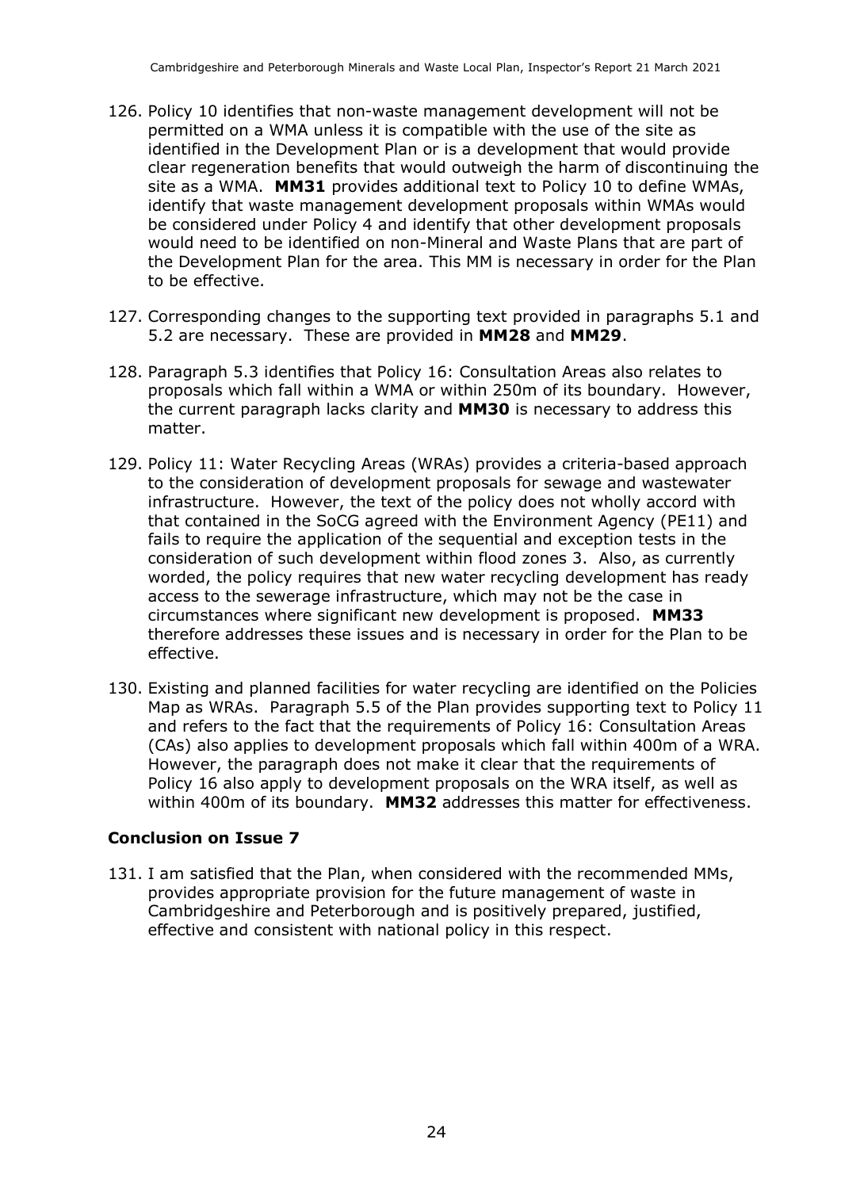126. Policy 10 identifies that non-waste management development will not be permitted on a WMA unless it is compatible with the use of the site as identified in the Development Plan or is a development that would provide clear regeneration benefits that would outweigh the harm of discontinuing the site as a WMA. **MM31** provides additional text to Policy 10 to define WMAs, identify that waste management development proposals within WMAs would be considered under Policy 4 and identify that other development proposals would need to be identified on non-Mineral and Waste Plans that are part of the Development Plan for the area. This MM is necessary in order for the Plan to be effective.

127. Corresponding changes to the supporting text provided in paragraphs 5.1 and 5.2 are necessary. These are provided in **MM28** and **MM29**.

128. Paragraph 5.3 identifies that Policy 16: Consultation Areas also relates to proposals which fall within a WMA or within 250m of its boundary. However, the current paragraph lacks clarity and **MM30** is necessary to address this matter.

129. Policy 11: Water Recycling Areas (WRAs) provides a criteria-based approach to the consideration of development proposals for sewage and wastewater infrastructure. However, the text of the policy does not wholly accord with that contained in the SoCG agreed with the Environment Agency (PE11) and fails to require the application of the sequential and exception tests in the consideration of such development within flood zones 3. Also, as currently worded, the policy requires that new water recycling development has ready access to the sewerage infrastructure, which may not be the case in circumstances where significant new development is proposed. **MM33** therefore addresses these issues and is necessary in order for the Plan to be effective.

130. Existing and planned facilities for water recycling are identified on the Policies Map as WRAs. Paragraph 5.5 of the Plan provides supporting text to Policy 11 and refers to the fact that the requirements of Policy 16: Consultation Areas (CAs) also applies to development proposals which fall within 400m of a WRA. However, the paragraph does not make it clear that the requirements of Policy 16 also apply to development proposals on the WRA itself, as well as within 400m of its boundary. **MM32** addresses this matter for effectiveness.

### Conclusion on Issue 7

131. I am satisfied that the Plan, when considered with the recommended MMs, provides appropriate provision for the future management of waste in Cambridgeshire and Peterborough and is positively prepared, justified, effective and consistent with national policy in this respect.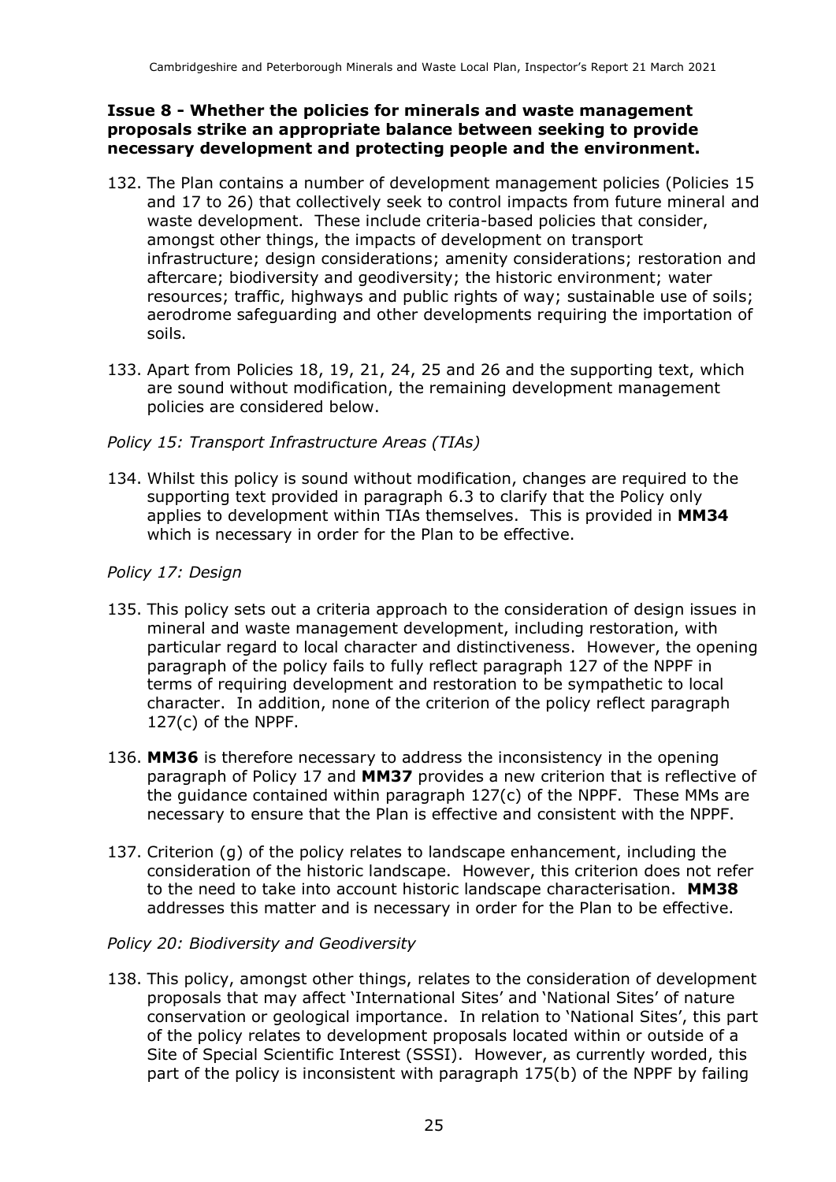**Issue 8 - Whether the policies for minerals and waste management proposals strike an appropriate balance between seeking to provide necessary development and protecting people and the environment.**

132. The Plan contains a number of development management policies (Policies 15 and 17 to 26) that collectively seek to control impacts from future mineral and waste development. These include criteria-based policies that consider, amongst other things, the impacts of development on transport infrastructure; design considerations; amenity considerations; restoration and aftercare; biodiversity and geodiversity; the historic environment; water resources; traffic, highways and public rights of way; sustainable use of soils; aerodrome safeguarding and other developments requiring the importation of soils.

133. Apart from Policies 18, 19, 21, 24, 25 and 26 and the supporting text, which are sound without modification, the remaining development management policies are considered below.

*Policy 15: Transport Infrastructure Areas (TIAs)*

134. Whilst this policy is sound without modification, changes are required to the supporting text provided in paragraph 6.3 to clarify that the Policy only applies to development within TIAs themselves. This is provided in **MM34** which is necessary in order for the Plan to be effective.

*Policy 17: Design*

135. This policy sets out a criteria approach to the consideration of design issues in mineral and waste management development, including restoration, with particular regard to local character and distinctiveness. However, the opening paragraph of the policy fails to fully reflect paragraph 127 of the NPPF in terms of requiring development and restoration to be sympathetic to local character. In addition, none of the criterion of the policy reflect paragraph 127(c) of the NPPF.

136. **MM36** is therefore necessary to address the inconsistency in the opening paragraph of Policy 17 and **MM37** provides a new criterion that is reflective of the guidance contained within paragraph 127(c) of the NPPF. These MMs are necessary to ensure that the Plan is effective and consistent with the NPPF.

137. Criterion (g) of the policy relates to landscape enhancement, including the consideration of the historic landscape. However, this criterion does not refer to the need to take into account historic landscape characterisation. **MM38** addresses this matter and is necessary in order for the Plan to be effective.

*Policy 20: Biodiversity and Geodiversity*

138. This policy, amongst other things, relates to the consideration of development proposals that may affect 'International Sites' and 'National Sites' of nature conservation or geological importance. In relation to 'National Sites', this part of the policy relates to development proposals located within or outside of a Site of Special Scientific Interest (SSSI). However, as currently worded, this part of the policy is inconsistent with paragraph 175(b) of the NPPF by failing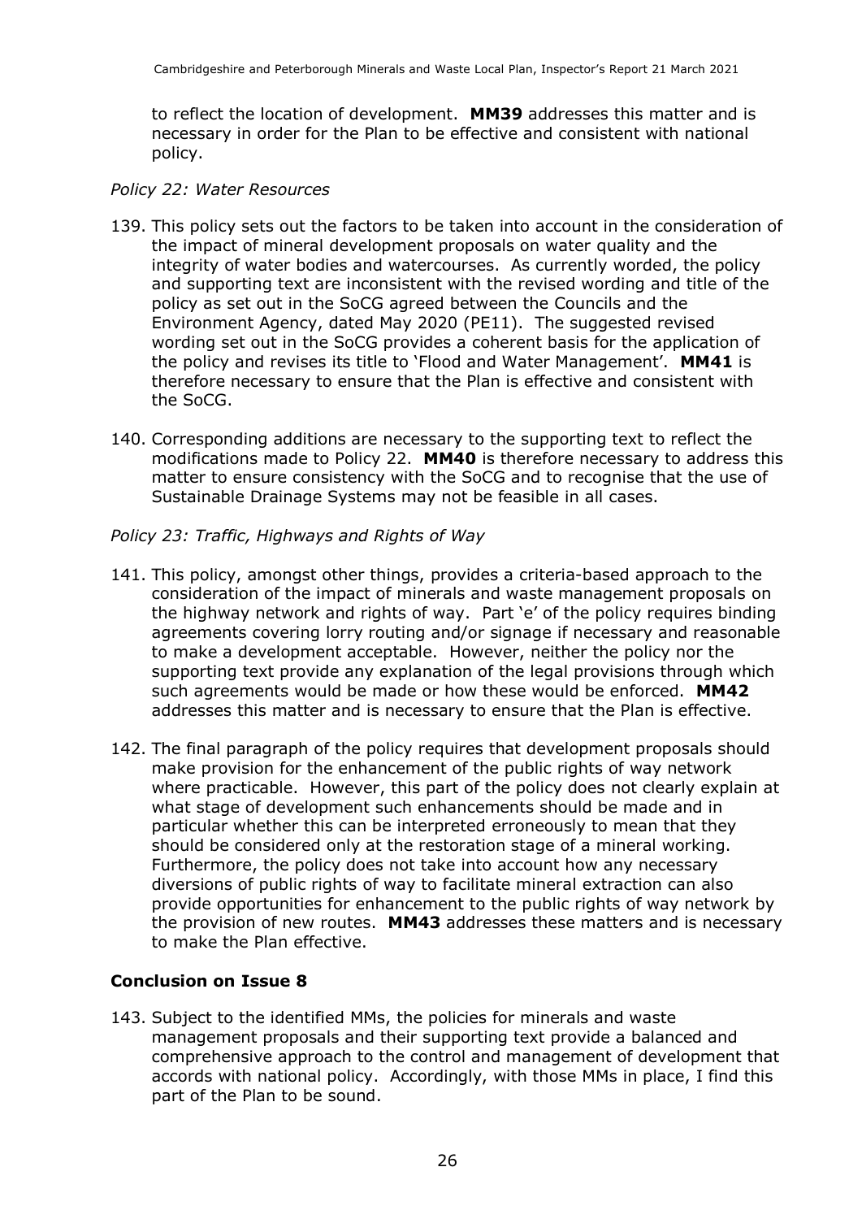to reflect the location of development. **MM39** addresses this matter and is necessary in order for the Plan to be effective and consistent with national policy.

*Policy 22: Water Resources*

139. This policy sets out the factors to be taken into account in the consideration of the impact of mineral development proposals on water quality and the integrity of water bodies and watercourses. As currently worded, the policy and supporting text are inconsistent with the revised wording and title of the policy as set out in the SoCG agreed between the Councils and the Environment Agency, dated May 2020 (PE11). The suggested revised wording set out in the SoCG provides a coherent basis for the application of the policy and revises its title to 'Flood and Water Management'. **MM41** is therefore necessary to ensure that the Plan is effective and consistent with the SoCG.

140. Corresponding additions are necessary to the supporting text to reflect the modifications made to Policy 22. **MM40** is therefore necessary to address this matter to ensure consistency with the SoCG and to recognise that the use of Sustainable Drainage Systems may not be feasible in all cases.

*Policy 23: Traffic, Highways and Rights of Way*

141. This policy, amongst other things, provides a criteria-based approach to the consideration of the impact of minerals and waste management proposals on the highway network and rights of way. Part 'e' of the policy requires binding agreements covering lorry routing and/or signage if necessary and reasonable to make a development acceptable. However, neither the policy nor the supporting text provide any explanation of the legal provisions through which such agreements would be made or how these would be enforced. **MM42** addresses this matter and is necessary to ensure that the Plan is effective.

142. The final paragraph of the policy requires that development proposals should make provision for the enhancement of the public rights of way network where practicable. However, this part of the policy does not clearly explain at what stage of development such enhancements should be made and in particular whether this can be interpreted erroneously to mean that they should be considered only at the restoration stage of a mineral working. Furthermore, the policy does not take into account how any necessary diversions of public rights of way to facilitate mineral extraction can also provide opportunities for enhancement to the public rights of way network by the provision of new routes. **MM43** addresses these matters and is necessary to make the Plan effective.

### Conclusion on Issue 8

143. Subject to the identified MMs, the policies for minerals and waste management proposals and their supporting text provide a balanced and comprehensive approach to the control and management of development that accords with national policy. Accordingly, with those MMs in place, I find this part of the Plan to be sound.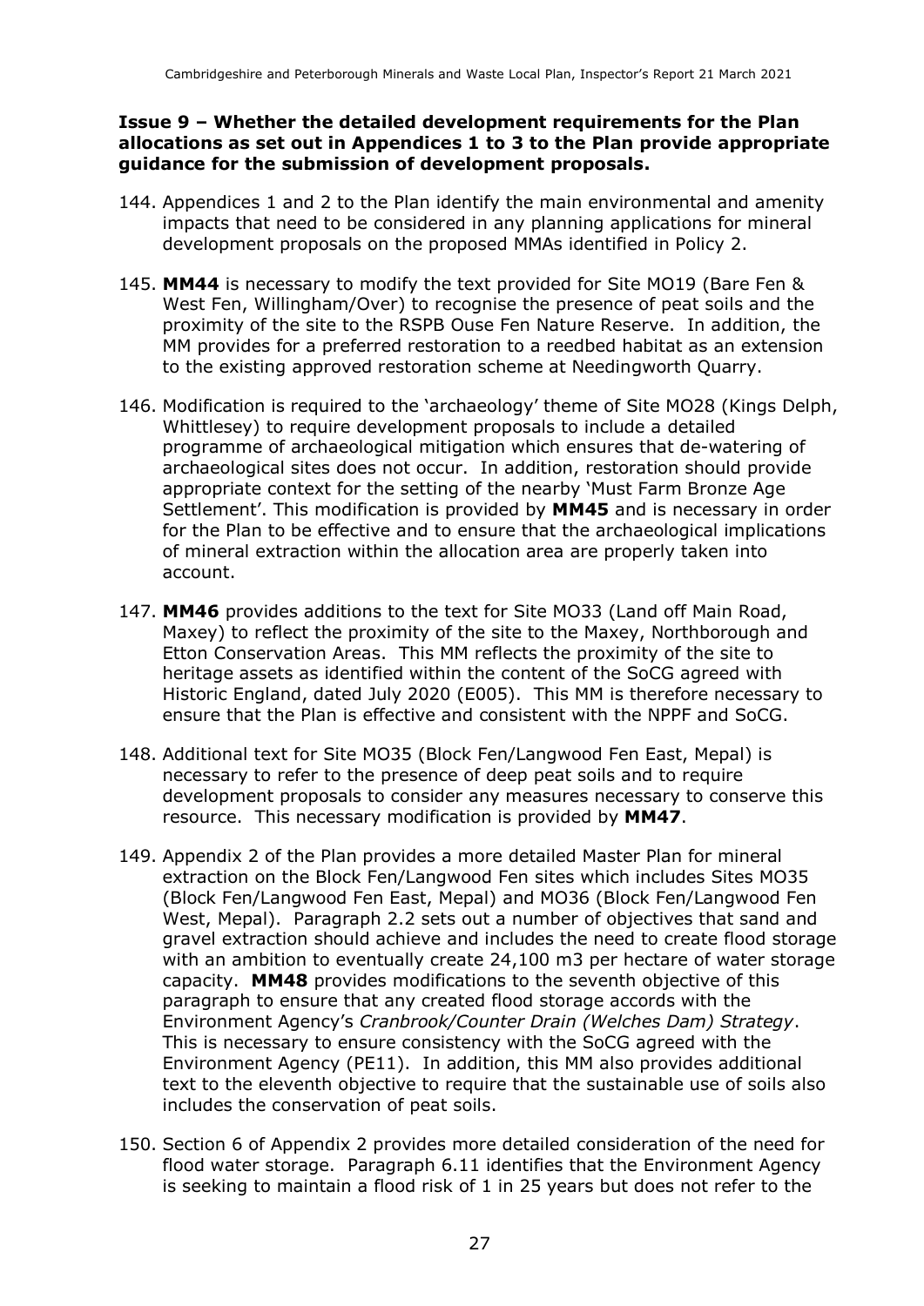**Issue 9 – Whether the detailed development requirements for the Plan allocations as set out in Appendices 1 to 3 to the Plan provide appropriate guidance for the submission of development proposals.**

144. Appendices 1 and 2 to the Plan identify the main environmental and amenity impacts that need to be considered in any planning applications for mineral development proposals on the proposed MMAs identified in Policy 2.

145. **MM44** is necessary to modify the text provided for Site MO19 (Bare Fen & West Fen, Willingham/Over) to recognise the presence of peat soils and the proximity of the site to the RSPB Ouse Fen Nature Reserve. In addition, the MM provides for a preferred restoration to a reedbed habitat as an extension to the existing approved restoration scheme at Needingworth Quarry.

146. Modification is required to the 'archaeology' theme of Site MO28 (Kings Delph, Whittlesey) to require development proposals to include a detailed programme of archaeological mitigation which ensures that de-watering of archaeological sites does not occur. In addition, restoration should provide appropriate context for the setting of the nearby 'Must Farm Bronze Age Settlement'. This modification is provided by **MM45** and is necessary in order for the Plan to be effective and to ensure that the archaeological implications of mineral extraction within the allocation area are properly taken into account.

147. **MM46** provides additions to the text for Site MO33 (Land off Main Road, Maxey) to reflect the proximity of the site to the Maxey, Northborough and Etton Conservation Areas. This MM reflects the proximity of the site to heritage assets as identified within the content of the SoCG agreed with Historic England, dated July 2020 (E005). This MM is therefore necessary to ensure that the Plan is effective and consistent with the NPPF and SoCG.

148. Additional text for Site MO35 (Block Fen/Langwood Fen East, Mepal) is necessary to refer to the presence of deep peat soils and to require development proposals to consider any measures necessary to conserve this resource. This necessary modification is provided by **MM47**.

149. Appendix 2 of the Plan provides a more detailed Master Plan for mineral extraction on the Block Fen/Langwood Fen sites which includes Sites MO35 (Block Fen/Langwood Fen East, Mepal) and MO36 (Block Fen/Langwood Fen West, Mepal). Paragraph 2.2 sets out a number of objectives that sand and gravel extraction should achieve and includes the need to create flood storage with an ambition to eventually create 24,100 m3 per hectare of water storage capacity. **MM48** provides modifications to the seventh objective of this paragraph to ensure that any created flood storage accords with the Environment Agency's *Cranbrook/Counter Drain (Welches Dam) Strategy*. This is necessary to ensure consistency with the SoCG agreed with the Environment Agency (PE11). In addition, this MM also provides additional text to the eleventh objective to require that the sustainable use of soils also includes the conservation of peat soils.

150. Section 6 of Appendix 2 provides more detailed consideration of the need for flood water storage. Paragraph 6.11 identifies that the Environment Agency is seeking to maintain a flood risk of 1 in 25 years but does not refer to the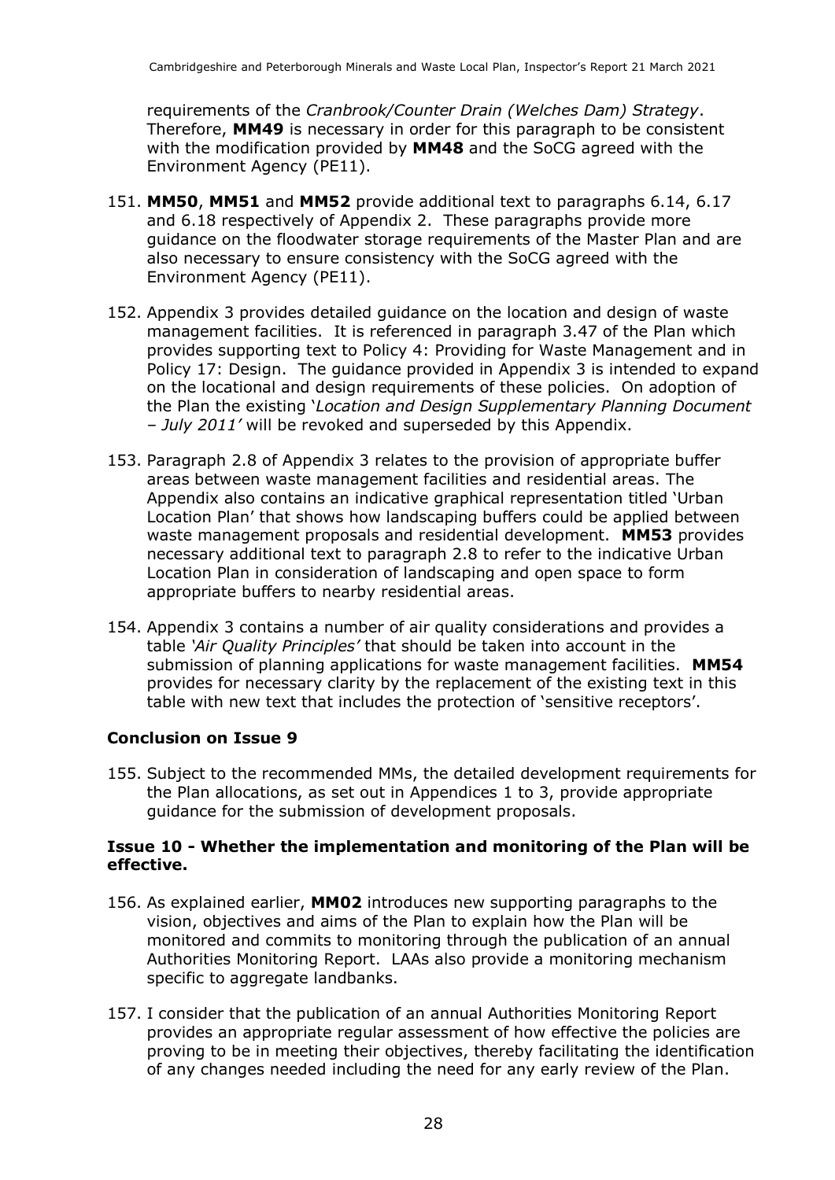requirements of the *Cranbrook/Counter Drain (Welches Dam) Strategy*. Therefore, **MM49** is necessary in order for this paragraph to be consistent with the modification provided by **MM48** and the SoCG agreed with the Environment Agency (PE11).

151. **MM50**, **MM51** and **MM52** provide additional text to paragraphs 6.14, 6.17 and 6.18 respectively of Appendix 2. These paragraphs provide more guidance on the floodwater storage requirements of the Master Plan and are also necessary to ensure consistency with the SoCG agreed with the Environment Agency (PE11).

152. Appendix 3 provides detailed guidance on the location and design of waste management facilities. It is referenced in paragraph 3.47 of the Plan which provides supporting text to Policy 4: Providing for Waste Management and in Policy 17: Design. The guidance provided in Appendix 3 is intended to expand on the locational and design requirements of these policies. On adoption of the Plan the existing '*Location and Design Supplementary Planning Document – July 2011'* will be revoked and superseded by this Appendix.

153. Paragraph 2.8 of Appendix 3 relates to the provision of appropriate buffer areas between waste management facilities and residential areas. The Appendix also contains an indicative graphical representation titled 'Urban Location Plan' that shows how landscaping buffers could be applied between waste management proposals and residential development. **MM53** provides necessary additional text to paragraph 2.8 to refer to the indicative Urban Location Plan in consideration of landscaping and open space to form appropriate buffers to nearby residential areas.

154. Appendix 3 contains a number of air quality considerations and provides a table *'Air Quality Principles'* that should be taken into account in the submission of planning applications for waste management facilities. **MM54** provides for necessary clarity by the replacement of the existing text in this table with new text that includes the protection of 'sensitive receptors'.

### Conclusion on Issue 9

155. Subject to the recommended MMs, the detailed development requirements for the Plan allocations, as set out in Appendices 1 to 3, provide appropriate guidance for the submission of development proposals.

### Issue 10 - Whether the implementation and monitoring of the Plan will be effective.

156. As explained earlier, **MM02** introduces new supporting paragraphs to the vision, objectives and aims of the Plan to explain how the Plan will be monitored and commits to monitoring through the publication of an annual Authorities Monitoring Report. LAAs also provide a monitoring mechanism specific to aggregate landbanks.

157. I consider that the publication of an annual Authorities Monitoring Report provides an appropriate regular assessment of how effective the policies are proving to be in meeting their objectives, thereby facilitating the identification of any changes needed including the need for any early review of the Plan.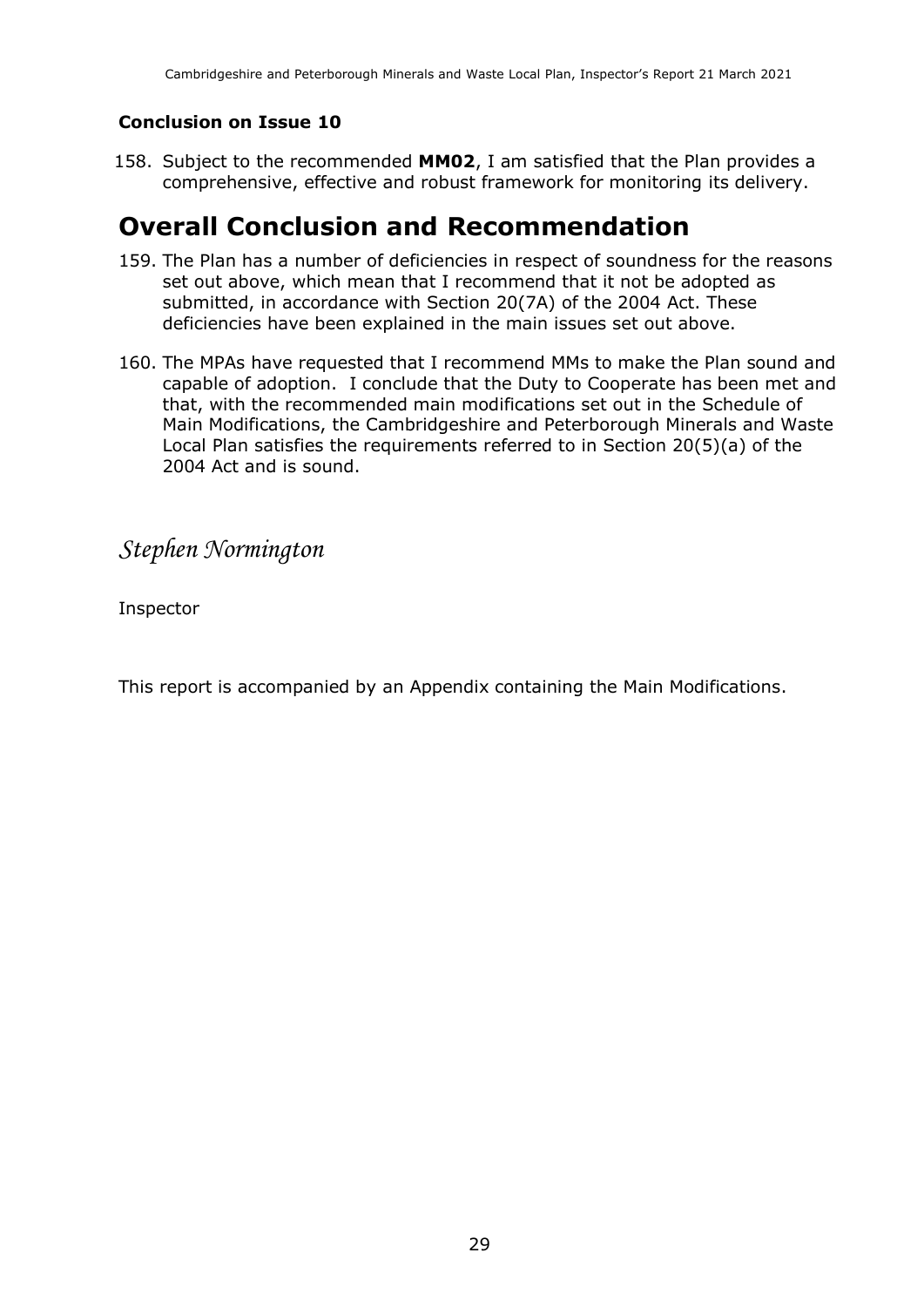### Conclusion on Issue 10

158. Subject to the recommended **MM02**, I am satisfied that the Plan provides a comprehensive, effective and robust framework for monitoring its delivery.

# Overall Conclusion and Recommendation

159. The Plan has a number of deficiencies in respect of soundness for the reasons set out above, which mean that I recommend that it not be adopted as submitted, in accordance with Section 20(7A) of the 2004 Act. These deficiencies have been explained in the main issues set out above.

160. The MPAs have requested that I recommend MMs to make the Plan sound and capable of adoption. I conclude that the Duty to Cooperate has been met and that, with the recommended main modifications set out in the Schedule of Main Modifications, the Cambridgeshire and Peterborough Minerals and Waste Local Plan satisfies the requirements referred to in Section 20(5)(a) of the 2004 Act and is sound.

*Stephen Normington*

Inspector

This report is accompanied by an Appendix containing the Main Modifications.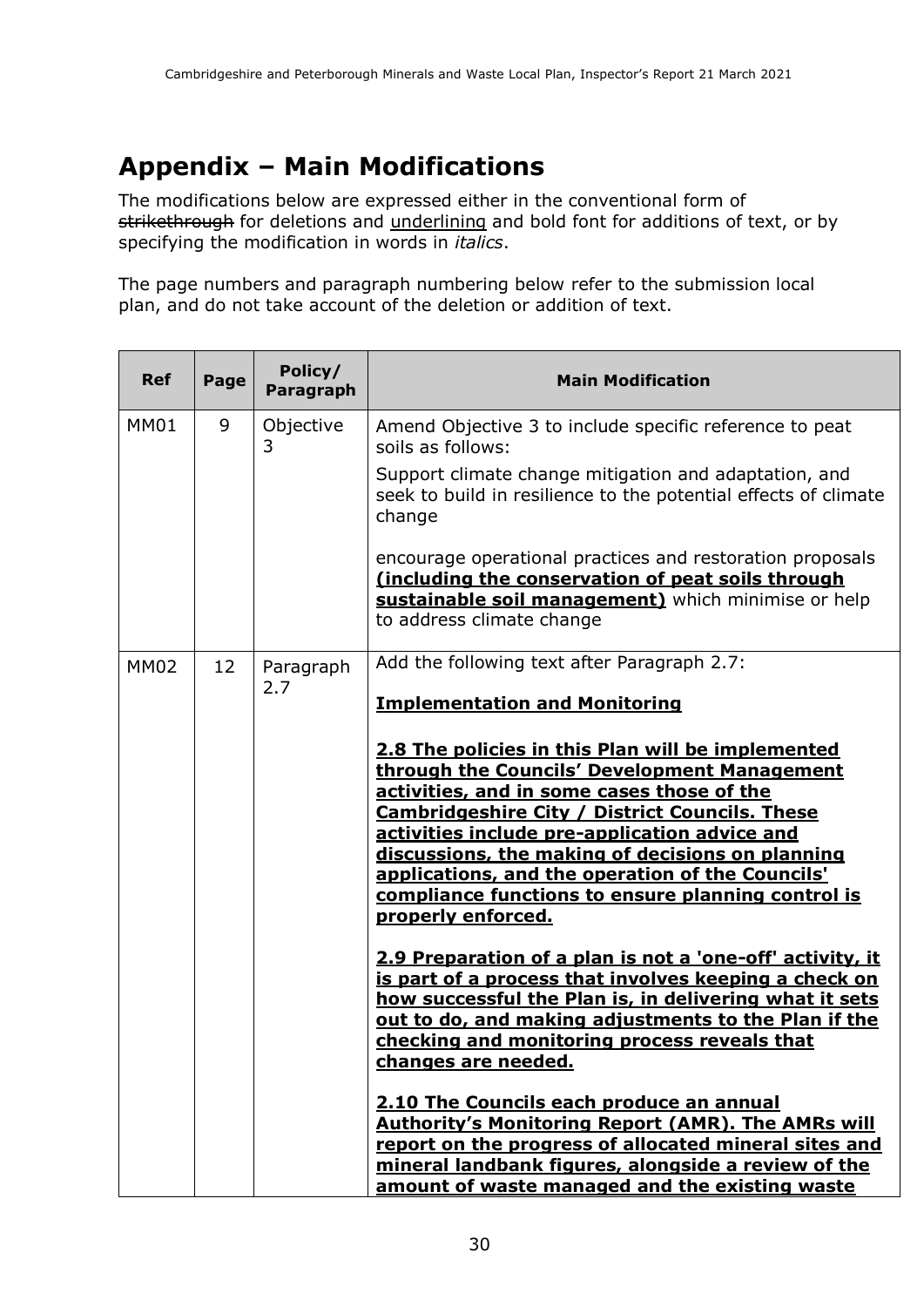## Appendix – Main Modifications

The modifications below are expressed either in the conventional form of ~~strikethrough~~ for deletions and <u>underlining</u> and bold font for additions of text, or by specifying the modification in words in *italics*.

The page numbers and paragraph numbering below refer to the submission local plan, and do not take account of the deletion or addition of text.

| Ref | Page | Policy/ Paragraph | Main Modification |
|---|---|---|---|
| MM01 | 9 | Objective 3 | Amend Objective 3 to include specific reference to peat soils as follows:<br><br>Support climate change mitigation and adaptation, and seek to build in resilience to the potential effects of climate change<br><br>encourage operational practices and restoration proposals <u>**(including the conservation of peat soils through sustainable soil management)**</u> which minimise or help to address climate change |
| MM02 | 12 | Paragraph 2.7 | Add the following text after Paragraph 2.7:<br><br><u>**Implementation and Monitoring**</u><br><br><u>**2.8 The policies in this Plan will be implemented through the Councils' Development Management activities, and in some cases those of the Cambridgeshire City / District Councils. These activities include pre-application advice and discussions, the making of decisions on planning applications, and the operation of the Councils' compliance functions to ensure planning control is properly enforced.**</u><br><br><u>**2.9 Preparation of a plan is not a 'one-off' activity, it is part of a process that involves keeping a check on how successful the Plan is, in delivering what it sets out to do, and making adjustments to the Plan if the checking and monitoring process reveals that changes are needed.**</u><br><br><u>**2.10 The Councils each produce an annual Authority's Monitoring Report (AMR). The AMRs will report on the progress of allocated mineral sites and mineral landbank figures, alongside a review of the amount of waste managed and the existing waste**</u> |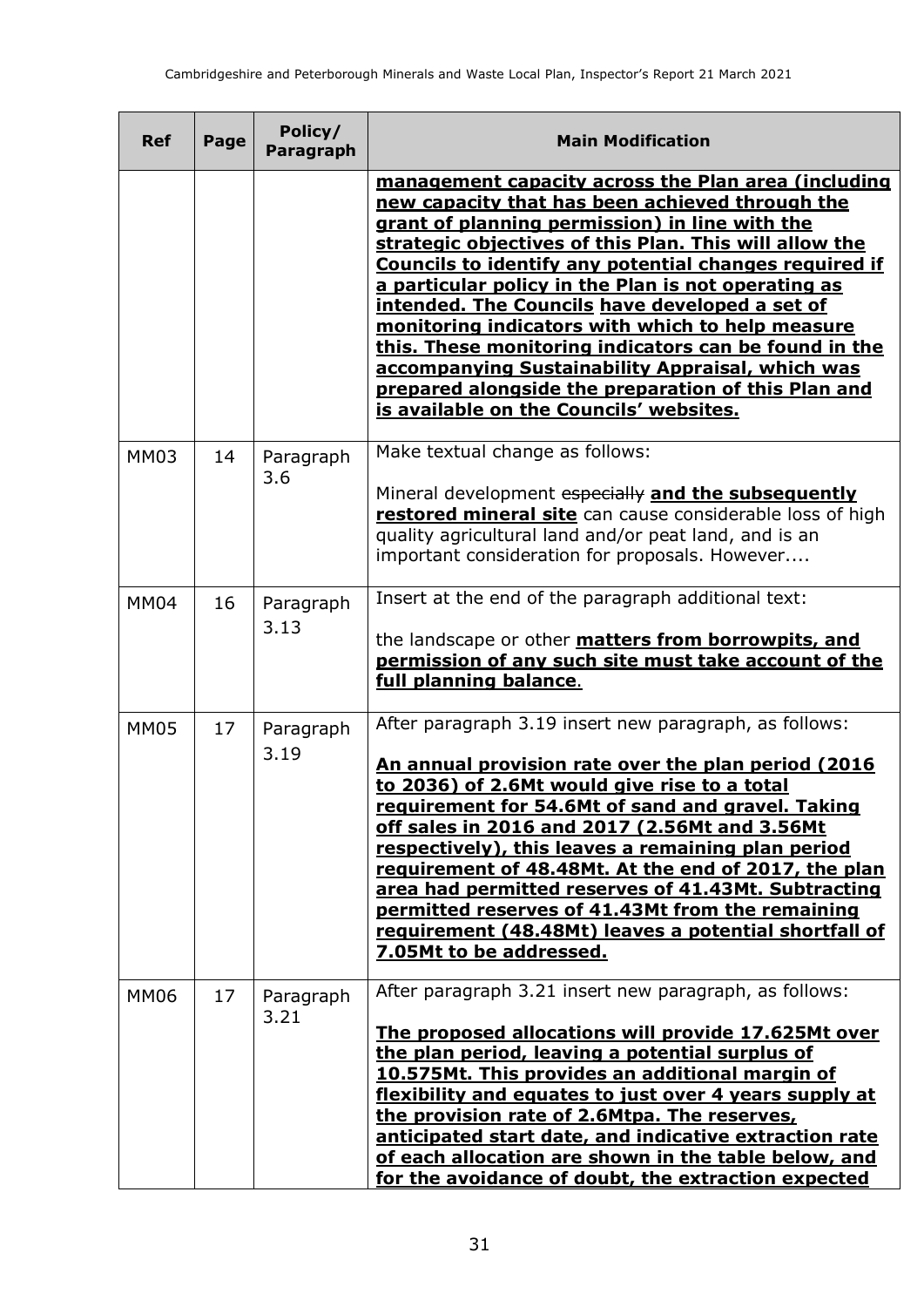| Ref | Page | Policy/ Paragraph | Main Modification |
|---|---|---|---|
| | | | **management capacity across the Plan area (including new capacity that has been achieved through the grant of planning permission) in line with the strategic objectives of this Plan. This will allow the Councils to identify any potential changes required if a particular policy in the Plan is not operating as intended. The Councils** **have developed a set of monitoring indicators with which to help measure this. These monitoring indicators can be found in the accompanying Sustainability Appraisal, which was prepared alongside the preparation of this Plan and is available on the Councils' websites.** |
| MM03 | 14 | Paragraph 3.6 | Make textual change as follows:<br><br>Mineral development ~~especially~~ **and the subsequently restored mineral site** can cause considerable loss of high quality agricultural land and/or peat land, and is an important consideration for proposals. However.... |
| MM04 | 16 | Paragraph 3.13 | Insert at the end of the paragraph additional text:<br><br>the landscape or other **matters from borrowpits, and permission of any such site must take account of the full planning balance**. |
| MM05 | 17 | Paragraph 3.19 | After paragraph 3.19 insert new paragraph, as follows:<br><br>**An annual provision rate over the plan period (2016 to 2036) of 2.6Mt would give rise to a total requirement for 54.6Mt of sand and gravel. Taking off sales in 2016 and 2017 (2.56Mt and 3.56Mt respectively), this leaves a remaining plan period requirement of 48.48Mt. At the end of 2017, the plan area had permitted reserves of 41.43Mt. Subtracting permitted reserves of 41.43Mt from the remaining requirement (48.48Mt) leaves a potential shortfall of 7.05Mt to be addressed.** |
| MM06 | 17 | Paragraph 3.21 | After paragraph 3.21 insert new paragraph, as follows:<br><br>**The proposed allocations will provide 17.625Mt over the plan period, leaving a potential surplus of 10.575Mt. This provides an additional margin of flexibility and equates to just over 4 years supply at the provision rate of 2.6Mtpa. The reserves, anticipated start date, and indicative extraction rate of each allocation are shown in the table below, and for the avoidance of doubt, the extraction expected** |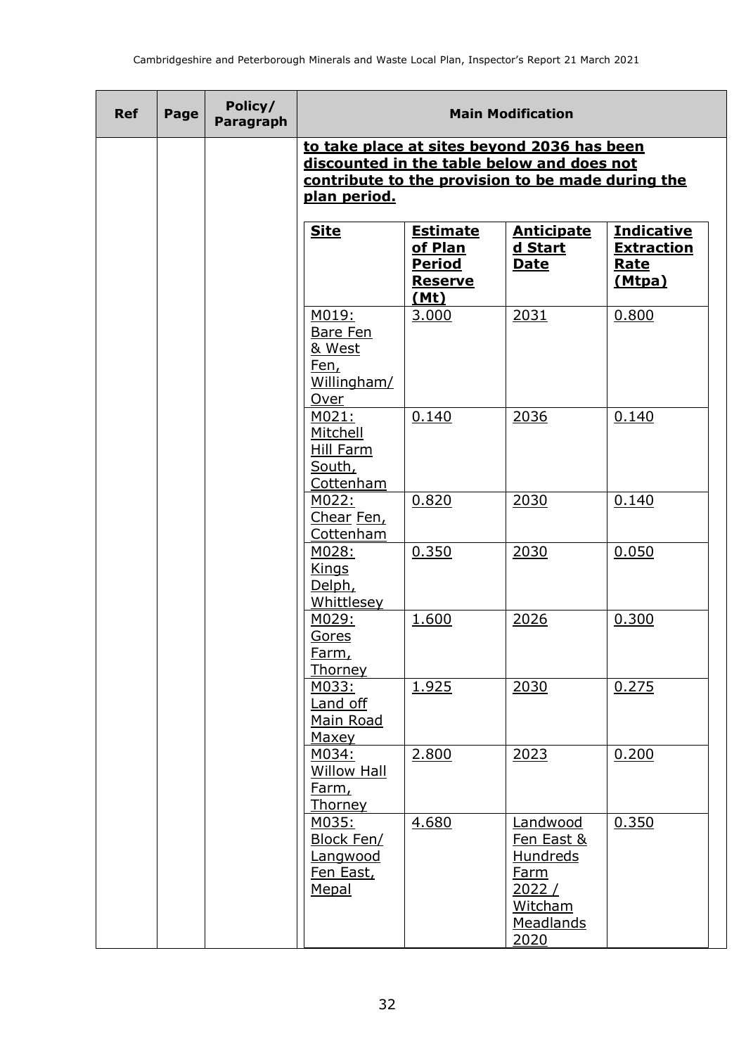| Ref | Page | Policy/ Paragraph | Main Modification |
|---|---|---|---|
| | | | **to take place at sites beyond 2036 has been discounted in the table below and does not contribute to the provision to be made during the plan period.** |

| Site | Estimate of Plan Period Reserve (Mt) | Anticipated Start Date | Indicative Extraction Rate (Mtpa) |
|---|---|---|---|
| M019: Bare Fen & West Fen, Willingham/ Over | 3.000 | 2031 | 0.800 |
| M021: Mitchell Hill Farm South, Cottenham | 0.140 | 2036 | 0.140 |
| M022: Chear Fen, Cottenham | 0.820 | 2030 | 0.140 |
| M028: Kings Delph, Whittlesey | 0.350 | 2030 | 0.050 |
| M029: Gores Farm, Thorney | 1.600 | 2026 | 0.300 |
| M033: Land off Main Road Maxey | 1.925 | 2030 | 0.275 |
| M034: Willow Hall Farm, Thorney | 2.800 | 2023 | 0.200 |
| M035: Block Fen/ Langwood Fen East, Mepal | 4.680 | Landwood Fen East & Hundreds Farm 2022 / Witcham Meadlands 2020 | 0.350 |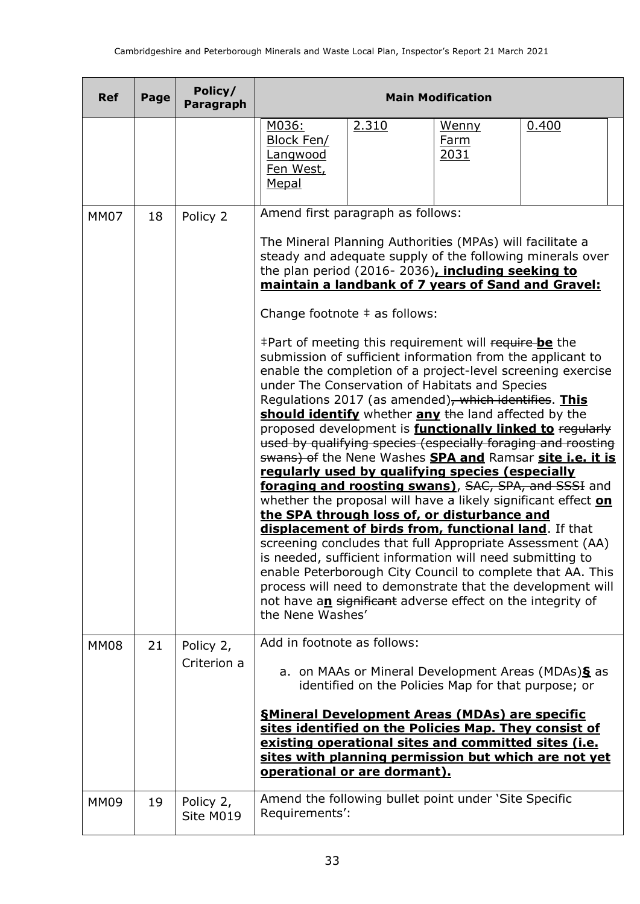| Ref | Page | Policy/ Paragraph | Main Modification |
|---|---|---|---|
| | | | <u>M036: Block Fen/ Langwood Fen West, Mepal</u> \| <u>2.310</u> \| <u>Wenny Farm 2031</u> \| <u>0.400</u> |
| MM07 | 18 | Policy 2 | Amend first paragraph as follows:<br><br>The Mineral Planning Authorities (MPAs) will facilitate a steady and adequate supply of the following minerals over the plan period (2016- 2036)**<u>, including seeking to maintain a landbank of 7 years of Sand and Gravel:</u>**<br><br>Change footnote ‡ as follows:<br><br>‡Part of meeting this requirement will ~~require~~ **<u>be</u>** the submission of sufficient information from the applicant to enable the completion of a project-level screening exercise under The Conservation of Habitats and Species Regulations 2017 (as amended)~~, which identifies~~. **<u>This should identify</u>** whether **<u>any</u>** ~~the~~ land affected by the proposed development is **<u>functionally linked to</u>** ~~regularly used by qualifying species (especially foraging and roosting swans) of~~ the Nene Washes **<u>SPA and</u>** Ramsar **<u>site i.e. it is regularly used by qualifying species (especially foraging and roosting swans)</u>**, ~~SAC, SPA, and SSSI~~ and whether the proposal will have a likely significant effect **<u>on the SPA through loss of, or disturbance and displacement of birds from, functional land</u>**. If that screening concludes that full Appropriate Assessment (AA) is needed, sufficient information will need submitting to enable Peterborough City Council to complete that AA. This process will need to demonstrate that the development will not have a**<u>n</u>** ~~significant~~ adverse effect on the integrity of the Nene Washes' |
| MM08 | 21 | Policy 2, Criterion a | Add in footnote as follows:<br><br>a. on MAAs or Mineral Development Areas (MDAs)**<u>§</u>** as identified on the Policies Map for that purpose; or<br><br>**<u>§Mineral Development Areas (MDAs) are specific sites identified on the Policies Map. They consist of existing operational sites and committed sites (i.e. sites with planning permission but which are not yet operational or are dormant).</u>** |
| MM09 | 19 | Policy 2, Site M019 | Amend the following bullet point under 'Site Specific Requirements': |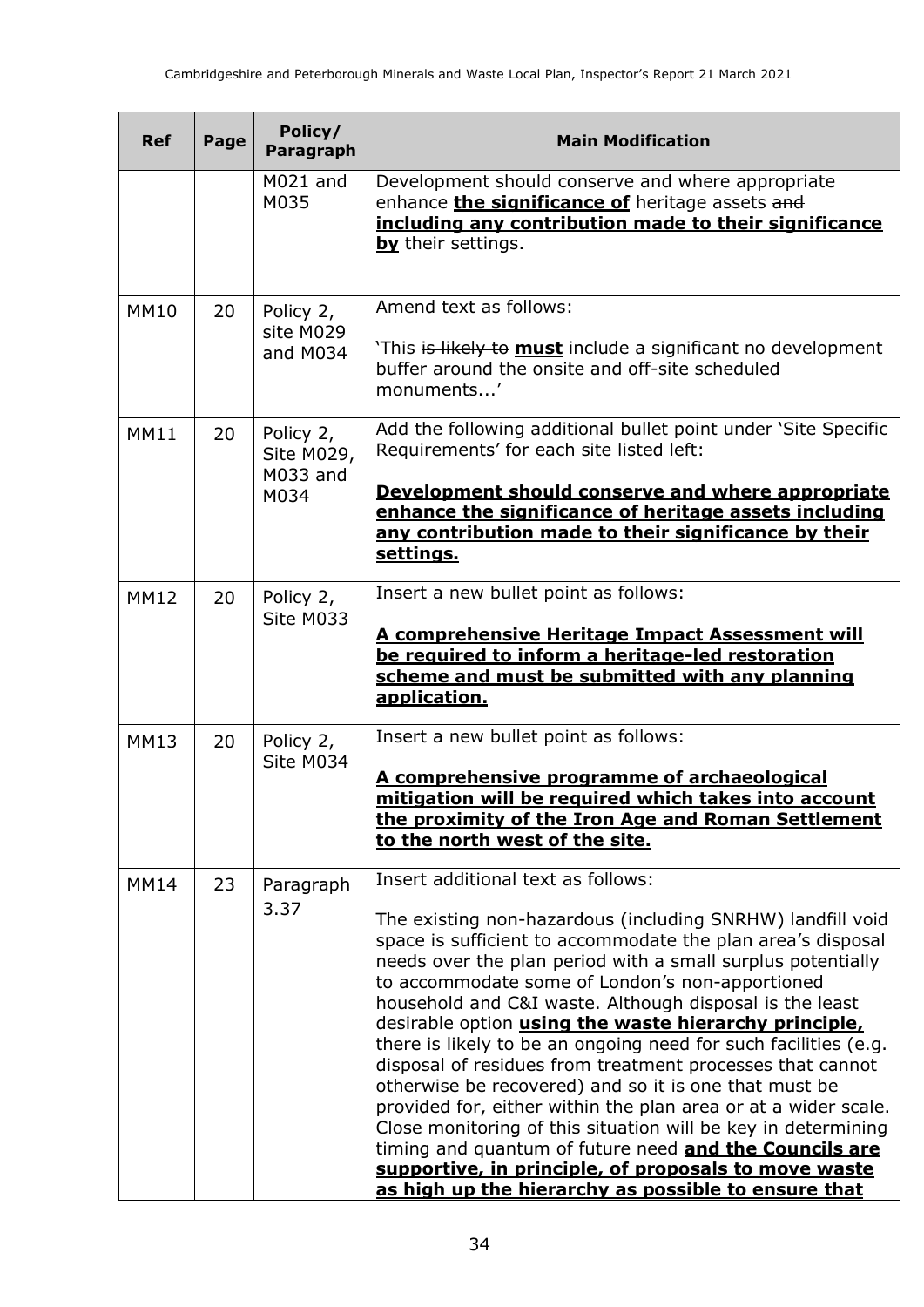| Ref | Page | Policy/ Paragraph | Main Modification |
|---|---|---|---|
| | | M021 and M035 | Development should conserve and where appropriate enhance **<u>the significance of</u>** heritage assets ~~and~~ **<u>including any contribution made to their significance by</u>** their settings. |
| MM10 | 20 | Policy 2, site M029 and M034 | Amend text as follows:<br><br>'This ~~is likely to~~ **<u>must</u>** include a significant no development buffer around the onsite and off-site scheduled monuments...' |
| MM11 | 20 | Policy 2, Site M029, M033 and M034 | Add the following additional bullet point under 'Site Specific Requirements' for each site listed left:<br><br>**<u>Development should conserve and where appropriate enhance the significance of heritage assets including any contribution made to their significance by their settings.</u>** |
| MM12 | 20 | Policy 2, Site M033 | Insert a new bullet point as follows:<br><br>**<u>A comprehensive Heritage Impact Assessment will be required to inform a heritage-led restoration scheme and must be submitted with any planning application.</u>** |
| MM13 | 20 | Policy 2, Site M034 | Insert a new bullet point as follows:<br><br>**<u>A comprehensive programme of archaeological mitigation will be required which takes into account the proximity of the Iron Age and Roman Settlement to the north west of the site.</u>** |
| MM14 | 23 | Paragraph 3.37 | Insert additional text as follows:<br><br>The existing non-hazardous (including SNRHW) landfill void space is sufficient to accommodate the plan area's disposal needs over the plan period with a small surplus potentially to accommodate some of London's non-apportioned household and C&I waste. Although disposal is the least desirable option **<u>using the waste hierarchy principle,</u>** there is likely to be an ongoing need for such facilities (e.g. disposal of residues from treatment processes that cannot otherwise be recovered) and so it is one that must be provided for, either within the plan area or at a wider scale. Close monitoring of this situation will be key in determining timing and quantum of future need **<u>and the Councils are supportive, in principle, of proposals to move waste as high up the hierarchy as possible to ensure that</u>** |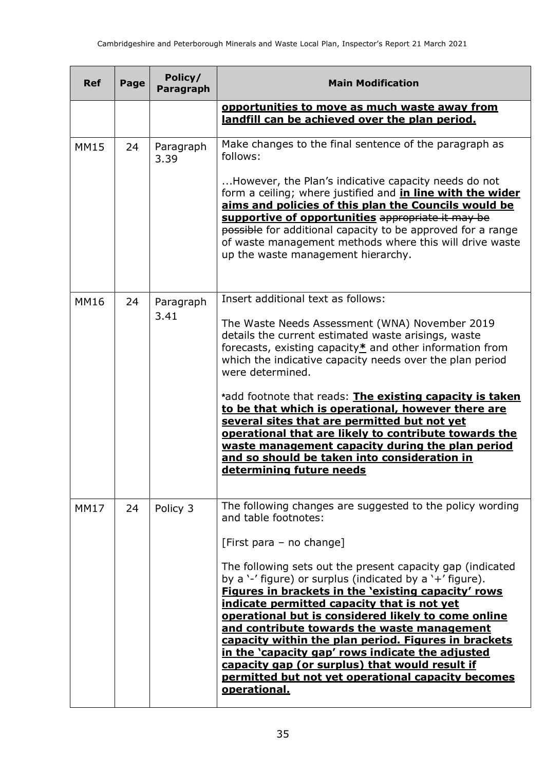| Ref | Page | Policy/ Paragraph | Main Modification |
|---|---|---|---|
| | | | <u>**opportunities to move as much waste away from landfill can be achieved over the plan period.**</u> |
| MM15 | 24 | Paragraph 3.39 | Make changes to the final sentence of the paragraph as follows:<br><br>...However, the Plan's indicative capacity needs do not form a ceiling; where justified and <u>**in line with the wider aims and policies of this plan the Councils would be supportive of opportunities**</u> ~~appropriate it may be possible~~ for additional capacity to be approved for a range of waste management methods where this will drive waste up the waste management hierarchy. |
| MM16 | 24 | Paragraph 3.41 | Insert additional text as follows:<br><br>The Waste Needs Assessment (WNA) November 2019 details the current estimated waste arisings, waste forecasts, existing capacity<u>**\***</u> and other information from which the indicative capacity needs over the plan period were determined.<br><br>*add footnote that reads: <u>**The existing capacity is taken to be that which is operational, however there are several sites that are permitted but not yet operational that are likely to contribute towards the waste management capacity during the plan period and so should be taken into consideration in determining future needs**</u> |
| MM17 | 24 | Policy 3 | The following changes are suggested to the policy wording and table footnotes:<br><br>[First para – no change]<br><br>The following sets out the present capacity gap (indicated by a '-' figure) or surplus (indicated by a '+' figure). <u>**Figures in brackets in the 'existing capacity' rows indicate permitted capacity that is not yet operational but is considered likely to come online and contribute towards the waste management capacity within the plan period. Figures in brackets in the 'capacity gap' rows indicate the adjusted capacity gap (or surplus) that would result if permitted but not yet operational capacity becomes operational.**</u> |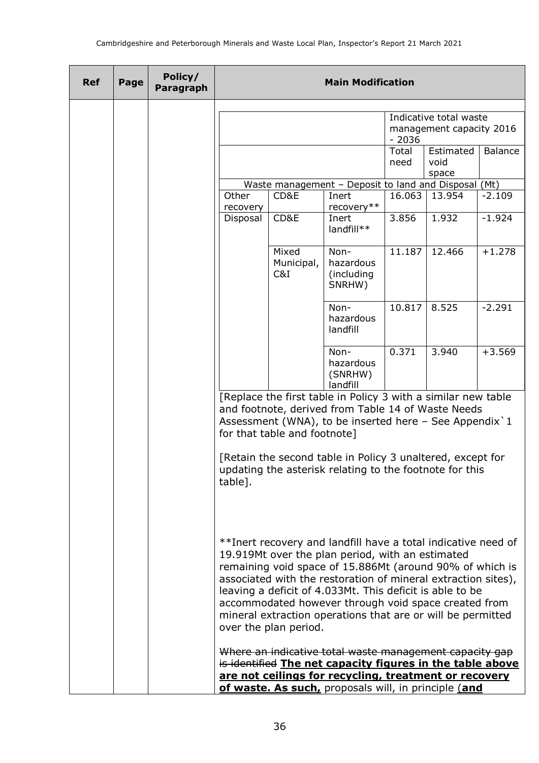| Ref | Page | Policy/ Paragraph | Main Modification |
|---|---|---|---|
| | | | (see below) |

| | | | Indicative total waste management capacity 2016 - 2036 | | |
|---|---|---|---|---|---|
| | | | Total need | Estimated void space | Balance |
| Waste management – Deposit to land and Disposal (Mt) | | | | | |
| Other recovery | CD&E | Inert recovery** | 16.063 | 13.954 | -2.109 |
| Disposal | CD&E | Inert landfill** | 3.856 | 1.932 | -1.924 |
| | Mixed Municipal, C&I | Non-hazardous (including SNRHW) | 11.187 | 12.466 | +1.278 |
| | | Non-hazardous landfill | 10.817 | 8.525 | -2.291 |
| | | Non-hazardous (SNRHW) landfill | 0.371 | 3.940 | +3.569 |

[Replace the first table in Policy 3 with a similar new table and footnote, derived from Table 14 of Waste Needs Assessment (WNA), to be inserted here – See Appendix`1 for that table and footnote]

[Retain the second table in Policy 3 unaltered, except for updating the asterisk relating to the footnote for this table].

**Inert recovery and landfill have a total indicative need of 19.919Mt over the plan period, with an estimated remaining void space of 15.886Mt (around 90% of which is associated with the restoration of mineral extraction sites), leaving a deficit of 4.033Mt. This deficit is able to be accommodated however through void space created from mineral extraction operations that are or will be permitted over the plan period.

~~Where an indicative total waste management capacity gap is identified~~ **The net capacity figures in the table above are not ceilings for recycling, treatment or recovery of waste. As such,** proposals will, in principle (**and**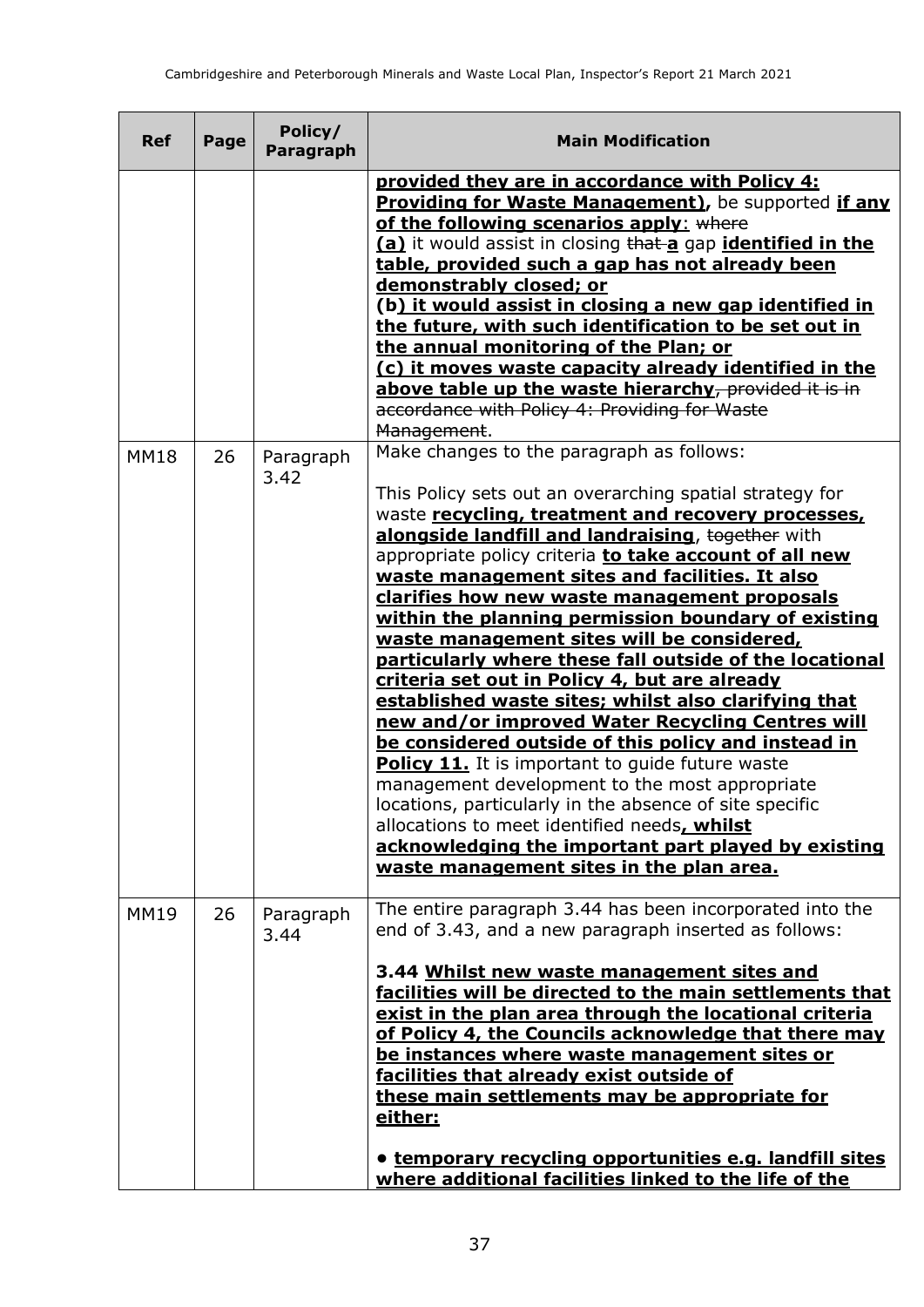| Ref | Page | Policy/ Paragraph | Main Modification |
|---|---|---|---|
| | | | **provided they are in accordance with Policy 4: Providing for Waste Management),** be supported **if any of the following scenarios apply**: ~~where~~ **(a)** it would assist in closing ~~that~~ **a** gap **identified in the table, provided such a gap has not already been demonstrably closed; or** **(b) it would assist in closing a new gap identified in the future, with such identification to be set out in the annual monitoring of the Plan; or** **(c) it moves waste capacity already identified in the above table up the waste hierarchy**~~, provided it is in accordance with Policy 4: Providing for Waste Management~~. |
| MM18 | 26 | Paragraph 3.42 | Make changes to the paragraph as follows:<br><br>This Policy sets out an overarching spatial strategy for waste **recycling, treatment and recovery processes, alongside landfill and landraising**, ~~together~~ with appropriate policy criteria **to take account of all new waste management sites and facilities. It also clarifies how new waste management proposals within the planning permission boundary of existing waste management sites will be considered, particularly where these fall outside of the locational criteria set out in Policy 4, but are already established waste sites; whilst also clarifying that new and/or improved Water Recycling Centres will be considered outside of this policy and instead in Policy 11.** It is important to guide future waste management development to the most appropriate locations, particularly in the absence of site specific allocations to meet identified needs**, whilst acknowledging the important part played by existing waste management sites in the plan area.** |
| MM19 | 26 | Paragraph 3.44 | The entire paragraph 3.44 has been incorporated into the end of 3.43, and a new paragraph inserted as follows:<br><br>**3.44 Whilst new waste management sites and facilities will be directed to the main settlements that exist in the plan area through the locational criteria of Policy 4, the Councils acknowledge that there may be instances where waste management sites or facilities that already exist outside of these main settlements may be appropriate for either:**<br><br>**• temporary recycling opportunities e.g. landfill sites where additional facilities linked to the life of the** |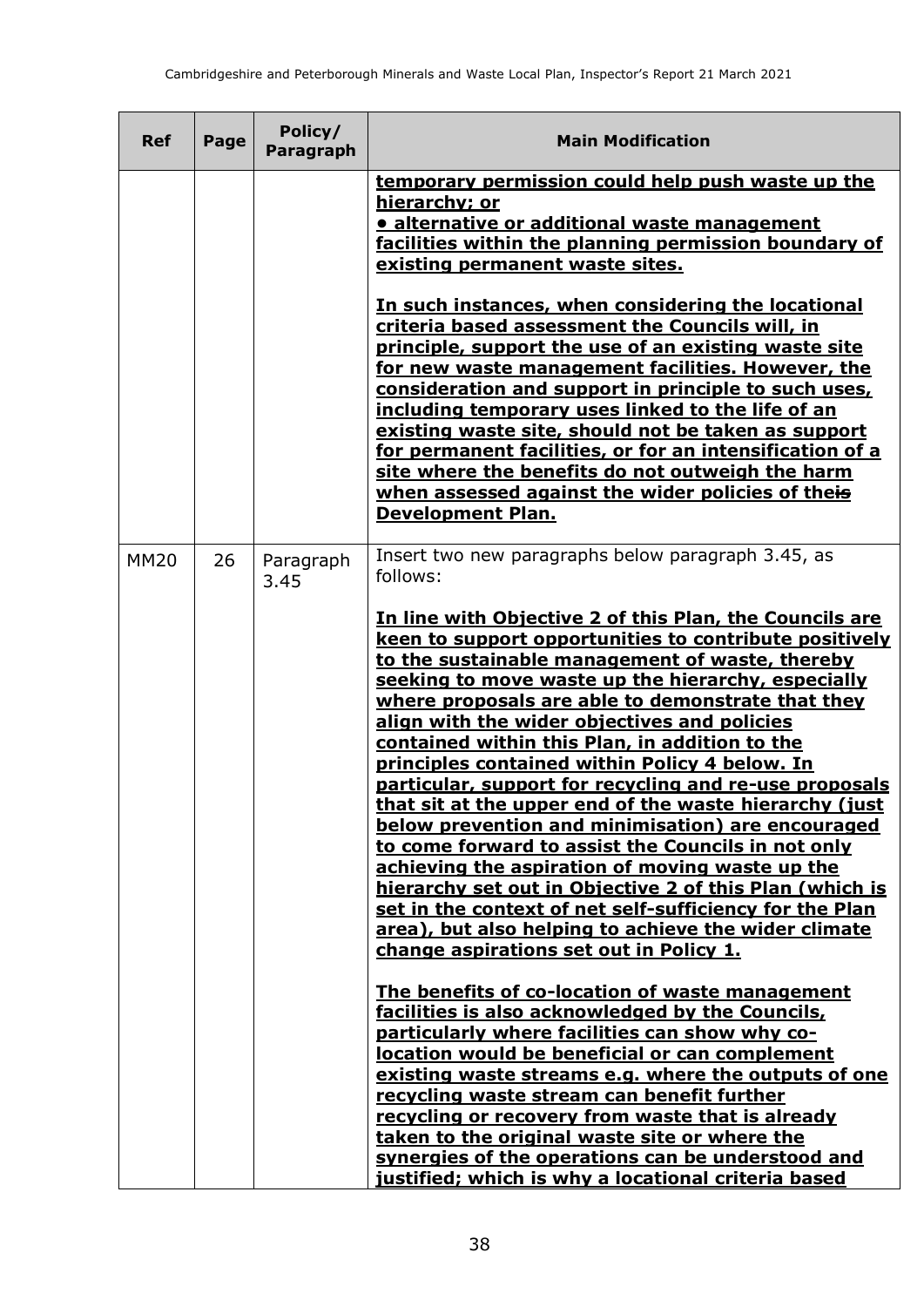| Ref | Page | Policy/ Paragraph | Main Modification |
|---|---|---|---|
| | | | <u>**temporary permission could help push waste up the hierarchy; or**</u><br><u>**• alternative or additional waste management facilities within the planning permission boundary of existing permanent waste sites.**</u><br><br><u>**In such instances, when considering the locational criteria based assessment the Councils will, in principle, support the use of an existing waste site for new waste management facilities. However, the consideration and support in principle to such uses, including temporary uses linked to the life of an existing waste site, should not be taken as support for permanent facilities, or for an intensification of a site where the benefits do not outweigh the harm when assessed against the wider policies of the~~is~~ Development Plan.**</u> |
| MM20 | 26 | Paragraph 3.45 | Insert two new paragraphs below paragraph 3.45, as follows:<br><br><u>**In line with Objective 2 of this Plan, the Councils are keen to support opportunities to contribute positively to the sustainable management of waste, thereby seeking to move waste up the hierarchy, especially where proposals are able to demonstrate that they align with the wider objectives and policies contained within this Plan, in addition to the principles contained within Policy 4 below. In particular, support for recycling and re-use proposals that sit at the upper end of the waste hierarchy (just below prevention and minimisation) are encouraged to come forward to assist the Councils in not only achieving the aspiration of moving waste up the hierarchy set out in Objective 2 of this Plan (which is set in the context of net self-sufficiency for the Plan area), but also helping to achieve the wider climate change aspirations set out in Policy 1.**</u><br><br><u>**The benefits of co-location of waste management facilities is also acknowledged by the Councils, particularly where facilities can show why co-location would be beneficial or can complement existing waste streams e.g. where the outputs of one recycling waste stream can benefit further recycling or recovery from waste that is already taken to the original waste site or where the synergies of the operations can be understood and justified; which is why a locational criteria based**</u> |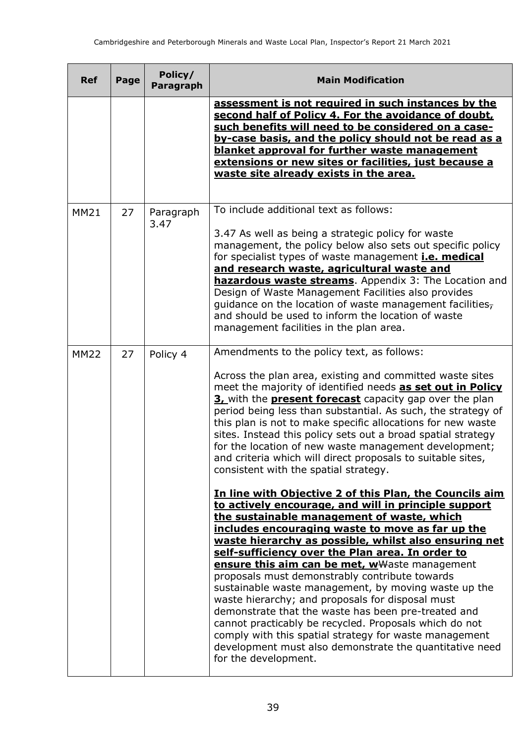| Ref | Page | Policy/ Paragraph | Main Modification |
|---|---|---|---|
| | | | **assessment is not required in such instances by the second half of Policy 4. For the avoidance of doubt, such benefits will need to be considered on a case-by-case basis, and the policy should not be read as a blanket approval for further waste management extensions or new sites or facilities, just because a waste site already exists in the area.** |
| MM21 | 27 | Paragraph 3.47 | To include additional text as follows:<br><br>3.47 As well as being a strategic policy for waste management, the policy below also sets out specific policy for specialist types of waste management **i.e. medical and research waste, agricultural waste and hazardous waste streams**. Appendix 3: The Location and Design of Waste Management Facilities also provides guidance on the location of waste management facilities~~,~~ and should be used to inform the location of waste management facilities in the plan area. |
| MM22 | 27 | Policy 4 | Amendments to the policy text, as follows:<br><br>Across the plan area, existing and committed waste sites meet the majority of identified needs **as set out in Policy 3,** with the **present forecast** capacity gap over the plan period being less than substantial. As such, the strategy of this plan is not to make specific allocations for new waste sites. Instead this policy sets out a broad spatial strategy for the location of new waste management development; and criteria which will direct proposals to suitable sites, consistent with the spatial strategy.<br><br>**In line with Objective 2 of this Plan, the Councils aim to actively encourage, and will in principle support the sustainable management of waste, which includes encouraging waste to move as far up the waste hierarchy as possible, whilst also ensuring net self-sufficiency over the Plan area. In order to ensure this aim can be met, w**~~W~~aste management proposals must demonstrably contribute towards sustainable waste management, by moving waste up the waste hierarchy; and proposals for disposal must demonstrate that the waste has been pre-treated and cannot practicably be recycled. Proposals which do not comply with this spatial strategy for waste management development must also demonstrate the quantitative need for the development. |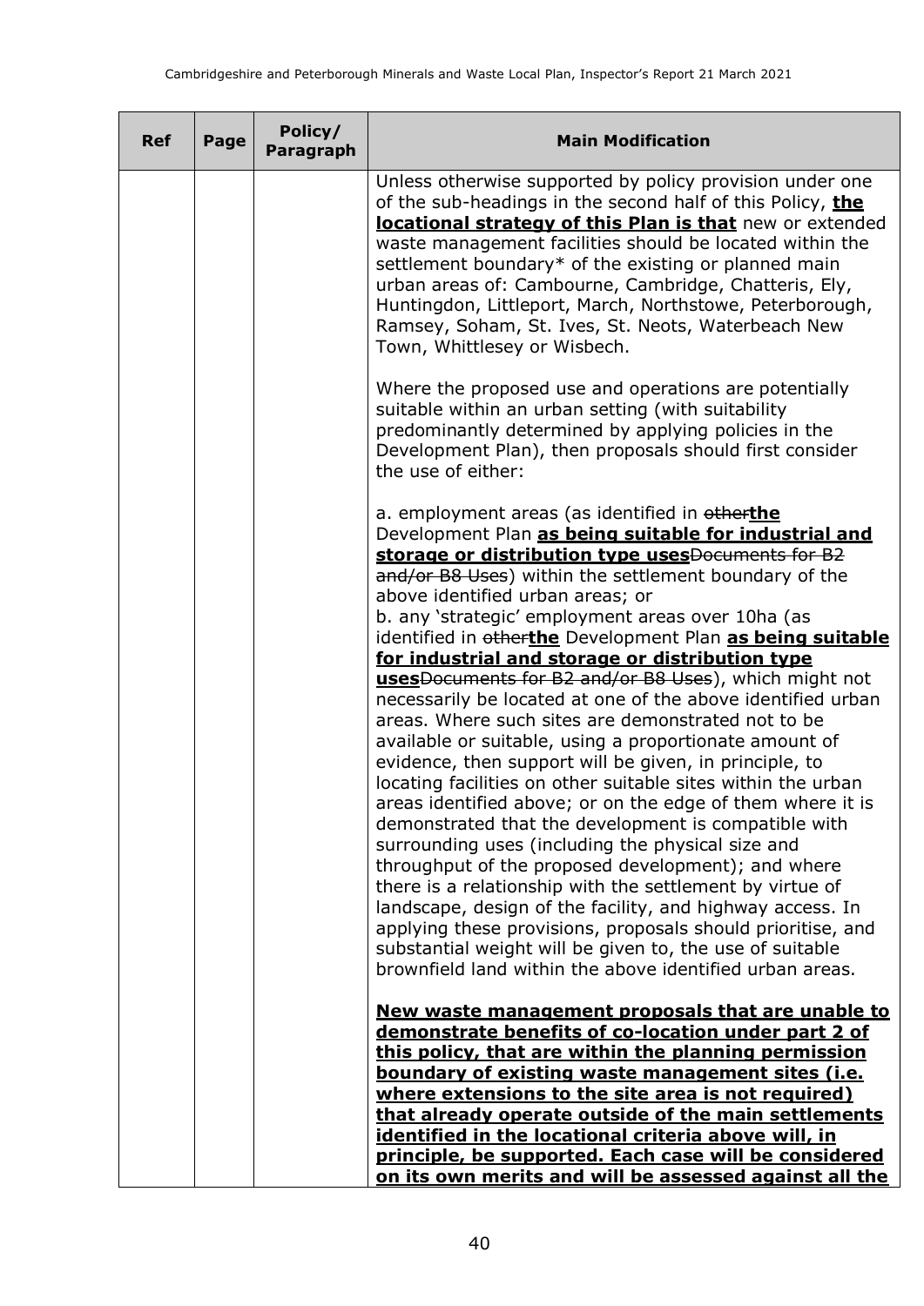| Ref | Page | Policy/ Paragraph | Main Modification |
|---|---|---|---|
| | | | Unless otherwise supported by policy provision under one of the sub-headings in the second half of this Policy, **<u>the locational strategy of this Plan is that</u>** new or extended waste management facilities should be located within the settlement boundary* of the existing or planned main urban areas of: Cambourne, Cambridge, Chatteris, Ely, Huntingdon, Littleport, March, Northstowe, Peterborough, Ramsey, Soham, St. Ives, St. Neots, Waterbeach New Town, Whittlesey or Wisbech.<br><br>Where the proposed use and operations are potentially suitable within an urban setting (with suitability predominantly determined by applying policies in the Development Plan), then proposals should first consider the use of either:<br><br>a. employment areas (as identified in ~~other~~**<u>the</u>** Development Plan **<u>as being suitable for industrial and storage or distribution type uses</u>**~~Documents for B2 and/or B8 Uses~~) within the settlement boundary of the above identified urban areas; or<br>b. any 'strategic' employment areas over 10ha (as identified in ~~other~~**<u>the</u>** Development Plan **<u>as being suitable for industrial and storage or distribution type uses</u>**~~Documents for B2 and/or B8 Uses~~), which might not necessarily be located at one of the above identified urban areas. Where such sites are demonstrated not to be available or suitable, using a proportionate amount of evidence, then support will be given, in principle, to locating facilities on other suitable sites within the urban areas identified above; or on the edge of them where it is demonstrated that the development is compatible with surrounding uses (including the physical size and throughput of the proposed development); and where there is a relationship with the settlement by virtue of landscape, design of the facility, and highway access. In applying these provisions, proposals should prioritise, and substantial weight will be given to, the use of suitable brownfield land within the above identified urban areas.<br><br>**<u>New waste management proposals that are unable to demonstrate benefits of co-location under part 2 of this policy, that are within the planning permission boundary of existing waste management sites (i.e. where extensions to the site area is not required) that already operate outside of the main settlements identified in the locational criteria above will, in principle, be supported. Each case will be considered on its own merits and will be assessed against all the</u>** |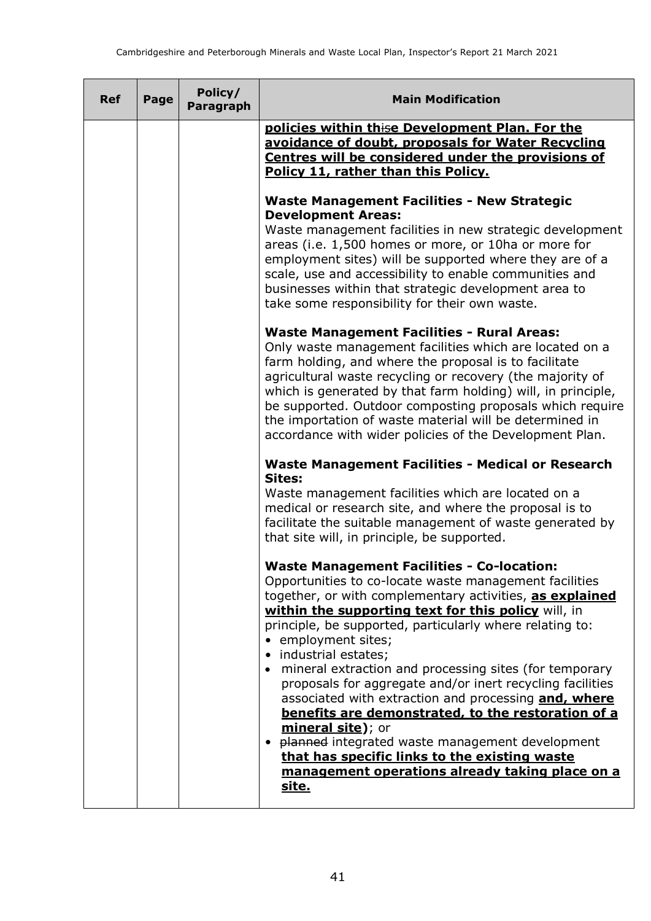| Ref | Page | Policy/ Paragraph | Main Modification |
|---|---|---|---|
| | | | **policies within th~~is~~e Development Plan. For the avoidance of doubt, proposals for Water Recycling Centres will be considered under the provisions of Policy 11, rather than this Policy.**<br><br>**Waste Management Facilities - New Strategic Development Areas:**<br>Waste management facilities in new strategic development areas (i.e. 1,500 homes or more, or 10ha or more for employment sites) will be supported where they are of a scale, use and accessibility to enable communities and businesses within that strategic development area to take some responsibility for their own waste.<br><br>**Waste Management Facilities - Rural Areas:**<br>Only waste management facilities which are located on a farm holding, and where the proposal is to facilitate agricultural waste recycling or recovery (the majority of which is generated by that farm holding) will, in principle, be supported. Outdoor composting proposals which require the importation of waste material will be determined in accordance with wider policies of the Development Plan.<br><br>**Waste Management Facilities - Medical or Research Sites:**<br>Waste management facilities which are located on a medical or research site, and where the proposal is to facilitate the suitable management of waste generated by that site will, in principle, be supported.<br><br>**Waste Management Facilities - Co-location:**<br>Opportunities to co-locate waste management facilities together, or with complementary activities, **as explained within the supporting text for this policy** will, in principle, be supported, particularly where relating to:<br>• employment sites;<br>• industrial estates;<br>• mineral extraction and processing sites (for temporary proposals for aggregate and/or inert recycling facilities associated with extraction and processing **and, where benefits are demonstrated, to the restoration of a mineral site)**; or<br>• ~~planned~~ integrated waste management development **that has specific links to the existing waste management operations already taking place on a site.** |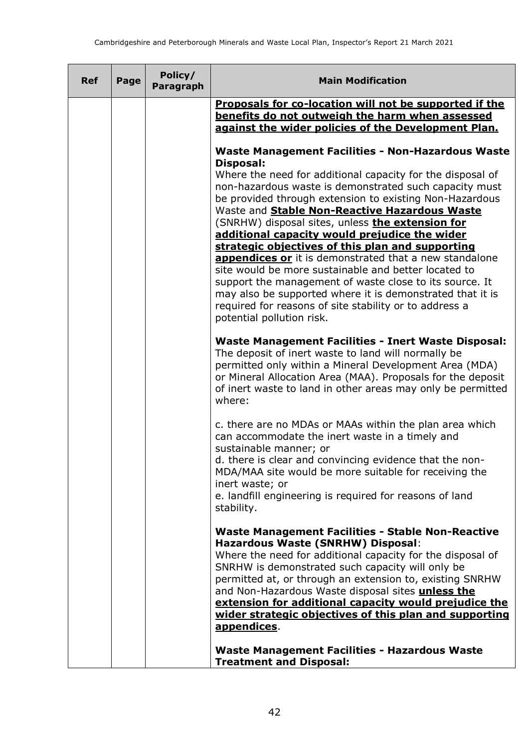| Ref | Page | Policy/ Paragraph | Main Modification |
|---|---|---|---|
| | | | **Proposals for co-location will not be supported if the benefits do not outweigh the harm when assessed against the wider policies of the Development Plan.**<br><br>**Waste Management Facilities - Non-Hazardous Waste Disposal:**<br>Where the need for additional capacity for the disposal of non-hazardous waste is demonstrated such capacity must be provided through extension to existing Non-Hazardous Waste and **Stable Non-Reactive Hazardous Waste** (SNRHW) disposal sites, unless **the extension for additional capacity would prejudice the wider strategic objectives of this plan and supporting appendices or** it is demonstrated that a new standalone site would be more sustainable and better located to support the management of waste close to its source. It may also be supported where it is demonstrated that it is required for reasons of site stability or to address a potential pollution risk.<br><br>**Waste Management Facilities - Inert Waste Disposal:**<br>The deposit of inert waste to land will normally be permitted only within a Mineral Development Area (MDA) or Mineral Allocation Area (MAA). Proposals for the deposit of inert waste to land in other areas may only be permitted where:<br><br>c. there are no MDAs or MAAs within the plan area which can accommodate the inert waste in a timely and sustainable manner; or<br>d. there is clear and convincing evidence that the non-MDA/MAA site would be more suitable for receiving the inert waste; or<br>e. landfill engineering is required for reasons of land stability.<br><br>**Waste Management Facilities - Stable Non-Reactive Hazardous Waste (SNRHW) Disposal**:<br>Where the need for additional capacity for the disposal of SNRHW is demonstrated such capacity will only be permitted at, or through an extension to, existing SNRHW and Non-Hazardous Waste disposal sites **unless the extension for additional capacity would prejudice the wider strategic objectives of this plan and supporting appendices**.<br><br>**Waste Management Facilities - Hazardous Waste Treatment and Disposal:** |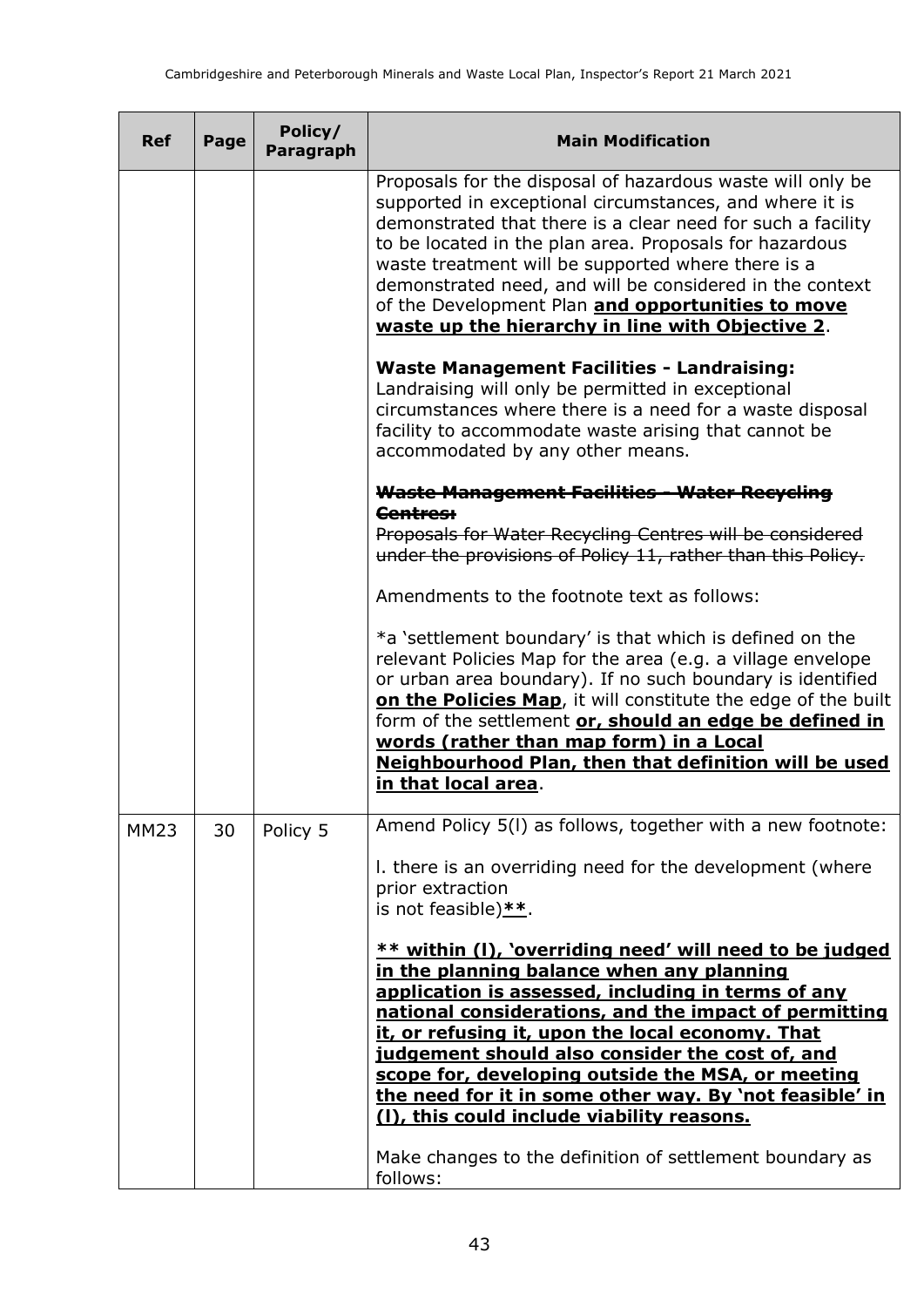| Ref | Page | Policy/ Paragraph | Main Modification |
|---|---|---|---|
| | | | Proposals for the disposal of hazardous waste will only be supported in exceptional circumstances, and where it is demonstrated that there is a clear need for such a facility to be located in the plan area. Proposals for hazardous waste treatment will be supported where there is a demonstrated need, and will be considered in the context of the Development Plan **<u>and opportunities to move waste up the hierarchy in line with Objective 2</u>**.<br><br>**Waste Management Facilities - Landraising:**<br>Landraising will only be permitted in exceptional circumstances where there is a need for a waste disposal facility to accommodate waste arising that cannot be accommodated by any other means.<br><br>~~**Waste Management Facilities - Water Recycling Centres:**~~<br>~~Proposals for Water Recycling Centres will be considered under the provisions of Policy 11, rather than this Policy.~~<br><br>Amendments to the footnote text as follows:<br><br>*a 'settlement boundary' is that which is defined on the relevant Policies Map for the area (e.g. a village envelope or urban area boundary). If no such boundary is identified **<u>on the Policies Map</u>**, it will constitute the edge of the built form of the settlement **<u>or, should an edge be defined in words (rather than map form) in a Local Neighbourhood Plan, then that definition will be used in that local area</u>**. |
| MM23 | 30 | Policy 5 | Amend Policy 5(l) as follows, together with a new footnote:<br><br>l. there is an overriding need for the development (where prior extraction is not feasible)**<u>**</u>**.<br><br>**<u>** within (l), 'overriding need' will need to be judged in the planning balance when any planning application is assessed, including in terms of any national considerations, and the impact of permitting it, or refusing it, upon the local economy. That judgement should also consider the cost of, and scope for, developing outside the MSA, or meeting the need for it in some other way. By 'not feasible' in (l), this could include viability reasons.</u>**<br><br>Make changes to the definition of settlement boundary as follows: |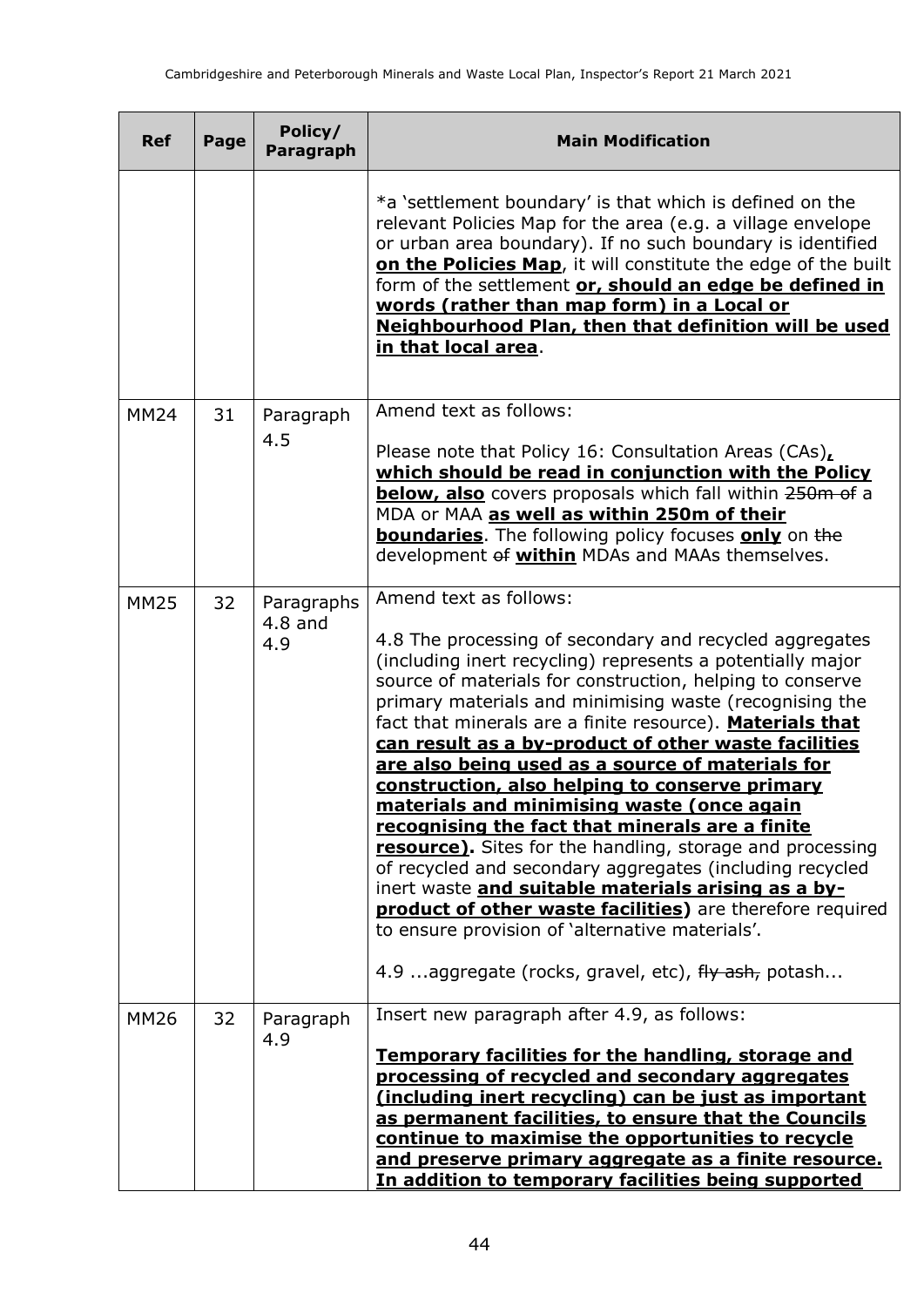| Ref | Page | Policy/ Paragraph | Main Modification |
|---|---|---|---|
| | | | *a 'settlement boundary' is that which is defined on the relevant Policies Map for the area (e.g. a village envelope or urban area boundary). If no such boundary is identified **on the Policies Map**, it will constitute the edge of the built form of the settlement **or, should an edge be defined in words (rather than map form) in a Local or Neighbourhood Plan, then that definition will be used in that local area**. |
| MM24 | 31 | Paragraph 4.5 | Amend text as follows: <br><br> Please note that Policy 16: Consultation Areas (CAs)**, which should be read in conjunction with the Policy below, also** covers proposals which fall within ~~250m of~~ a MDA or MAA **as well as within 250m of their boundaries**. The following policy focuses **only** on ~~the~~ development ~~of~~ **within** MDAs and MAAs themselves. |
| MM25 | 32 | Paragraphs 4.8 and 4.9 | Amend text as follows: <br><br> 4.8 The processing of secondary and recycled aggregates (including inert recycling) represents a potentially major source of materials for construction, helping to conserve primary materials and minimising waste (recognising the fact that minerals are a finite resource). **Materials that can result as a by-product of other waste facilities are also being used as a source of materials for construction, also helping to conserve primary materials and minimising waste (once again recognising the fact that minerals are a finite resource).** Sites for the handling, storage and processing of recycled and secondary aggregates (including recycled inert waste **and suitable materials arising as a by-product of other waste facilities)** are therefore required to ensure provision of 'alternative materials'. <br><br> 4.9 ...aggregate (rocks, gravel, etc), ~~fly ash,~~ potash... |
| MM26 | 32 | Paragraph 4.9 | Insert new paragraph after 4.9, as follows: <br><br> **Temporary facilities for the handling, storage and processing of recycled and secondary aggregates (including inert recycling) can be just as important as permanent facilities, to ensure that the Councils continue to maximise the opportunities to recycle and preserve primary aggregate as a finite resource. In addition to temporary facilities being supported** |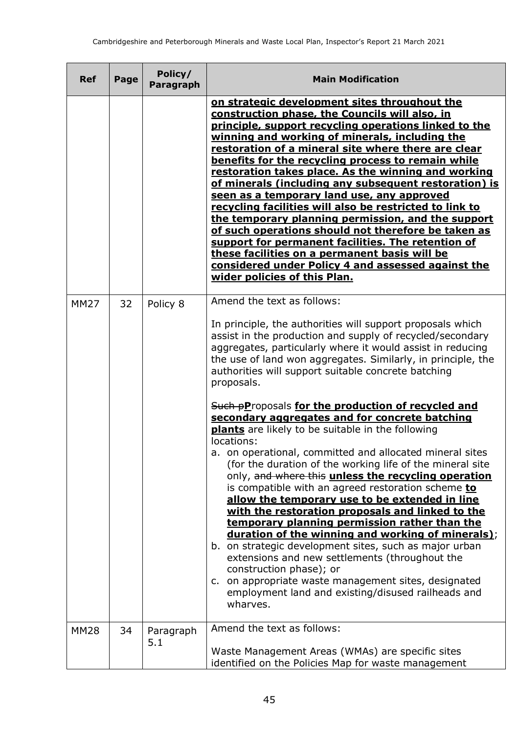| Ref | Page | Policy/ Paragraph | Main Modification |
|---|---|---|---|
| | | | **<u>on strategic development sites throughout the construction phase, the Councils will also, in principle, support recycling operations linked to the winning and working of minerals, including the restoration of a mineral site where there are clear benefits for the recycling process to remain while restoration takes place. As the winning and working of minerals (including any subsequent restoration) is seen as a temporary land use, any approved recycling facilities will also be restricted to link to the temporary planning permission, and the support of such operations should not therefore be taken as support for permanent facilities. The retention of these facilities on a permanent basis will be considered under Policy 4 and assessed against the wider policies of this Plan.</u>** |
| MM27 | 32 | Policy 8 | Amend the text as follows:<br><br>In principle, the authorities will support proposals which assist in the production and supply of recycled/secondary aggregates, particularly where it would assist in reducing the use of land won aggregates. Similarly, in principle, the authorities will support suitable concrete batching proposals.<br><br>~~Such p~~**<u>P</u>**roposals **<u>for the production of recycled and secondary aggregates and for concrete batching plants</u>** are likely to be suitable in the following locations:<br>a. on operational, committed and allocated mineral sites (for the duration of the working life of the mineral site only, ~~and where this~~ **<u>unless the recycling operation</u>** is compatible with an agreed restoration scheme **<u>to allow the temporary use to be extended in line with the restoration proposals and linked to the temporary planning permission rather than the duration of the winning and working of minerals)</u>**;<br>b. on strategic development sites, such as major urban extensions and new settlements (throughout the construction phase); or<br>c. on appropriate waste management sites, designated employment land and existing/disused railheads and wharves. |
| MM28 | 34 | Paragraph 5.1 | Amend the text as follows:<br><br>Waste Management Areas (WMAs) are specific sites identified on the Policies Map for waste management |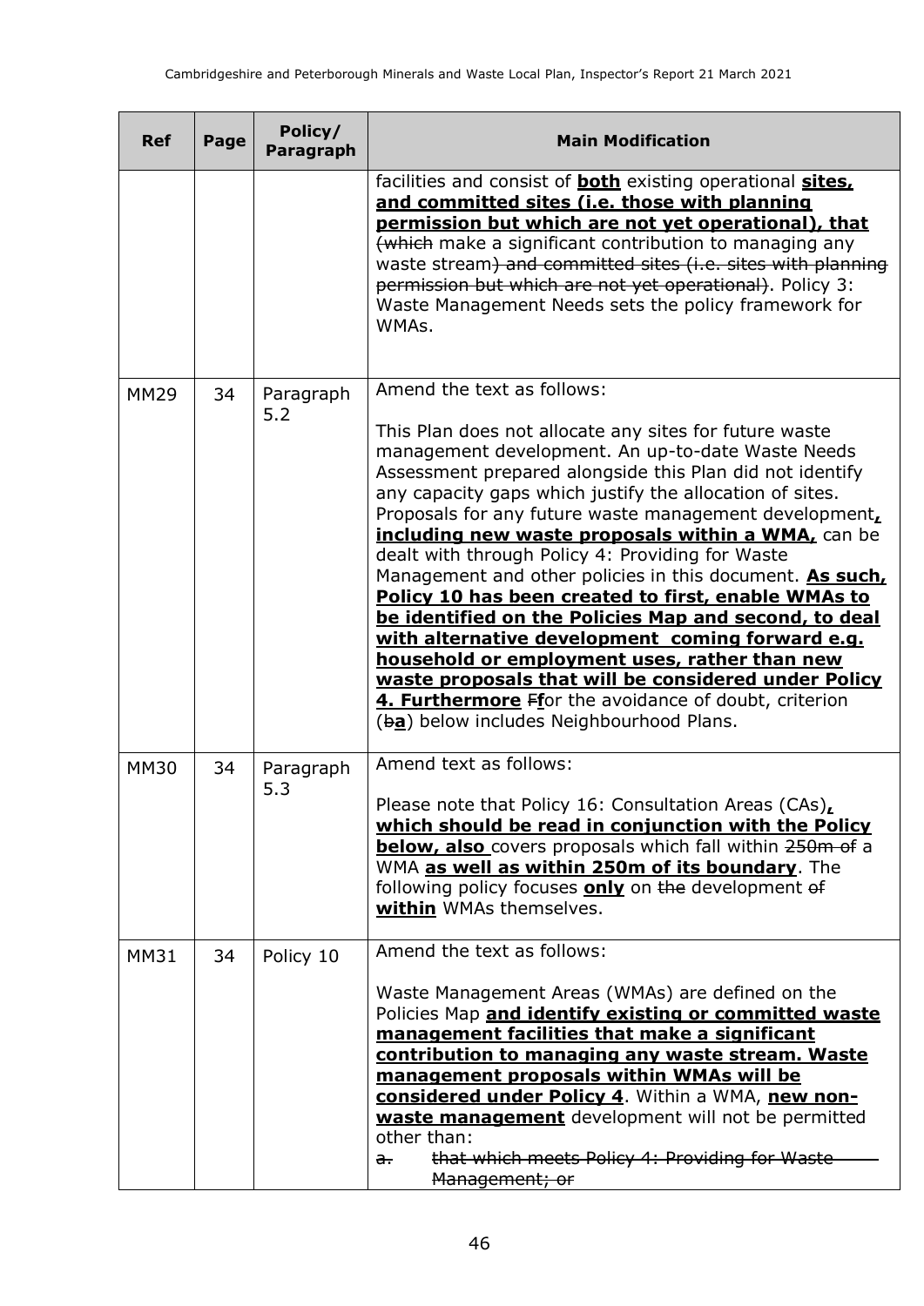| Ref | Page | Policy/ Paragraph | Main Modification |
|---|---|---|---|
| | | | facilities and consist of **both** existing operational **sites, and committed sites (i.e. those with planning permission but which are not yet operational), that** ~~(which~~ make a significant contribution to managing any waste stream~~) and committed sites (i.e. sites with planning permission but which are not yet operational)~~. Policy 3: Waste Management Needs sets the policy framework for WMAs. |
| MM29 | 34 | Paragraph 5.2 | Amend the text as follows:<br><br>This Plan does not allocate any sites for future waste management development. An up-to-date Waste Needs Assessment prepared alongside this Plan did not identify any capacity gaps which justify the allocation of sites. Proposals for any future waste management development**, including new waste proposals within a WMA,** can be dealt with through Policy 4: Providing for Waste Management and other policies in this document. **As such, Policy 10 has been created to first, enable WMAs to be identified on the Policies Map and second, to deal with alternative development coming forward e.g. household or employment uses, rather than new waste proposals that will be considered under Policy 4. Furthermore** ~~F~~**f**or the avoidance of doubt, criterion (~~b~~**a**) below includes Neighbourhood Plans. |
| MM30 | 34 | Paragraph 5.3 | Amend text as follows:<br><br>Please note that Policy 16: Consultation Areas (CAs)**, which should be read in conjunction with the Policy below, also** covers proposals which fall within ~~250m of~~ a WMA **as well as within 250m of its boundary**. The following policy focuses **only** on ~~the~~ development ~~of~~ **within** WMAs themselves. |
| MM31 | 34 | Policy 10 | Amend the text as follows:<br><br>Waste Management Areas (WMAs) are defined on the Policies Map **and identify existing or committed waste management facilities that make a significant contribution to managing any waste stream. Waste management proposals within WMAs will be considered under Policy 4**. Within a WMA, **new non-waste management** development will not be permitted other than:<br>~~a. that which meets Policy 4: Providing for Waste Management; or~~ |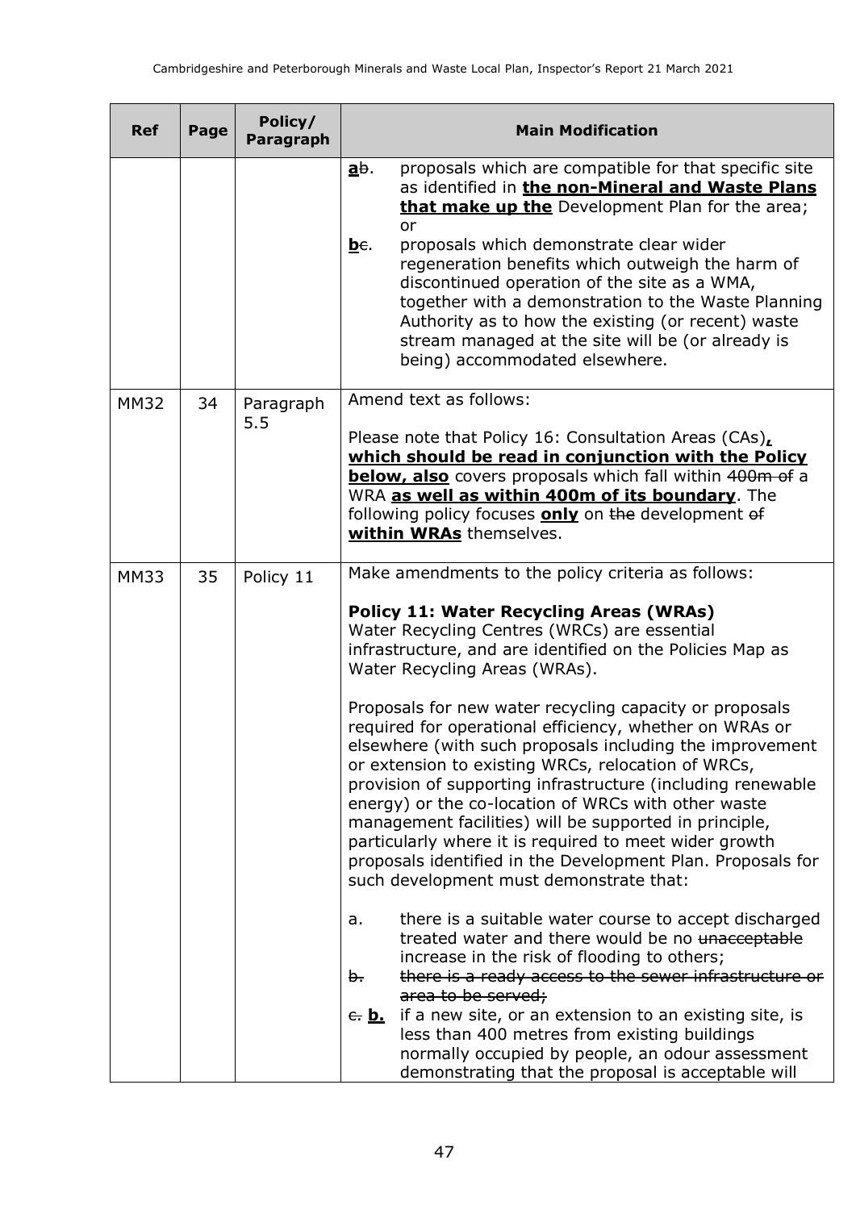| Ref | Page | Policy/ Paragraph | Main Modification |
| --- | --- | --- | --- |
| | | | **a**~~b~~. proposals which are compatible for that specific site as identified in **the non-Mineral and Waste Plans that make up the** Development Plan for the area; or<br>**b**~~c~~. proposals which demonstrate clear wider regeneration benefits which outweigh the harm of discontinued operation of the site as a WMA, together with a demonstration to the Waste Planning Authority as to how the existing (or recent) waste stream managed at the site will be (or already is being) accommodated elsewhere. |
| MM32 | 34 | Paragraph 5.5 | Amend text as follows:<br><br>Please note that Policy 16: Consultation Areas (CAs)**, which should be read in conjunction with the Policy below, also** covers proposals which fall within ~~400m of~~ a WRA **as well as within 400m of its boundary**. The following policy focuses **only** on ~~the~~ development ~~of~~ **within WRAs** themselves. |
| MM33 | 35 | Policy 11 | Make amendments to the policy criteria as follows:<br><br>**Policy 11: Water Recycling Areas (WRAs)**<br>Water Recycling Centres (WRCs) are essential infrastructure, and are identified on the Policies Map as Water Recycling Areas (WRAs).<br><br>Proposals for new water recycling capacity or proposals required for operational efficiency, whether on WRAs or elsewhere (with such proposals including the improvement or extension to existing WRCs, relocation of WRCs, provision of supporting infrastructure (including renewable energy) or the co-location of WRCs with other waste management facilities) will be supported in principle, particularly where it is required to meet wider growth proposals identified in the Development Plan. Proposals for such development must demonstrate that:<br><br>a. there is a suitable water course to accept discharged treated water and there would be no ~~unacceptable~~ increase in the risk of flooding to others;<br>~~b. there is a ready access to the sewer infrastructure or area to be served;~~<br>~~c.~~ **b.** if a new site, or an extension to an existing site, is less than 400 metres from existing buildings normally occupied by people, an odour assessment demonstrating that the proposal is acceptable will |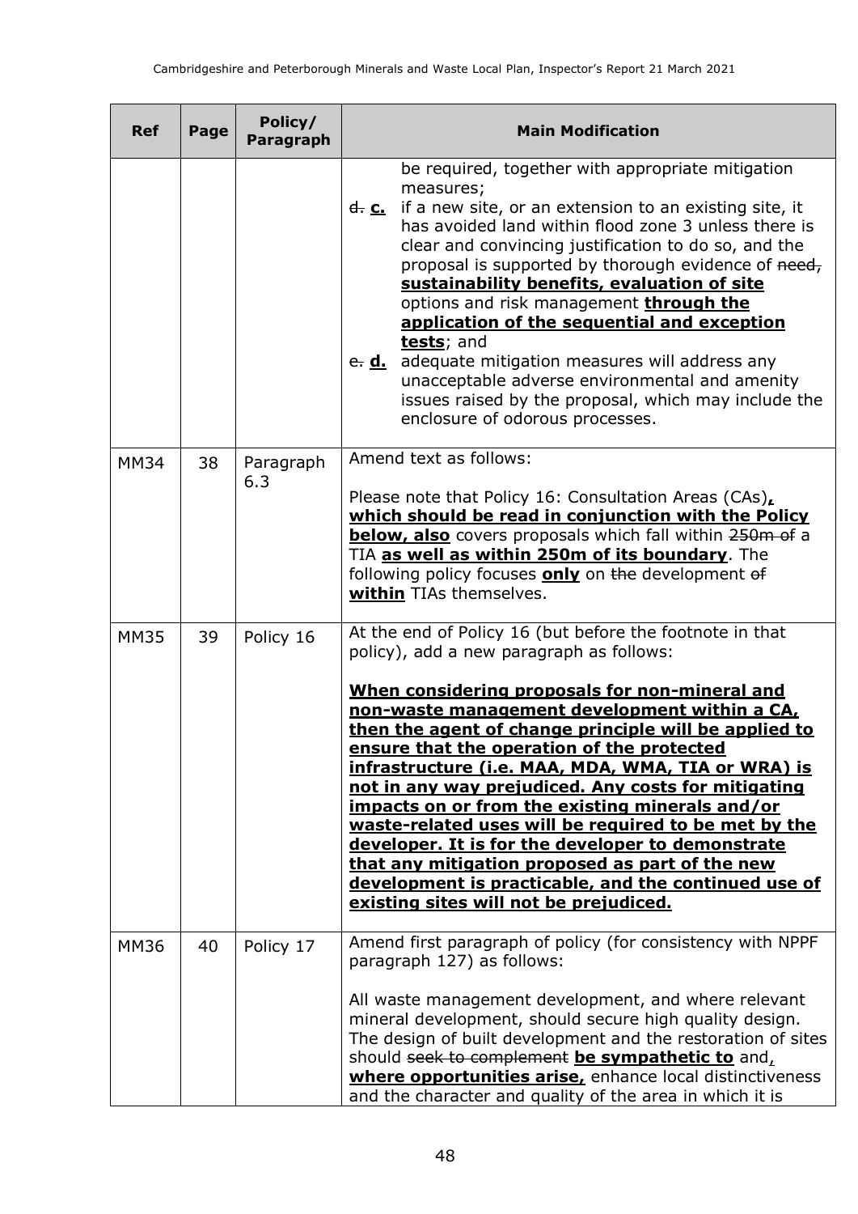| Ref | Page | Policy/ Paragraph | Main Modification |
|---|---|---|---|
| | | | be required, together with appropriate mitigation measures;<br>~~d.~~ **c.** if a new site, or an extension to an existing site, it has avoided land within flood zone 3 unless there is clear and convincing justification to do so, and the proposal is supported by thorough evidence of ~~need,~~ **sustainability benefits, evaluation of site** options and risk management **through the application of the sequential and exception tests**; and<br>~~e.~~ **d.** adequate mitigation measures will address any unacceptable adverse environmental and amenity issues raised by the proposal, which may include the enclosure of odorous processes. |
| MM34 | 38 | Paragraph 6.3 | Amend text as follows:<br><br>Please note that Policy 16: Consultation Areas (CAs)**, which should be read in conjunction with the Policy below, also** covers proposals which fall within ~~250m of~~ a TIA **as well as within 250m of its boundary**. The following policy focuses **only** on ~~the~~ development ~~of~~ **within** TIAs themselves. |
| MM35 | 39 | Policy 16 | At the end of Policy 16 (but before the footnote in that policy), add a new paragraph as follows:<br><br>**When considering proposals for non-mineral and non-waste management development within a CA, then the agent of change principle will be applied to ensure that the operation of the protected infrastructure (i.e. MAA, MDA, WMA, TIA or WRA) is not in any way prejudiced. Any costs for mitigating impacts on or from the existing minerals and/or waste-related uses will be required to be met by the developer. It is for the developer to demonstrate that any mitigation proposed as part of the new development is practicable, and the continued use of existing sites will not be prejudiced.** |
| MM36 | 40 | Policy 17 | Amend first paragraph of policy (for consistency with NPPF paragraph 127) as follows:<br><br>All waste management development, and where relevant mineral development, should secure high quality design. The design of built development and the restoration of sites should ~~seek to complement~~ **be sympathetic to** and**, where opportunities arise,** enhance local distinctiveness and the character and quality of the area in which it is |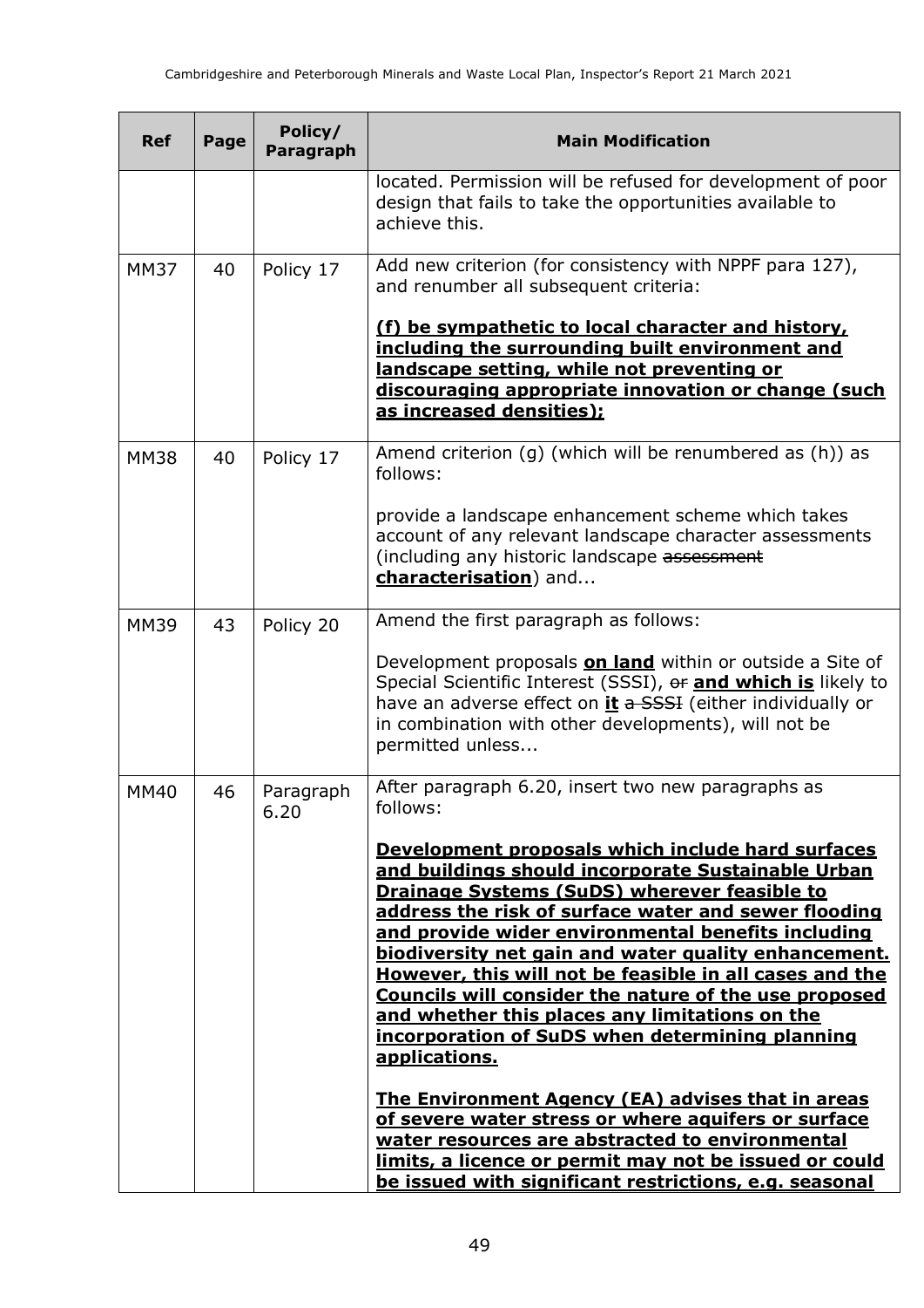| Ref | Page | Policy/ Paragraph | Main Modification |
|---|---|---|---|
| | | | located. Permission will be refused for development of poor design that fails to take the opportunities available to achieve this. |
| MM37 | 40 | Policy 17 | Add new criterion (for consistency with NPPF para 127), and renumber all subsequent criteria:<br><br>**(f) be sympathetic to local character and history, including the surrounding built environment and landscape setting, while not preventing or discouraging appropriate innovation or change (such as increased densities);** |
| MM38 | 40 | Policy 17 | Amend criterion (g) (which will be renumbered as (h)) as follows:<br><br>provide a landscape enhancement scheme which takes account of any relevant landscape character assessments (including any historic landscape ~~assessment~~ **characterisation**) and... |
| MM39 | 43 | Policy 20 | Amend the first paragraph as follows:<br><br>Development proposals **on land** within or outside a Site of Special Scientific Interest (SSSI), ~~or~~ **and which is** likely to have an adverse effect on **it** ~~a SSSI~~ (either individually or in combination with other developments), will not be permitted unless... |
| MM40 | 46 | Paragraph 6.20 | After paragraph 6.20, insert two new paragraphs as follows:<br><br>**Development proposals which include hard surfaces and buildings should incorporate Sustainable Urban Drainage Systems (SuDS) wherever feasible to address the risk of surface water and sewer flooding and provide wider environmental benefits including biodiversity net gain and water quality enhancement. However, this will not be feasible in all cases and the Councils will consider the nature of the use proposed and whether this places any limitations on the incorporation of SuDS when determining planning applications.**<br><br>**The Environment Agency (EA) advises that in areas of severe water stress or where aquifers or surface water resources are abstracted to environmental limits, a licence or permit may not be issued or could be issued with significant restrictions, e.g. seasonal** |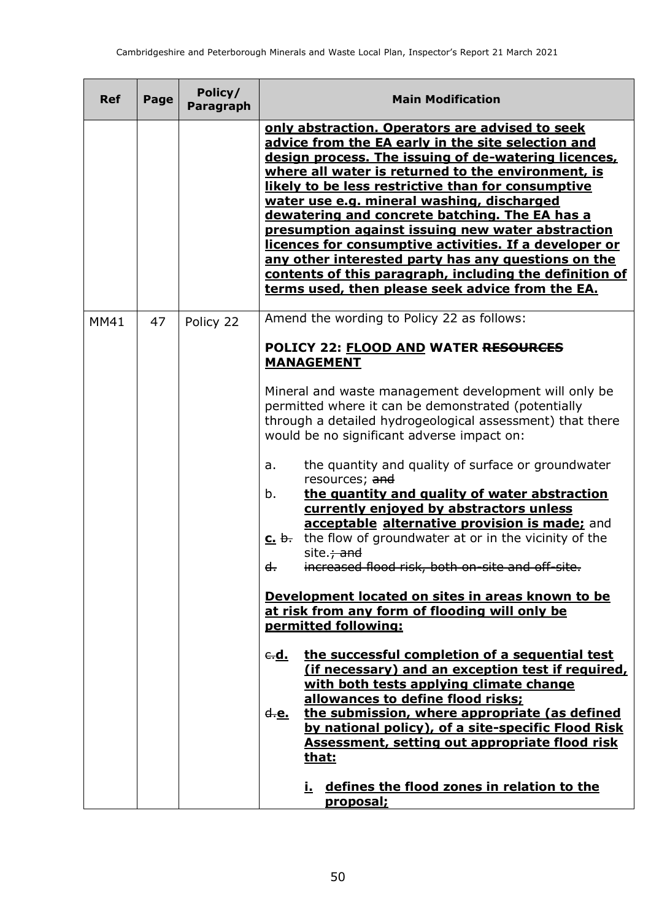| Ref | Page | Policy/ Paragraph | Main Modification |
|---|---|---|---|
| | | | **only abstraction. Operators are advised to seek advice from the EA early in the site selection and design process. The issuing of de-watering licences, where all water is returned to the environment, is likely to be less restrictive than for consumptive water use e.g. mineral washing, discharged dewatering and concrete batching. The EA has a presumption against issuing new water abstraction licences for consumptive activities. If a developer or any other interested party has any questions on the contents of this paragraph, including the definition of terms used, then please seek advice from the EA.** |
| MM41 | 47 | Policy 22 | Amend the wording to Policy 22 as follows:<br><br>**POLICY 22: FLOOD AND WATER ~~RESOURCES~~ MANAGEMENT**<br><br>Mineral and waste management development will only be permitted where it can be demonstrated (potentially through a detailed hydrogeological assessment) that there would be no significant adverse impact on:<br><br>a. the quantity and quality of surface or groundwater resources; ~~and~~<br>b. **the quantity and quality of water abstraction currently enjoyed by abstractors unless acceptable alternative provision is made;** and<br>**c.** ~~b.~~ the flow of groundwater at or in the vicinity of the site.~~; and~~<br>~~d. increased flood risk, both on-site and off-site.~~<br><br>**Development located on sites in areas known to be at risk from any form of flooding will only be permitted following:**<br><br>~~c.~~**d. the successful completion of a sequential test (if necessary) and an exception test if required, with both tests applying climate change allowances to define flood risks;**<br>~~d.~~**e. the submission, where appropriate (as defined by national policy), of a site-specific Flood Risk Assessment, setting out appropriate flood risk that:**<br><br>**i. defines the flood zones in relation to the proposal;** |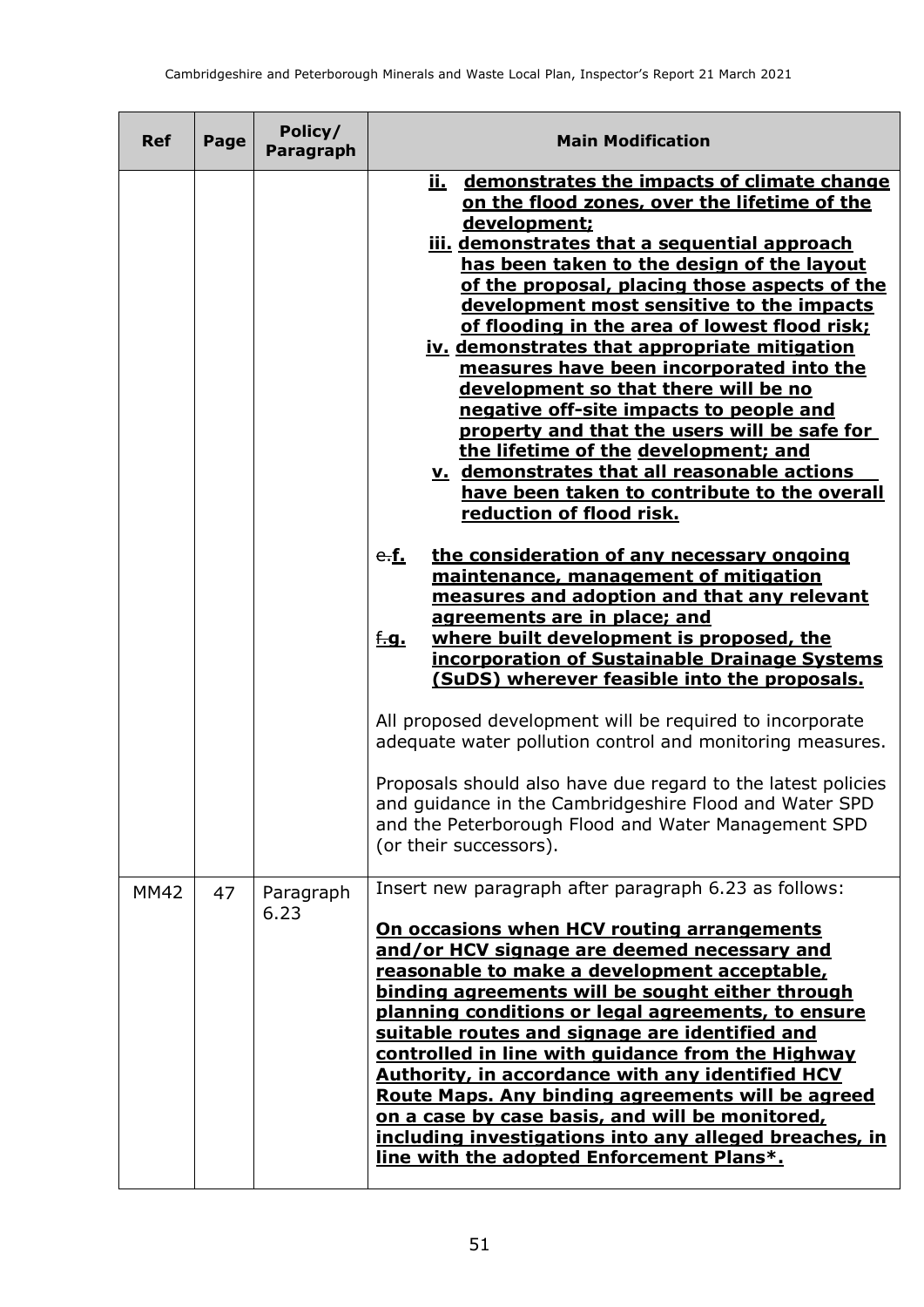| Ref | Page | Policy/ Paragraph | Main Modification |
|---|---|---|---|
| | | | **ii. demonstrates the impacts of climate change on the flood zones, over the lifetime of the development;**<br>**iii. demonstrates that a sequential approach has been taken to the design of the layout of the proposal, placing those aspects of the development most sensitive to the impacts of flooding in the area of lowest flood risk;**<br>**iv. demonstrates that appropriate mitigation measures have been incorporated into the development so that there will be no negative off-site impacts to people and property and that the users will be safe for the lifetime of the development; and**<br>**v. demonstrates that all reasonable actions have been taken to contribute to the overall reduction of flood risk.**<br><br>~~e.~~**f.** **the consideration of any necessary ongoing maintenance, management of mitigation measures and adoption and that any relevant agreements are in place; and**<br>~~f.~~**g.** **where built development is proposed, the incorporation of Sustainable Drainage Systems (SuDS) wherever feasible into the proposals.**<br><br>All proposed development will be required to incorporate adequate water pollution control and monitoring measures.<br><br>Proposals should also have due regard to the latest policies and guidance in the Cambridgeshire Flood and Water SPD and the Peterborough Flood and Water Management SPD (or their successors). |
| MM42 | 47 | Paragraph 6.23 | Insert new paragraph after paragraph 6.23 as follows:<br><br>**On occasions when HCV routing arrangements and/or HCV signage are deemed necessary and reasonable to make a development acceptable, binding agreements will be sought either through planning conditions or legal agreements, to ensure suitable routes and signage are identified and controlled in line with guidance from the Highway Authority, in accordance with any identified HCV Route Maps. Any binding agreements will be agreed on a case by case basis, and will be monitored, including investigations into any alleged breaches, in line with the adopted Enforcement Plans*.** |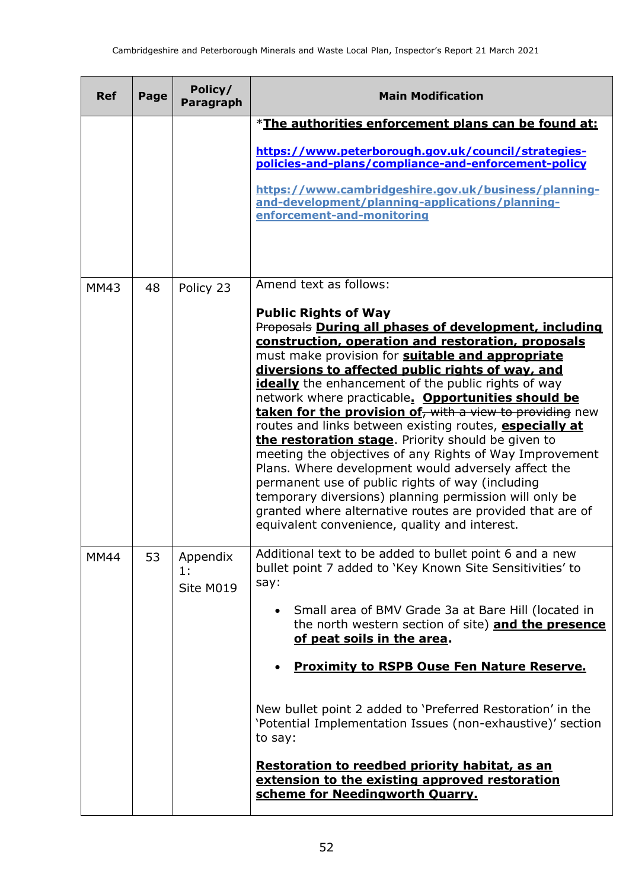| Ref | Page | Policy/ Paragraph | Main Modification |
|---|---|---|---|
| | | | ***The authorities enforcement plans can be found at:**<br><br>**https://www.peterborough.gov.uk/council/strategies-policies-and-plans/compliance-and-enforcement-policy**<br><br>**https://www.cambridgeshire.gov.uk/business/planning-and-development/planning-applications/planning-enforcement-and-monitoring** |
| MM43 | 48 | Policy 23 | Amend text as follows:<br><br>**Public Rights of Way**<br>~~Proposals~~ **During all phases of development, including construction, operation and restoration, proposals** must make provision for **suitable and appropriate diversions to affected public rights of way, and ideally** the enhancement of the public rights of way network where practicable**.** **Opportunities should be taken for the provision of**~~, with a view to providing~~ new routes and links between existing routes, **especially at the restoration stage**. Priority should be given to meeting the objectives of any Rights of Way Improvement Plans. Where development would adversely affect the permanent use of public rights of way (including temporary diversions) planning permission will only be granted where alternative routes are provided that are of equivalent convenience, quality and interest. |
| MM44 | 53 | Appendix 1: Site M019 | Additional text to be added to bullet point 6 and a new bullet point 7 added to 'Key Known Site Sensitivities' to say:<br><br>• Small area of BMV Grade 3a at Bare Hill (located in the north western section of site) **and the presence of peat soils in the area.**<br><br>• **Proximity to RSPB Ouse Fen Nature Reserve.**<br><br>New bullet point 2 added to 'Preferred Restoration' in the 'Potential Implementation Issues (non-exhaustive)' section to say:<br><br>**Restoration to reedbed priority habitat, as an extension to the existing approved restoration scheme for Needingworth Quarry.** |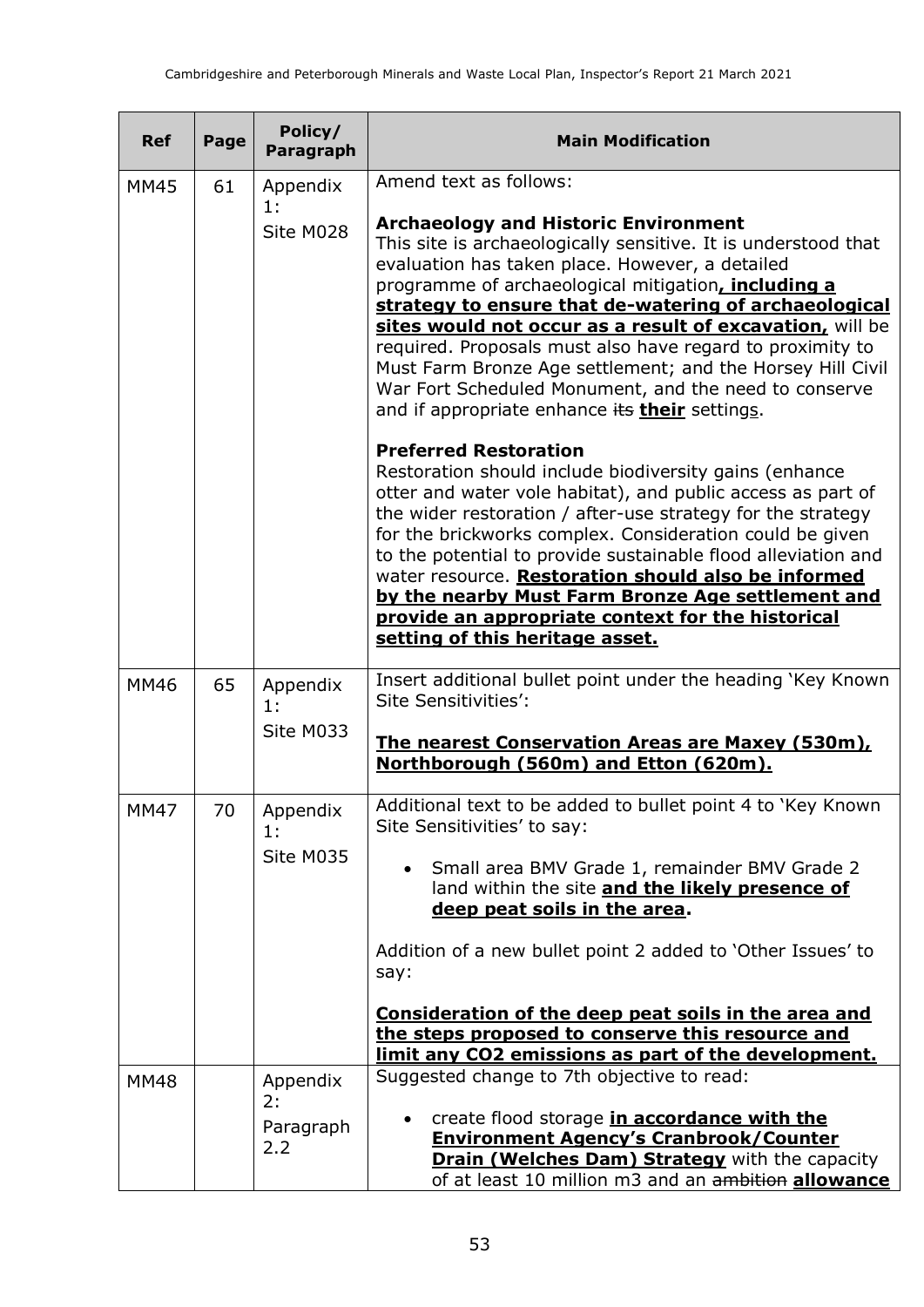| Ref | Page | Policy/ Paragraph | Main Modification |
|---|---|---|---|
| MM45 | 61 | Appendix 1: Site M028 | Amend text as follows:<br><br>**Archaeology and Historic Environment**<br>This site is archaeologically sensitive. It is understood that evaluation has taken place. However, a detailed programme of archaeological mitigation**, including a strategy to ensure that de-watering of archaeological sites would not occur as a result of excavation,** will be required. Proposals must also have regard to proximity to Must Farm Bronze Age settlement; and the Horsey Hill Civil War Fort Scheduled Monument, and the need to conserve and if appropriate enhance ~~its~~ **their** settings.<br><br>**Preferred Restoration**<br>Restoration should include biodiversity gains (enhance otter and water vole habitat), and public access as part of the wider restoration / after-use strategy for the strategy for the brickworks complex. Consideration could be given to the potential to provide sustainable flood alleviation and water resource. **Restoration should also be informed by the nearby Must Farm Bronze Age settlement and provide an appropriate context for the historical setting of this heritage asset.** |
| MM46 | 65 | Appendix 1: Site M033 | Insert additional bullet point under the heading 'Key Known Site Sensitivities':<br><br>**The nearest Conservation Areas are Maxey (530m), Northborough (560m) and Etton (620m).** |
| MM47 | 70 | Appendix 1: Site M035 | Additional text to be added to bullet point 4 to 'Key Known Site Sensitivities' to say:<br><br>• Small area BMV Grade 1, remainder BMV Grade 2 land within the site **and the likely presence of deep peat soils in the area.**<br><br>Addition of a new bullet point 2 added to 'Other Issues' to say:<br><br>**Consideration of the deep peat soils in the area and the steps proposed to conserve this resource and limit any CO2 emissions as part of the development.** |
| MM48 | | Appendix 2: Paragraph 2.2 | Suggested change to 7th objective to read:<br><br>• create flood storage **in accordance with the Environment Agency's Cranbrook/Counter Drain (Welches Dam) Strategy** with the capacity of at least 10 million m3 and an ~~ambition~~ **allowance** |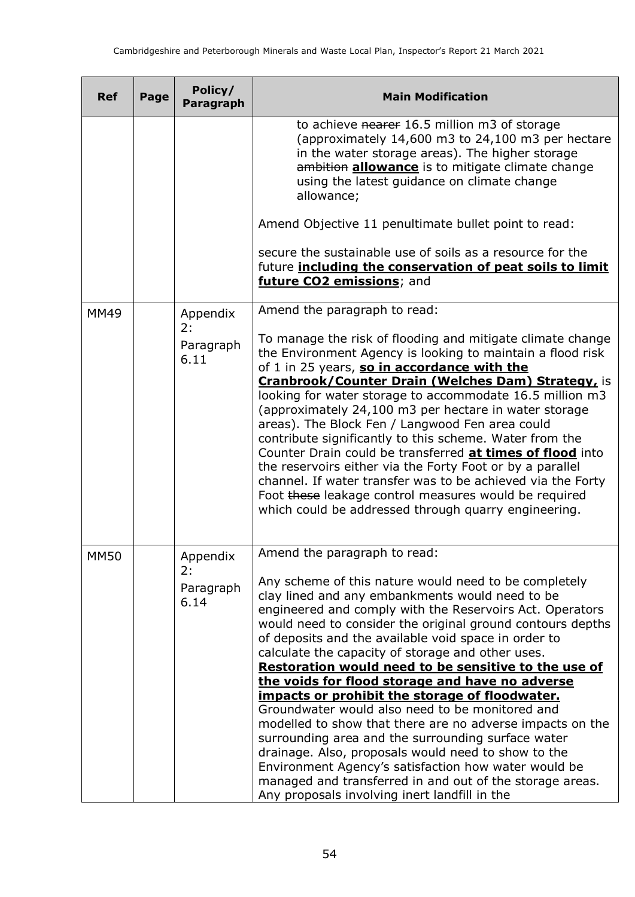| Ref | Page | Policy/ Paragraph | Main Modification |
| --- | --- | --- | --- |
| | | | to achieve ~~nearer~~ 16.5 million m3 of storage (approximately 14,600 m3 to 24,100 m3 per hectare in the water storage areas). The higher storage ~~ambition~~ **allowance** is to mitigate climate change using the latest guidance on climate change allowance;<br><br>Amend Objective 11 penultimate bullet point to read:<br><br>secure the sustainable use of soils as a resource for the future **including the conservation of peat soils to limit future $CO_2$ emissions**; and |
| MM49 | | Appendix 2: Paragraph 6.11 | Amend the paragraph to read:<br><br>To manage the risk of flooding and mitigate climate change the Environment Agency is looking to maintain a flood risk of 1 in 25 years, **so in accordance with the Cranbrook/Counter Drain (Welches Dam) Strategy,** is looking for water storage to accommodate 16.5 million m3 (approximately 24,100 m3 per hectare in water storage areas). The Block Fen / Langwood Fen area could contribute significantly to this scheme. Water from the Counter Drain could be transferred **at times of flood** into the reservoirs either via the Forty Foot or by a parallel channel. If water transfer was to be achieved via the Forty Foot ~~these~~ leakage control measures would be required which could be addressed through quarry engineering. |
| MM50 | | Appendix 2: Paragraph 6.14 | Amend the paragraph to read:<br><br>Any scheme of this nature would need to be completely clay lined and any embankments would need to be engineered and comply with the Reservoirs Act. Operators would need to consider the original ground contours depths of deposits and the available void space in order to calculate the capacity of storage and other uses. **Restoration would need to be sensitive to the use of the voids for flood storage and have no adverse impacts or prohibit the storage of floodwater.** Groundwater would also need to be monitored and modelled to show that there are no adverse impacts on the surrounding area and the surrounding surface water drainage. Also, proposals would need to show to the Environment Agency's satisfaction how water would be managed and transferred in and out of the storage areas. Any proposals involving inert landfill in the |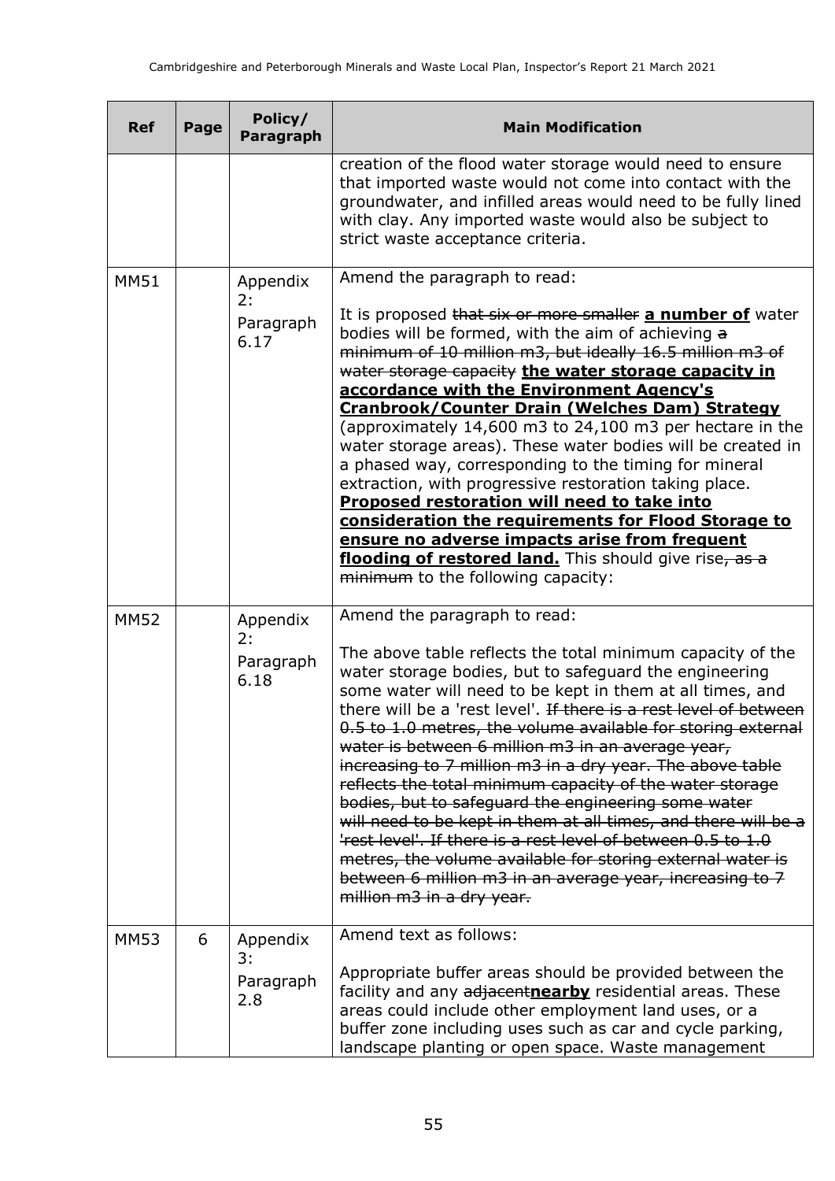| Ref | Page | Policy/ Paragraph | Main Modification |
|---|---|---|---|
| | | | creation of the flood water storage would need to ensure that imported waste would not come into contact with the groundwater, and infilled areas would need to be fully lined with clay. Any imported waste would also be subject to strict waste acceptance criteria. |
| MM51 | | Appendix 2: Paragraph 6.17 | Amend the paragraph to read:<br><br>It is proposed ~~that six or more smaller~~ **a number of** water bodies will be formed, with the aim of achieving ~~a minimum of 10 million m3, but ideally 16.5 million m3 of water storage capacity~~ **the water storage capacity in accordance with the Environment Agency's Cranbrook/Counter Drain (Welches Dam) Strategy** (approximately 14,600 m3 to 24,100 m3 per hectare in the water storage areas). These water bodies will be created in a phased way, corresponding to the timing for mineral extraction, with progressive restoration taking place. **Proposed restoration will need to take into consideration the requirements for Flood Storage to ensure no adverse impacts arise from frequent flooding of restored land.** This should give rise~~, as a minimum~~ to the following capacity: |
| MM52 | | Appendix 2: Paragraph 6.18 | Amend the paragraph to read:<br><br>The above table reflects the total minimum capacity of the water storage bodies, but to safeguard the engineering some water will need to be kept in them at all times, and there will be a 'rest level'. ~~If there is a rest level of between 0.5 to 1.0 metres, the volume available for storing external water is between 6 million m3 in an average year, increasing to 7 million m3 in a dry year. The above table reflects the total minimum capacity of the water storage bodies, but to safeguard the engineering some water will need to be kept in them at all times, and there will be a 'rest level'. If there is a rest level of between 0.5 to 1.0 metres, the volume available for storing external water is between 6 million m3 in an average year, increasing to 7 million m3 in a dry year.~~ |
| MM53 | 6 | Appendix 3: Paragraph 2.8 | Amend text as follows:<br><br>Appropriate buffer areas should be provided between the facility and any ~~adjacent~~**nearby** residential areas. These areas could include other employment land uses, or a buffer zone including uses such as car and cycle parking, landscape planting or open space. Waste management |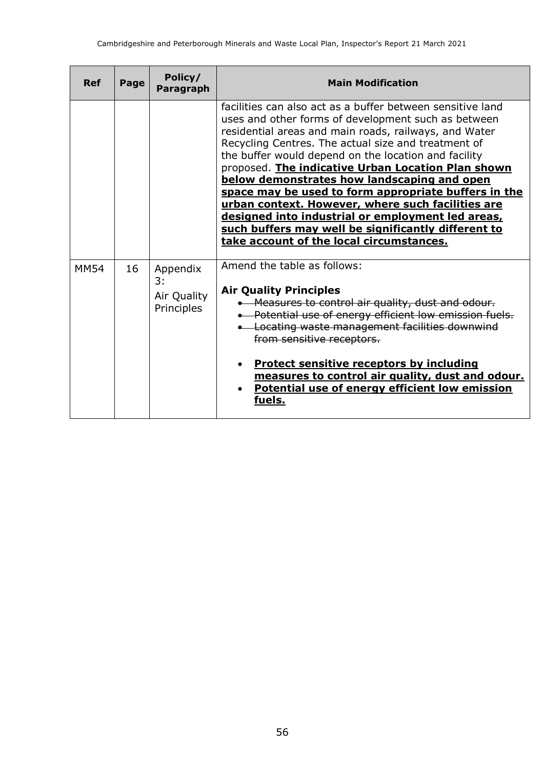| Ref | Page | Policy/ Paragraph | Main Modification |
| --- | --- | --- | --- |
| | | | facilities can also act as a buffer between sensitive land uses and other forms of development such as between residential areas and main roads, railways, and Water Recycling Centres. The actual size and treatment of the buffer would depend on the location and facility proposed. **The indicative Urban Location Plan shown below demonstrates how landscaping and open space may be used to form appropriate buffers in the urban context. However, where such facilities are designed into industrial or employment led areas, such buffers may well be significantly different to take account of the local circumstances.** |
| MM54 | 16 | Appendix 3: Air Quality Principles | Amend the table as follows:<br><br>**Air Quality Principles**<br>• ~~Measures to control air quality, dust and odour.~~<br>• ~~Potential use of energy efficient low emission fuels.~~<br>• ~~Locating waste management facilities downwind from sensitive receptors.~~<br><br>• **Protect sensitive receptors by including measures to control air quality, dust and odour.**<br>• **Potential use of energy efficient low emission fuels.** |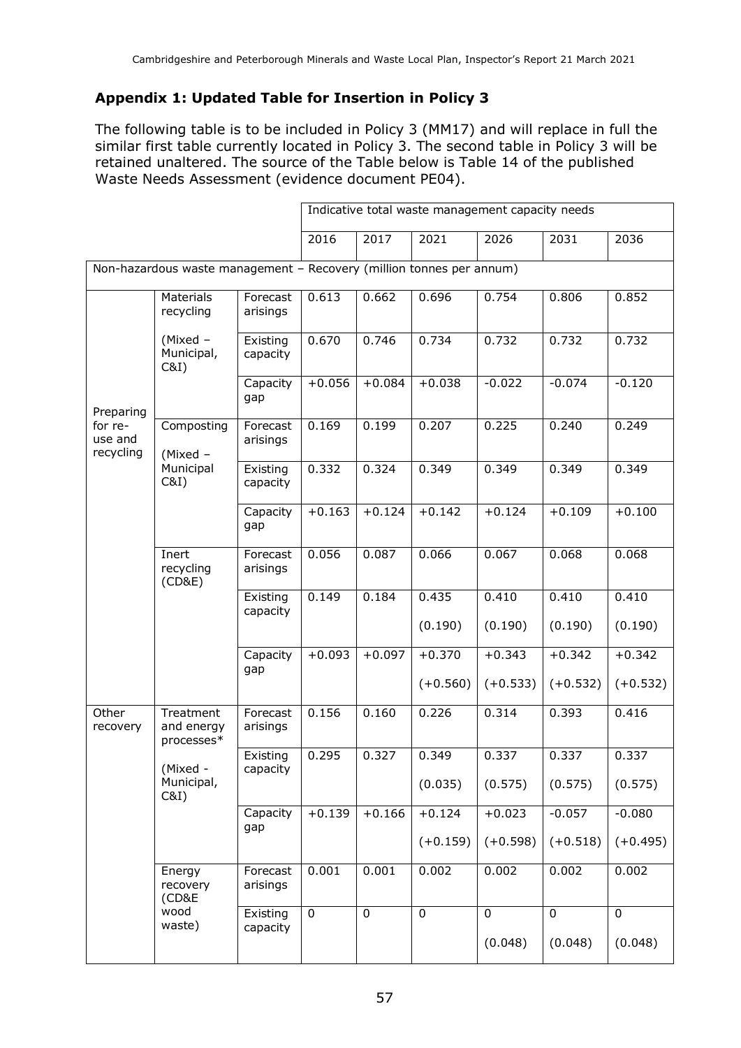## Appendix 1: Updated Table for Insertion in Policy 3

The following table is to be included in Policy 3 (MM17) and will replace in full the similar first table currently located in Policy 3. The second table in Policy 3 will be retained unaltered. The source of the Table below is Table 14 of the published Waste Needs Assessment (evidence document PE04).

| | | | Indicative total waste management capacity needs | | | | | |
|---|---|---|---|---|---|---|---|---|
| | | | 2016 | 2017 | 2021 | 2026 | 2031 | 2036 |
| Non-hazardous waste management – Recovery (million tonnes per annum) | | | | | | | | |
| Preparing for re-use and recycling | Materials recycling (Mixed – Municipal, C&I) | Forecast arisings | 0.613 | 0.662 | 0.696 | 0.754 | 0.806 | 0.852 |
| | | Existing capacity | 0.670 | 0.746 | 0.734 | 0.732 | 0.732 | 0.732 |
| | | Capacity gap | +0.056 | +0.084 | +0.038 | -0.022 | -0.074 | -0.120 |
| | Composting (Mixed – Municipal C&I) | Forecast arisings | 0.169 | 0.199 | 0.207 | 0.225 | 0.240 | 0.249 |
| | | Existing capacity | 0.332 | 0.324 | 0.349 | 0.349 | 0.349 | 0.349 |
| | | Capacity gap | +0.163 | +0.124 | +0.142 | +0.124 | +0.109 | +0.100 |
| | Inert recycling (CD&E) | Forecast arisings | 0.056 | 0.087 | 0.066 | 0.067 | 0.068 | 0.068 |
| | | Existing capacity | 0.149 | 0.184 | 0.435 (0.190) | 0.410 (0.190) | 0.410 (0.190) | 0.410 (0.190) |
| | | Capacity gap | +0.093 | +0.097 | +0.370 (+0.560) | +0.343 (+0.533) | +0.342 (+0.532) | +0.342 (+0.532) |
| Other recovery | Treatment and energy processes* (Mixed - Municipal, C&I) | Forecast arisings | 0.156 | 0.160 | 0.226 | 0.314 | 0.393 | 0.416 |
| | | Existing capacity | 0.295 | 0.327 | 0.349 (0.035) | 0.337 (0.575) | 0.337 (0.575) | 0.337 (0.575) |
| | | Capacity gap | +0.139 | +0.166 | +0.124 (+0.159) | +0.023 (+0.598) | -0.057 (+0.518) | -0.080 (+0.495) |
| | Energy recovery (CD&E wood waste) | Forecast arisings | 0.001 | 0.001 | 0.002 | 0.002 | 0.002 | 0.002 |
| | | Existing capacity | 0 | 0 | 0 | 0 (0.048) | 0 (0.048) | 0 (0.048) |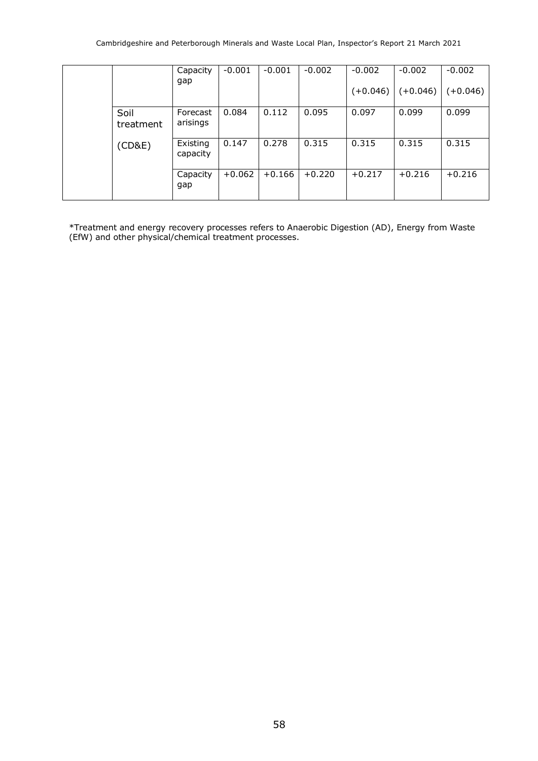| | | | | | | | | |
|---|---|---|---|---|---|---|---|---|
| | | Capacity gap | -0.001 | -0.001 | -0.002 | -0.002 (+0.046) | -0.002 (+0.046) | -0.002 (+0.046) |
| | Soil treatment (CD&E) | Forecast arisings | 0.084 | 0.112 | 0.095 | 0.097 | 0.099 | 0.099 |
| | | Existing capacity | 0.147 | 0.278 | 0.315 | 0.315 | 0.315 | 0.315 |
| | | Capacity gap | +0.062 | +0.166 | +0.220 | +0.217 | +0.216 | +0.216 |

*Treatment and energy recovery processes refers to Anaerobic Digestion (AD), Energy from Waste (EfW) and other physical/chemical treatment processes.